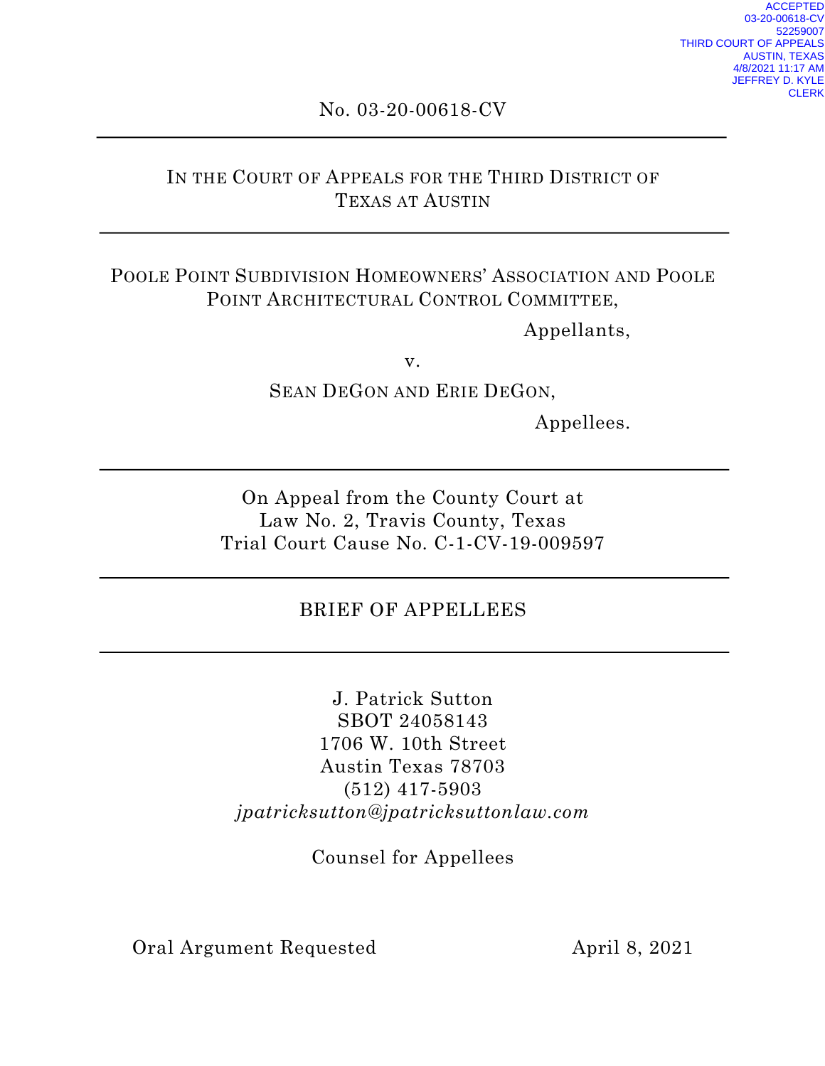ACCEPTED
03-20-00618-CV
52259007
THIRD COURT OF APPEALS
AUSTIN, TEXAS
4/8/2021 11:17 AM
JEFFREY D. KYLE
CLERK

No. 03-20-00618-CV

---

IN THE COURT OF APPEALS FOR THE THIRD DISTRICT OF TEXAS AT AUSTIN

---

POOLE POINT SUBDIVISION HOMEOWNERS' ASSOCIATION AND POOLE POINT ARCHITECTURAL CONTROL COMMITTEE,

Appellants,

v.

SEAN DEGON AND ERIE DEGON,

Appellees.

---

On Appeal from the County Court at
Law No. 2, Travis County, Texas
Trial Court Cause No. C-1-CV-19-009597

---

# BRIEF OF APPELLEES

---

J. Patrick Sutton
SBOT 24058143
1706 W. 10th Street
Austin Texas 78703
(512) 417-5903
*jpatricksutton@jpatricksuttonlaw.com*

Counsel for Appellees

Oral Argument Requested

April 8, 2021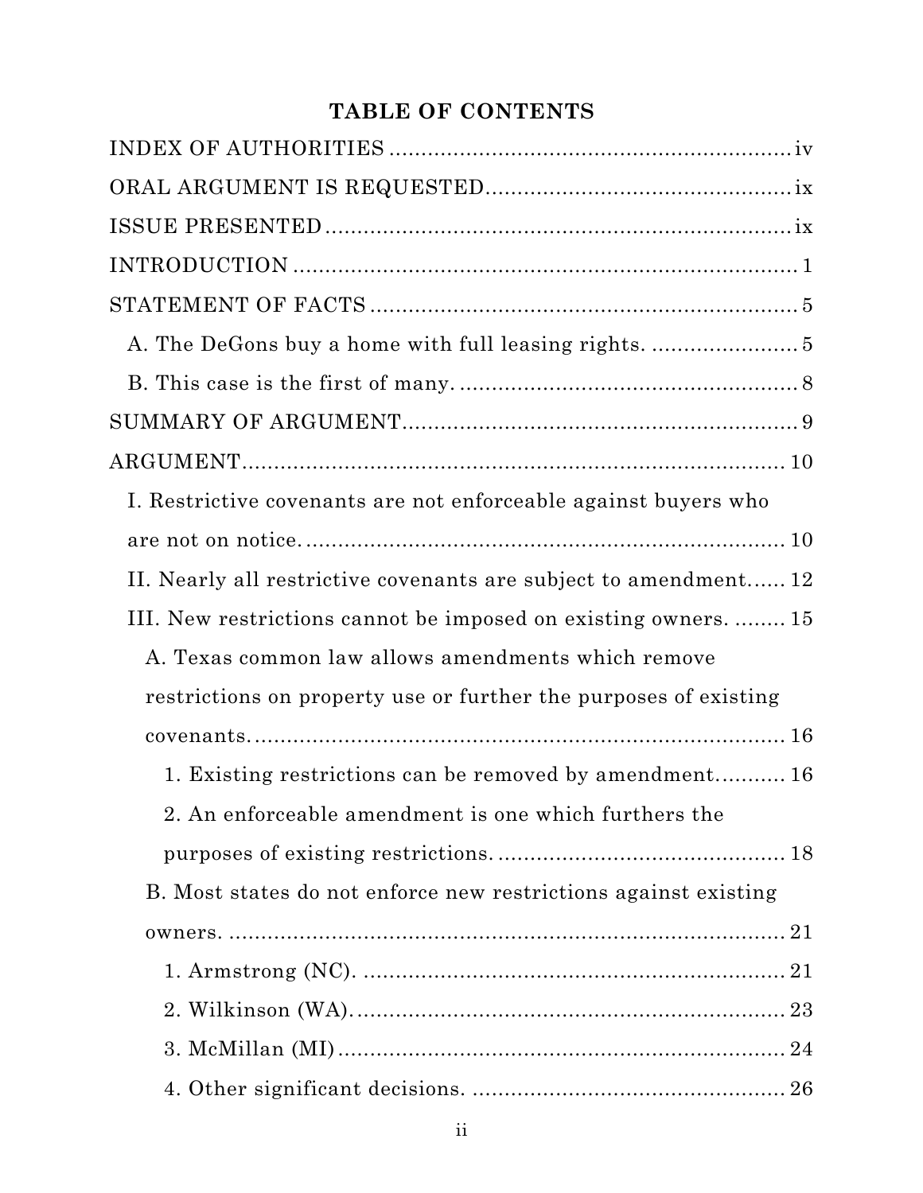# TABLE OF CONTENTS

INDEX OF AUTHORITIES ............................................................... iv

ORAL ARGUMENT IS REQUESTED................................................. ix

ISSUE PRESENTED .......................................................................... ix

INTRODUCTION ................................................................................ 1

STATEMENT OF FACTS .................................................................... 5

- A. The DeGons buy a home with full leasing rights. ....................... 5
- B. This case is the first of many. ..................................................... 8

SUMMARY OF ARGUMENT............................................................... 9

ARGUMENT....................................................................................... 10

- I. Restrictive covenants are not enforceable against buyers who are not on notice. ........................................................................... 10
- II. Nearly all restrictive covenants are subject to amendment...... 12
- III. New restrictions cannot be imposed on existing owners. ........ 15
  - A. Texas common law allows amendments which remove restrictions on property use or further the purposes of existing covenants. ..................................................................... 16
    - 1. Existing restrictions can be removed by amendment........... 16
    - 2. An enforceable amendment is one which furthers the purposes of existing restrictions. ............................................. 18
  - B. Most states do not enforce new restrictions against existing owners. ........................................................................... 21
    - 1. Armstrong (NC). .................................................................. 21
    - 2. Wilkinson (WA).................................................................... 23
    - 3. McMillan (MI) ...................................................................... 24
    - 4. Other significant decisions. ................................................. 26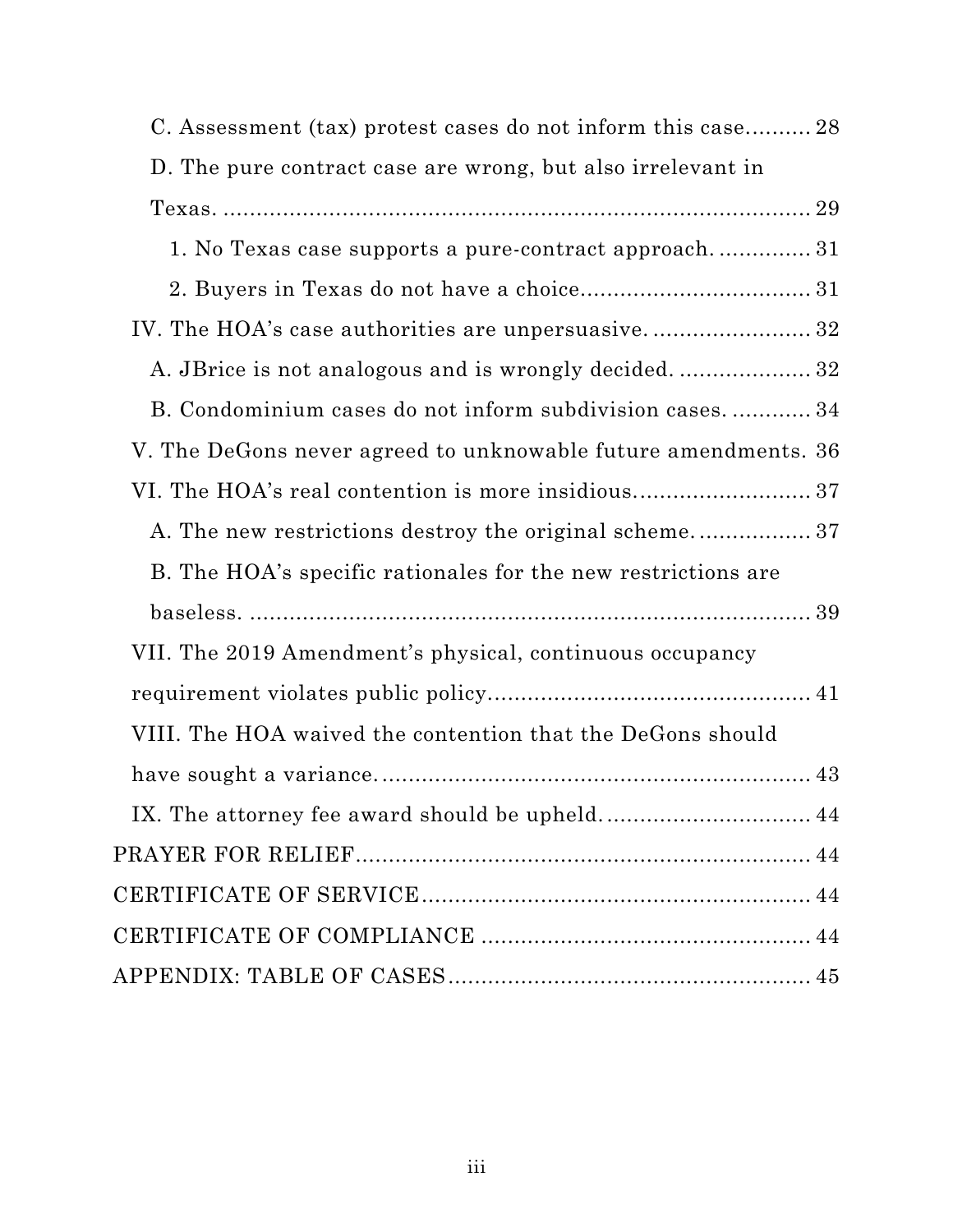C. Assessment (tax) protest cases do not inform this case.......... 28

D. The pure contract case are wrong, but also irrelevant in Texas. ........................................................................... 29

1. No Texas case supports a pure-contract approach. .............. 31

2. Buyers in Texas do not have a choice.................................. 31

IV. The HOA's case authorities are unpersuasive. ........................ 32

A. JBrice is not analogous and is wrongly decided. .................... 32

B. Condominium cases do not inform subdivision cases. ............ 34

V. The DeGons never agreed to unknowable future amendments. 36

VI. The HOA's real contention is more insidious........................... 37

A. The new restrictions destroy the original scheme. ................. 37

B. The HOA's specific rationales for the new restrictions are baseless. ....................................................................... 39

VII. The 2019 Amendment's physical, continuous occupancy requirement violates public policy................................................ 41

VIII. The HOA waived the contention that the DeGons should have sought a variance................................................................. 43

IX. The attorney fee award should be upheld. .............................. 44

PRAYER FOR RELIEF.................................................................... 44

CERTIFICATE OF SERVICE........................................................... 44

CERTIFICATE OF COMPLIANCE .................................................. 44

APPENDIX: TABLE OF CASES....................................................... 45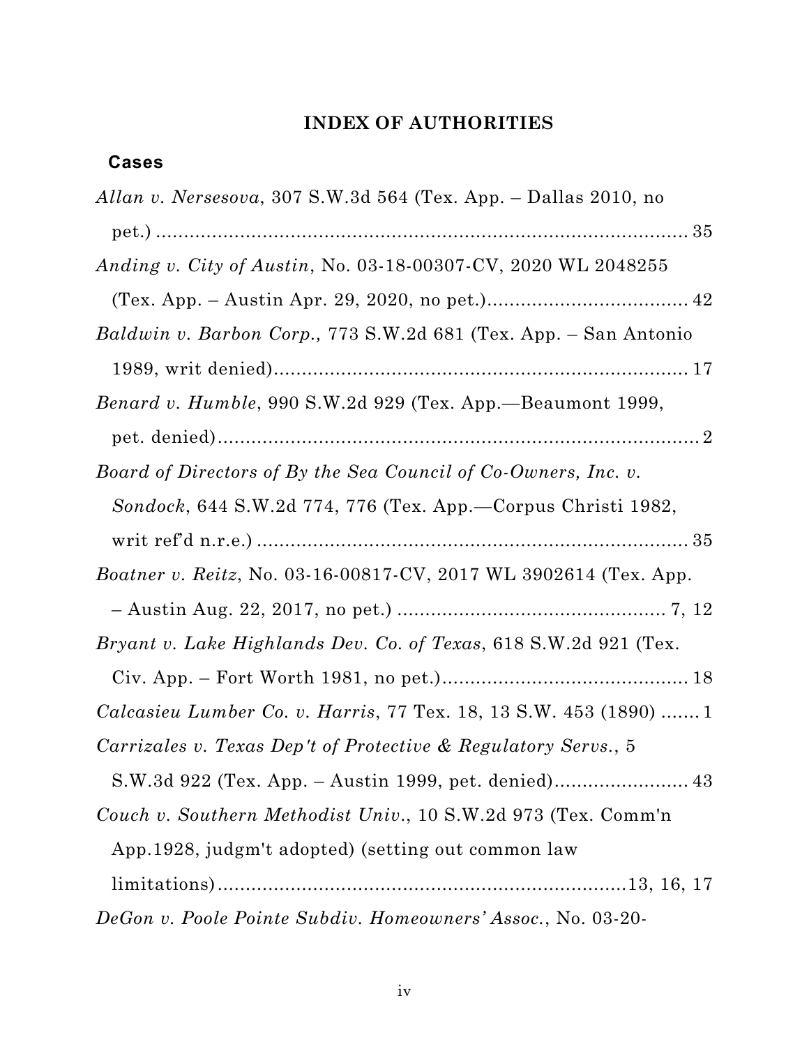## INDEX OF AUTHORITIES

### Cases

*Allan v. Nersesova*, 307 S.W.3d 564 (Tex. App. – Dallas 2010, no pet.) ........................................................................................ 35

*Anding v. City of Austin*, No. 03-18-00307-CV, 2020 WL 2048255 (Tex. App. – Austin Apr. 29, 2020, no pet.).................................... 42

*Baldwin v. Barbon Corp.,* 773 S.W.2d 681 (Tex. App. – San Antonio 1989, writ denied)........................................................................... 17

*Benard v. Humble*, 990 S.W.2d 929 (Tex. App.—Beaumont 1999, pet. denied)........................................................................................ 2

*Board of Directors of By the Sea Council of Co-Owners, Inc. v. Sondock*, 644 S.W.2d 774, 776 (Tex. App.—Corpus Christi 1982, writ ref'd n.r.e.) ............................................................................ 35

*Boatner v. Reitz*, No. 03-16-00817-CV, 2017 WL 3902614 (Tex. App. – Austin Aug. 22, 2017, no pet.) ................................................ 7, 12

*Bryant v. Lake Highlands Dev. Co. of Texas*, 618 S.W.2d 921 (Tex. Civ. App. – Fort Worth 1981, no pet.)............................................ 18

*Calcasieu Lumber Co. v. Harris*, 77 Tex. 18, 13 S.W. 453 (1890) ....... 1

*Carrizales v. Texas Dep't of Protective & Regulatory Servs.*, 5 S.W.3d 922 (Tex. App. – Austin 1999, pet. denied)........................ 43

*Couch v. Southern Methodist Univ.*, 10 S.W.2d 973 (Tex. Comm'n App.1928, judgm't adopted) (setting out common law limitations).........................................................................13, 16, 17

*DeGon v. Poole Pointe Subdiv. Homeowners' Assoc.*, No. 03-20-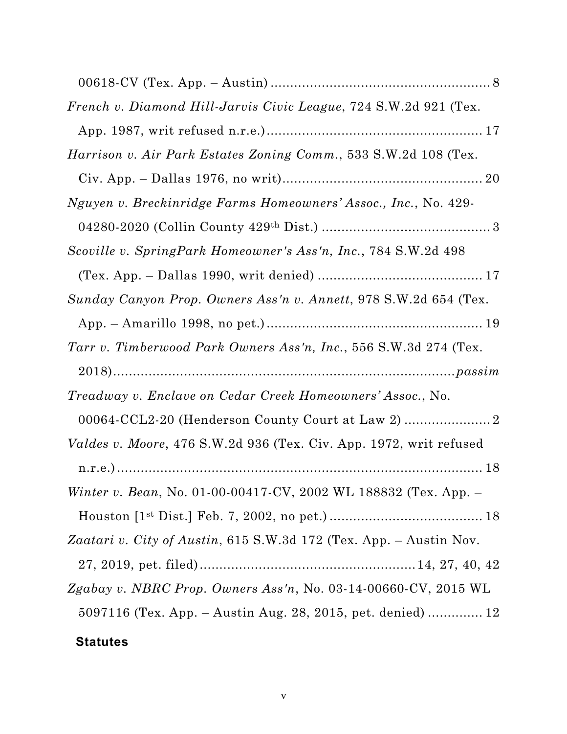00618-CV (Tex. App. – Austin) ........................................................ 8

*French v. Diamond Hill-Jarvis Civic League*, 724 S.W.2d 921 (Tex. App. 1987, writ refused n.r.e.) ....................................................... 17

*Harrison v. Air Park Estates Zoning Comm.*, 533 S.W.2d 108 (Tex. Civ. App. – Dallas 1976, no writ) ................................................... 20

*Nguyen v. Breckinridge Farms Homeowners' Assoc., Inc.*, No. 429-04280-2020 (Collin County 429th Dist.) ........................................... 3

*Scoville v. SpringPark Homeowner's Ass'n, Inc.*, 784 S.W.2d 498 (Tex. App. – Dallas 1990, writ denied) .......................................... 17

*Sunday Canyon Prop. Owners Ass'n v. Annett*, 978 S.W.2d 654 (Tex. App. – Amarillo 1998, no pet.) ....................................................... 19

*Tarr v. Timberwood Park Owners Ass'n, Inc.*, 556 S.W.3d 274 (Tex. 2018) .......................................................................................... *passim*

*Treadway v. Enclave on Cedar Creek Homeowners' Assoc.*, No. 00064-CCL2-20 (Henderson County Court at Law 2) ...................... 2

*Valdes v. Moore*, 476 S.W.2d 936 (Tex. Civ. App. 1972, writ refused n.r.e.) ............................................................................................ 18

*Winter v. Bean*, No. 01-00-00417-CV, 2002 WL 188832 (Tex. App. – Houston [1st Dist.] Feb. 7, 2002, no pet.) ....................................... 18

*Zaatari v. City of Austin*, 615 S.W.3d 172 (Tex. App. – Austin Nov. 27, 2019, pet. filed) ....................................................... 14, 27, 40, 42

*Zgabay v. NBRC Prop. Owners Ass'n*, No. 03-14-00660-CV, 2015 WL 5097116 (Tex. App. – Austin Aug. 28, 2015, pet. denied) .............. 12

**Statutes**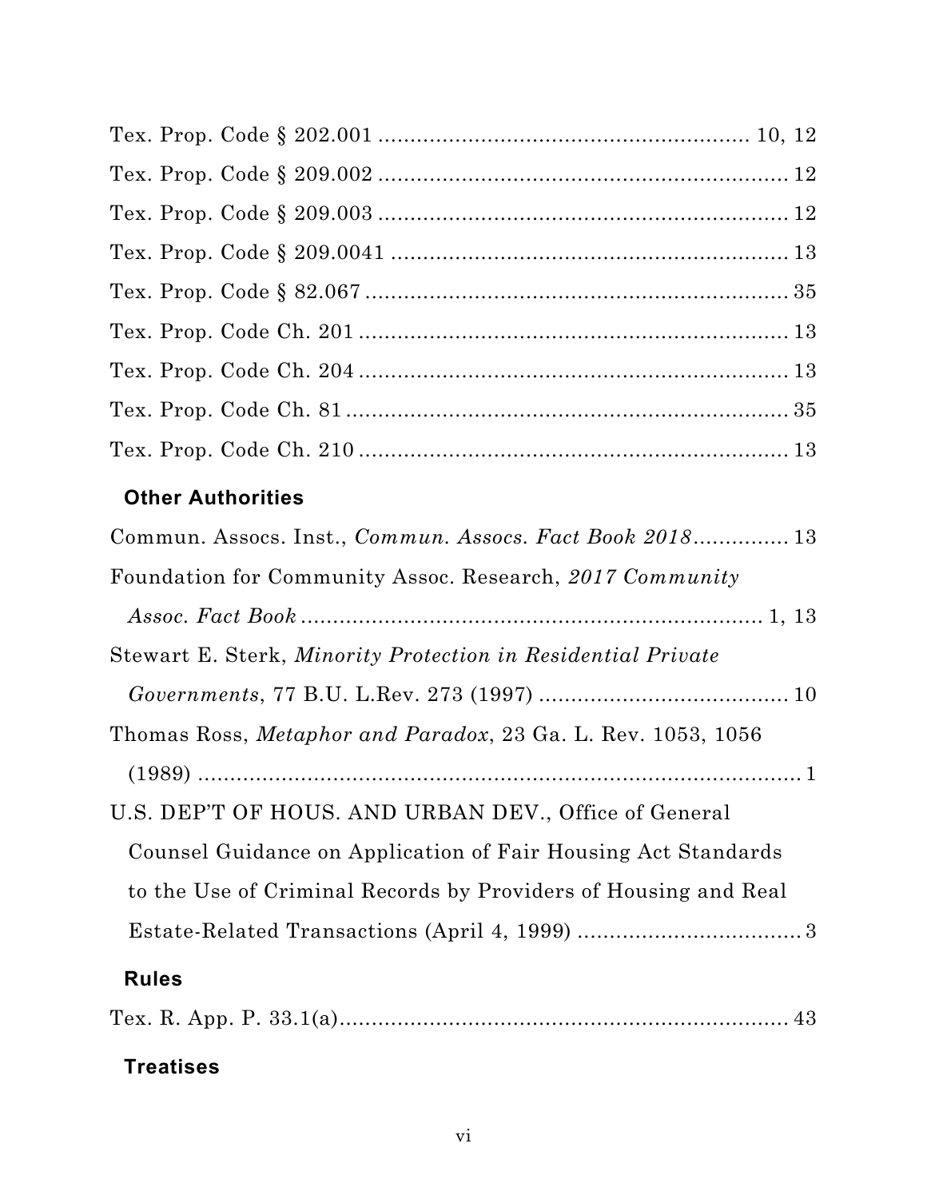Tex. Prop. Code § 202.001 .......................................................... 10, 12

Tex. Prop. Code § 209.002 ................................................................ 12

Tex. Prop. Code § 209.003 ................................................................ 12

Tex. Prop. Code § 209.0041 .............................................................. 13

Tex. Prop. Code § 82.067 .................................................................. 35

Tex. Prop. Code Ch. 201 .................................................................... 13

Tex. Prop. Code Ch. 204 .................................................................... 13

Tex. Prop. Code Ch. 81 ...................................................................... 35

Tex. Prop. Code Ch. 210 .................................................................... 13

### Other Authorities

Commun. Assocs. Inst., *Commun. Assocs. Fact Book 2018*.............. 13

Foundation for Community Assoc. Research, *2017 Community Assoc. Fact Book* ........................................................................ 1, 13

Stewart E. Sterk, *Minority Protection in Residential Private Governments*, 77 B.U. L.Rev. 273 (1997) ....................................... 10

Thomas Ross, *Metaphor and Paradox*, 23 Ga. L. Rev. 1053, 1056 (1989) ........................................................................................... 1

U.S. DEP'T OF HOUS. AND URBAN DEV., Office of General Counsel Guidance on Application of Fair Housing Act Standards to the Use of Criminal Records by Providers of Housing and Real Estate-Related Transactions (April 4, 1999) .................................. 3

### Rules

Tex. R. App. P. 33.1(a)...................................................................... 43

### Treatises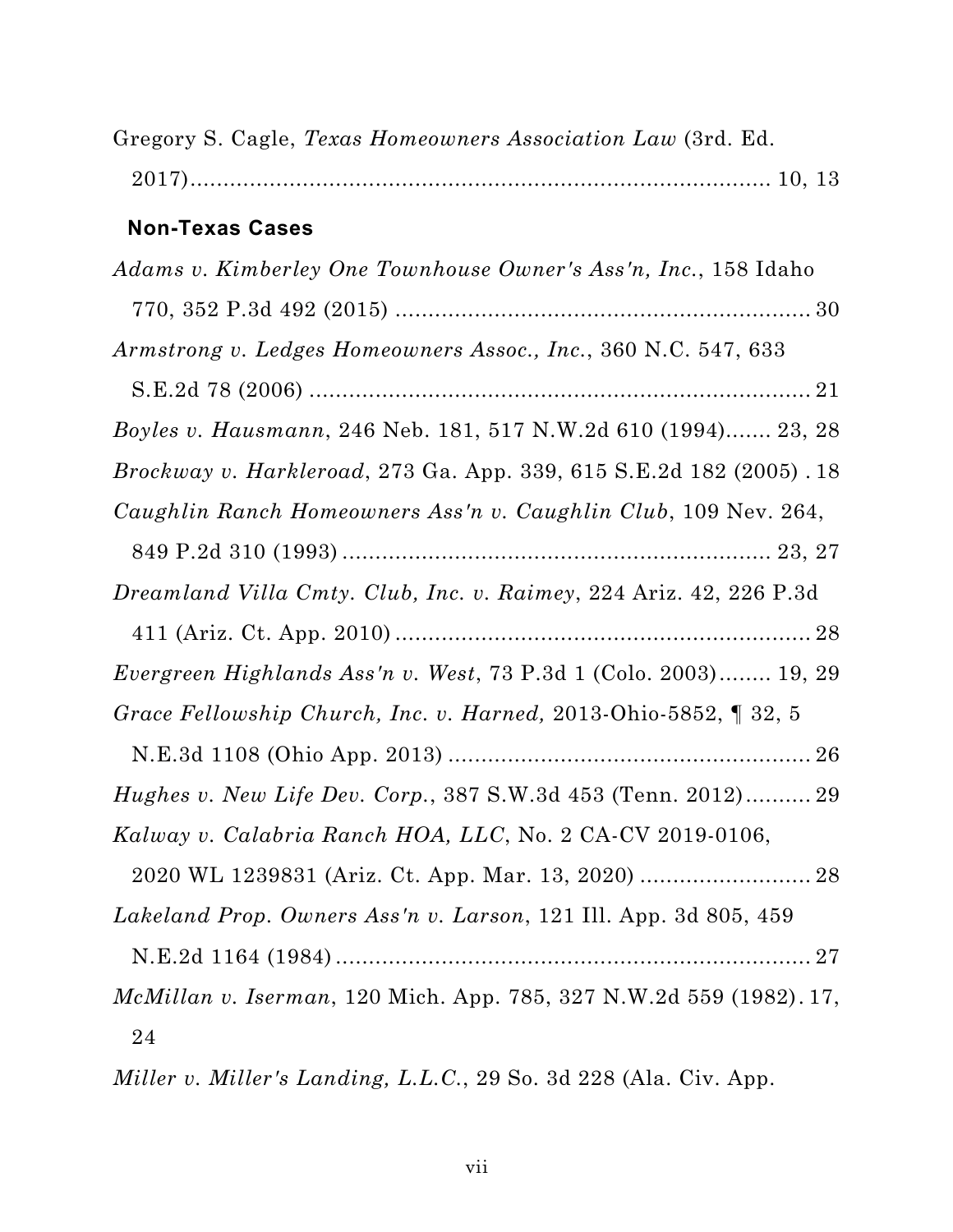Gregory S. Cagle, *Texas Homeowners Association Law* (3rd. Ed. 2017)........................................................................... 10, 13

### Non-Texas Cases

*Adams v. Kimberley One Townhouse Owner's Ass'n, Inc.*, 158 Idaho 770, 352 P.3d 492 (2015) ............................................................. 30

*Armstrong v. Ledges Homeowners Assoc., Inc.*, 360 N.C. 547, 633 S.E.2d 78 (2006) ........................................................................... 21

*Boyles v. Hausmann*, 246 Neb. 181, 517 N.W.2d 610 (1994)....... 23, 28

*Brockway v. Harkleroad*, 273 Ga. App. 339, 615 S.E.2d 182 (2005) . 18

*Caughlin Ranch Homeowners Ass'n v. Caughlin Club*, 109 Nev. 264, 849 P.2d 310 (1993) ................................................................ 23, 27

*Dreamland Villa Cmty. Club, Inc. v. Raimey*, 224 Ariz. 42, 226 P.3d 411 (Ariz. Ct. App. 2010) ............................................................. 28

*Evergreen Highlands Ass'n v. West*, 73 P.3d 1 (Colo. 2003)........ 19, 29

*Grace Fellowship Church, Inc. v. Harned,* 2013-Ohio-5852, ¶ 32, 5 N.E.3d 1108 (Ohio App. 2013) ....................................................... 26

*Hughes v. New Life Dev. Corp.*, 387 S.W.3d 453 (Tenn. 2012).......... 29

*Kalway v. Calabria Ranch HOA, LLC*, No. 2 CA-CV 2019-0106, 2020 WL 1239831 (Ariz. Ct. App. Mar. 13, 2020) .......................... 28

*Lakeland Prop. Owners Ass'n v. Larson*, 121 Ill. App. 3d 805, 459 N.E.2d 1164 (1984) ........................................................................ 27

*McMillan v. Iserman*, 120 Mich. App. 785, 327 N.W.2d 559 (1982). 17, 24

*Miller v. Miller's Landing, L.L.C.*, 29 So. 3d 228 (Ala. Civ. App.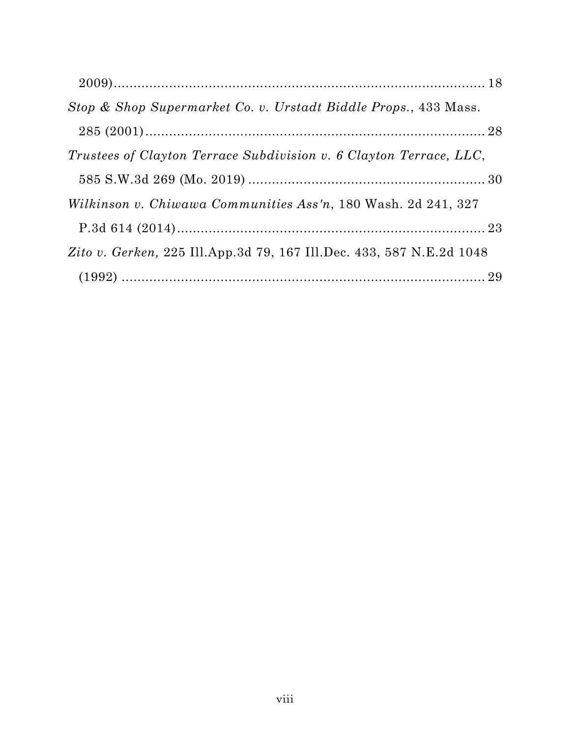2009)................................................................................... 18

*Stop & Shop Supermarket Co. v. Urstadt Biddle Props.*, 433 Mass. 285 (2001)........................................................................... 28

*Trustees of Clayton Terrace Subdivision v. 6 Clayton Terrace, LLC*, 585 S.W.3d 269 (Mo. 2019) ............................................................ 30

*Wilkinson v. Chiwawa Communities Ass'n*, 180 Wash. 2d 241, 327 P.3d 614 (2014)................................................................................ 23

*Zito v. Gerken,* 225 Ill.App.3d 79, 167 Ill.Dec. 433, 587 N.E.2d 1048 (1992) ................................................................................... 29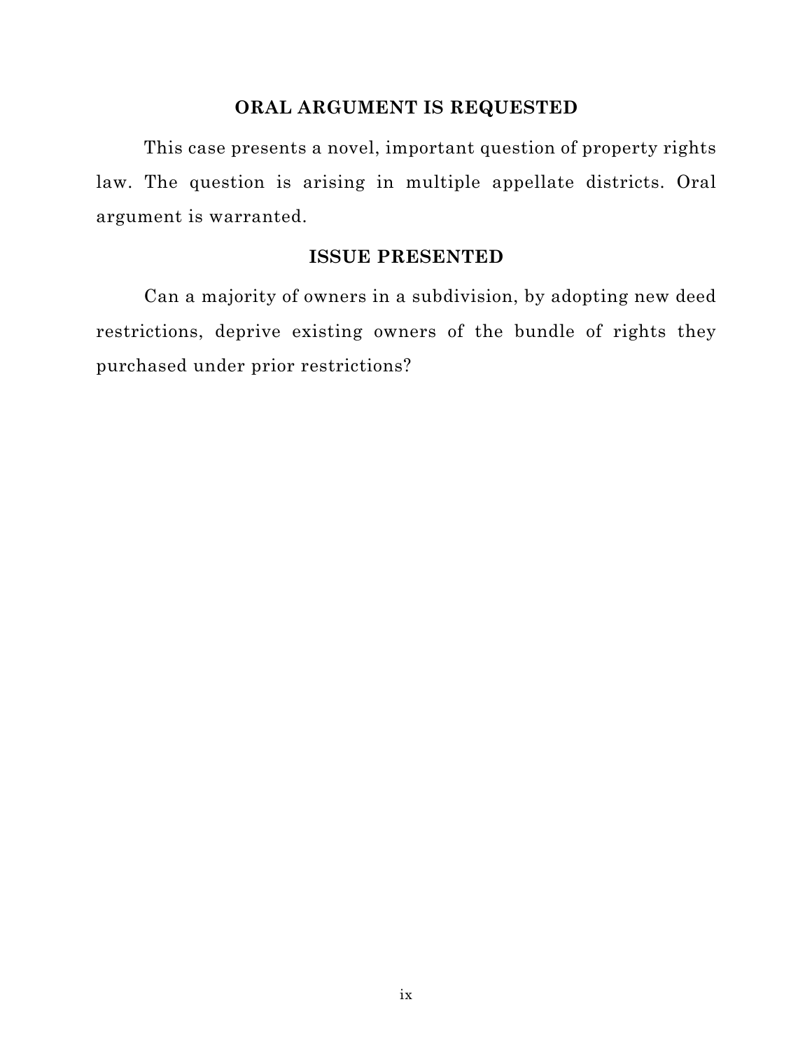## ORAL ARGUMENT IS REQUESTED

This case presents a novel, important question of property rights law. The question is arising in multiple appellate districts. Oral argument is warranted.

## ISSUE PRESENTED

Can a majority of owners in a subdivision, by adopting new deed restrictions, deprive existing owners of the bundle of rights they purchased under prior restrictions?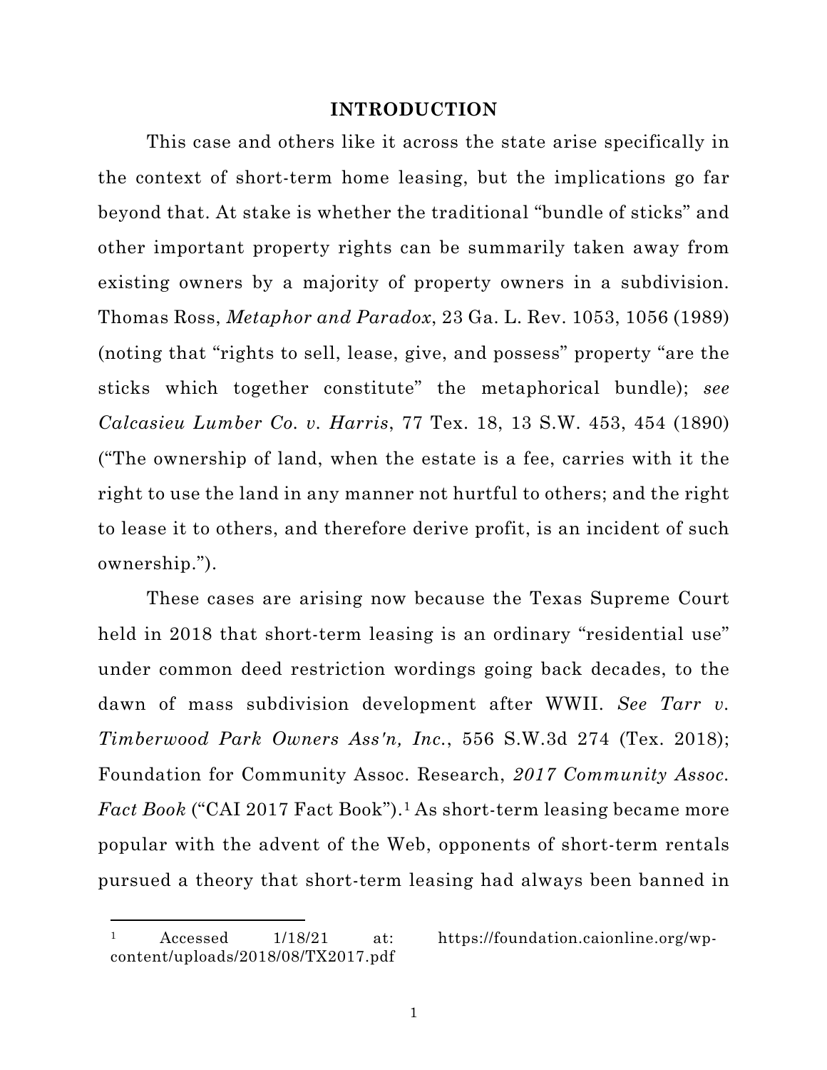## INTRODUCTION

This case and others like it across the state arise specifically in the context of short-term home leasing, but the implications go far beyond that. At stake is whether the traditional "bundle of sticks" and other important property rights can be summarily taken away from existing owners by a majority of property owners in a subdivision. Thomas Ross, *Metaphor and Paradox*, 23 Ga. L. Rev. 1053, 1056 (1989) (noting that "rights to sell, lease, give, and possess" property "are the sticks which together constitute" the metaphorical bundle); *see Calcasieu Lumber Co. v. Harris*, 77 Tex. 18, 13 S.W. 453, 454 (1890) ("The ownership of land, when the estate is a fee, carries with it the right to use the land in any manner not hurtful to others; and the right to lease it to others, and therefore derive profit, is an incident of such ownership.").

These cases are arising now because the Texas Supreme Court held in 2018 that short-term leasing is an ordinary "residential use" under common deed restriction wordings going back decades, to the dawn of mass subdivision development after WWII. *See Tarr v. Timberwood Park Owners Ass'n, Inc.*, 556 S.W.3d 274 (Tex. 2018); Foundation for Community Assoc. Research, *2017 Community Assoc. Fact Book* ("CAI 2017 Fact Book").[1] As short-term leasing became more popular with the advent of the Web, opponents of short-term rentals pursued a theory that short-term leasing had always been banned in

---

[1] Accessed 1/18/21 at: https://foundation.caionline.org/wp-content/uploads/2018/08/TX2017.pdf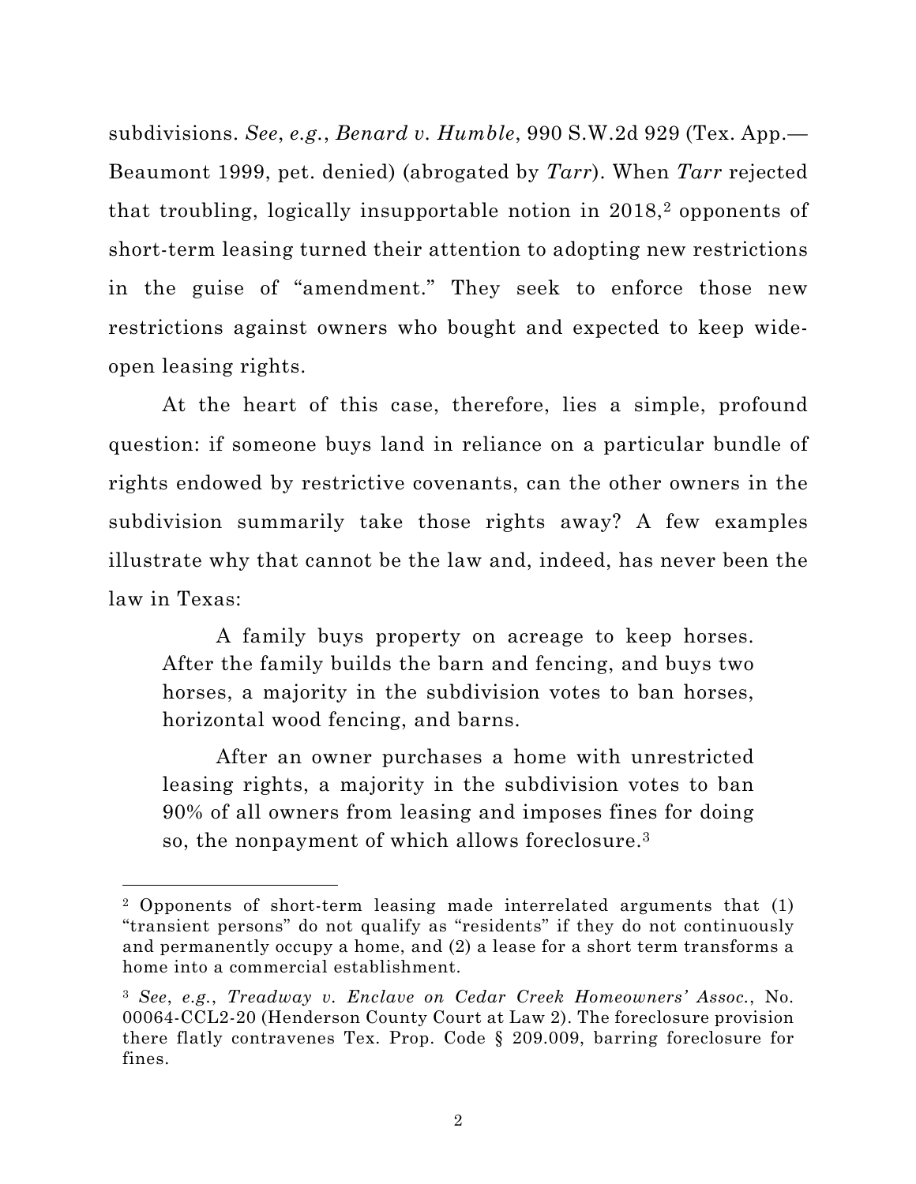subdivisions. *See*, *e.g.*, *Benard v. Humble*, 990 S.W.2d 929 (Tex. App.—Beaumont 1999, pet. denied) (abrogated by *Tarr*). When *Tarr* rejected that troubling, logically insupportable notion in 2018,[2] opponents of short-term leasing turned their attention to adopting new restrictions in the guise of "amendment." They seek to enforce those new restrictions against owners who bought and expected to keep wide-open leasing rights.

At the heart of this case, therefore, lies a simple, profound question: if someone buys land in reliance on a particular bundle of rights endowed by restrictive covenants, can the other owners in the subdivision summarily take those rights away? A few examples illustrate why that cannot be the law and, indeed, has never been the law in Texas:

> A family buys property on acreage to keep horses. After the family builds the barn and fencing, and buys two horses, a majority in the subdivision votes to ban horses, horizontal wood fencing, and barns.
>
> After an owner purchases a home with unrestricted leasing rights, a majority in the subdivision votes to ban 90% of all owners from leasing and imposes fines for doing so, the nonpayment of which allows foreclosure.[3]

---

[2] Opponents of short-term leasing made interrelated arguments that (1) "transient persons" do not qualify as "residents" if they do not continuously and permanently occupy a home, and (2) a lease for a short term transforms a home into a commercial establishment.

[3] *See*, *e.g.*, *Treadway v. Enclave on Cedar Creek Homeowners' Assoc.*, No. 00064-CCL2-20 (Henderson County Court at Law 2). The foreclosure provision there flatly contravenes Tex. Prop. Code § 209.009, barring foreclosure for fines.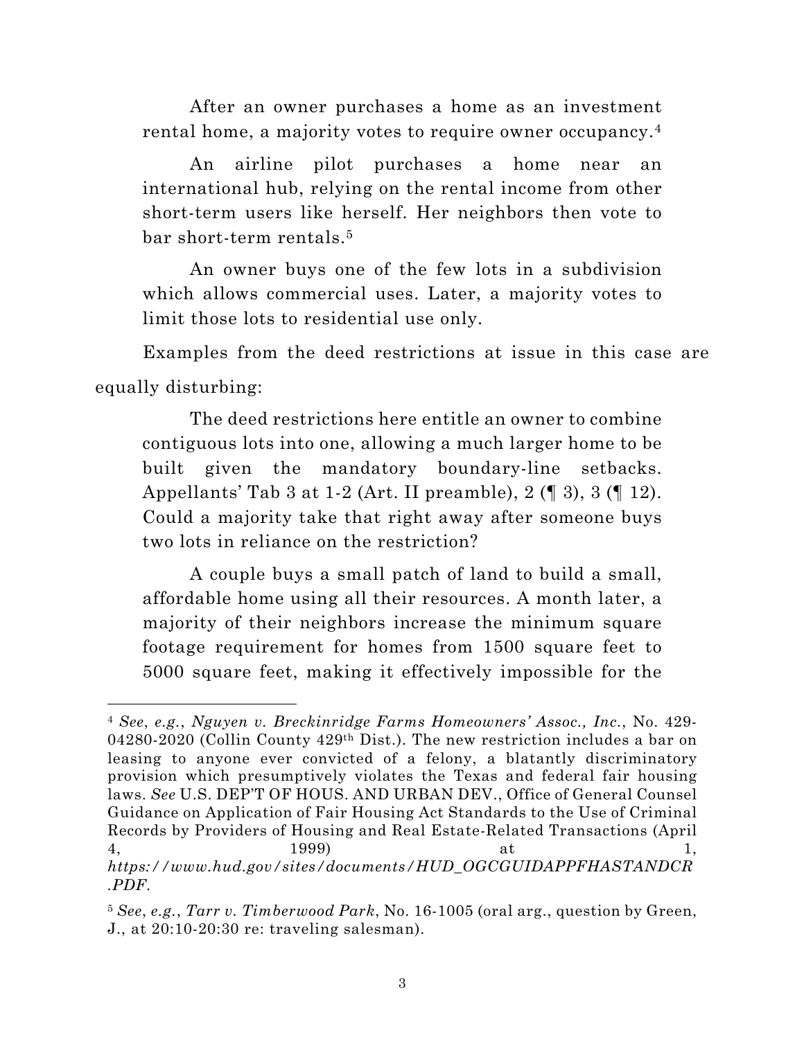> After an owner purchases a home as an investment rental home, a majority votes to require owner occupancy.[4]
>
> An airline pilot purchases a home near an international hub, relying on the rental income from other short-term users like herself. Her neighbors then vote to bar short-term rentals.[5]
>
> An owner buys one of the few lots in a subdivision which allows commercial uses. Later, a majority votes to limit those lots to residential use only.

Examples from the deed restrictions at issue in this case are equally disturbing:

> The deed restrictions here entitle an owner to combine contiguous lots into one, allowing a much larger home to be built given the mandatory boundary-line setbacks. Appellants' Tab 3 at 1-2 (Art. II preamble), 2 (¶ 3), 3 (¶ 12). Could a majority take that right away after someone buys two lots in reliance on the restriction?
>
> A couple buys a small patch of land to build a small, affordable home using all their resources. A month later, a majority of their neighbors increase the minimum square footage requirement for homes from 1500 square feet to 5000 square feet, making it effectively impossible for the

---

[4] *See*, *e.g.*, *Nguyen v. Breckinridge Farms Homeowners' Assoc., Inc.*, No. 429-04280-2020 (Collin County 429th Dist.). The new restriction includes a bar on leasing to anyone ever convicted of a felony, a blatantly discriminatory provision which presumptively violates the Texas and federal fair housing laws. *See* U.S. DEP'T OF HOUS. AND URBAN DEV., Office of General Counsel Guidance on Application of Fair Housing Act Standards to the Use of Criminal Records by Providers of Housing and Real Estate-Related Transactions (April 4, 1999) at 1, *https://www.hud.gov/sites/documents/HUD_OGCGUIDAPPFHASTANDCR.PDF*.

[5] *See*, *e.g.*, *Tarr v. Timberwood Park*, No. 16-1005 (oral arg., question by Green, J., at 20:10-20:30 re: traveling salesman).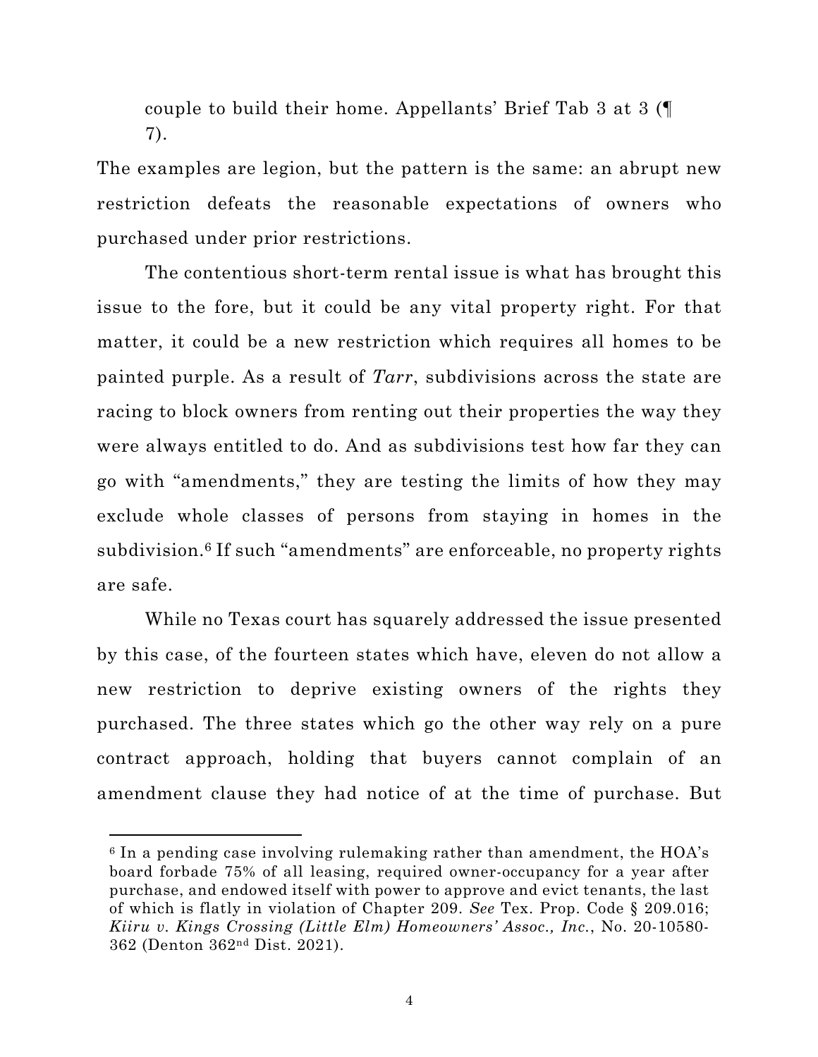couple to build their home. Appellants' Brief Tab 3 at 3 (¶ 7).

The examples are legion, but the pattern is the same: an abrupt new restriction defeats the reasonable expectations of owners who purchased under prior restrictions.

The contentious short-term rental issue is what has brought this issue to the fore, but it could be any vital property right. For that matter, it could be a new restriction which requires all homes to be painted purple. As a result of *Tarr*, subdivisions across the state are racing to block owners from renting out their properties the way they were always entitled to do. And as subdivisions test how far they can go with "amendments," they are testing the limits of how they may exclude whole classes of persons from staying in homes in the subdivision.[6] If such "amendments" are enforceable, no property rights are safe.

While no Texas court has squarely addressed the issue presented by this case, of the fourteen states which have, eleven do not allow a new restriction to deprive existing owners of the rights they purchased. The three states which go the other way rely on a pure contract approach, holding that buyers cannot complain of an amendment clause they had notice of at the time of purchase. But

---

[6] In a pending case involving rulemaking rather than amendment, the HOA's board forbade 75% of all leasing, required owner-occupancy for a year after purchase, and endowed itself with power to approve and evict tenants, the last of which is flatly in violation of Chapter 209. *See* Tex. Prop. Code § 209.016; *Kiiru v. Kings Crossing (Little Elm) Homeowners' Assoc., Inc.*, No. 20-10580-362 (Denton 362nd Dist. 2021).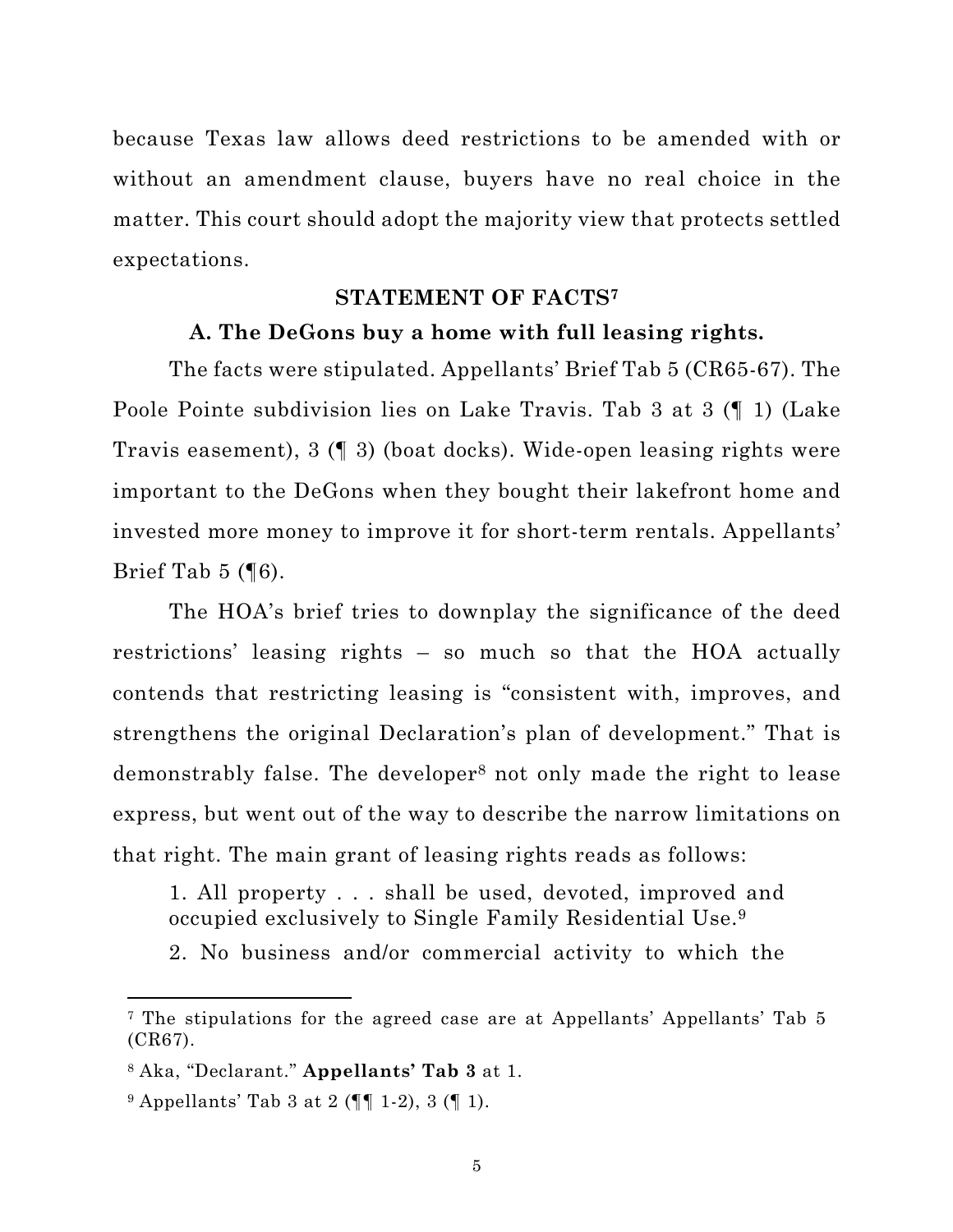because Texas law allows deed restrictions to be amended with or without an amendment clause, buyers have no real choice in the matter. This court should adopt the majority view that protects settled expectations.

## STATEMENT OF FACTS[7]

### A. The DeGons buy a home with full leasing rights.

The facts were stipulated. Appellants' Brief Tab 5 (CR65-67). The Poole Pointe subdivision lies on Lake Travis. Tab 3 at 3 (¶ 1) (Lake Travis easement), 3 (¶ 3) (boat docks). Wide-open leasing rights were important to the DeGons when they bought their lakefront home and invested more money to improve it for short-term rentals. Appellants' Brief Tab 5 (¶6).

The HOA's brief tries to downplay the significance of the deed restrictions' leasing rights – so much so that the HOA actually contends that restricting leasing is "consistent with, improves, and strengthens the original Declaration's plan of development." That is demonstrably false. The developer[8] not only made the right to lease express, but went out of the way to describe the narrow limitations on that right. The main grant of leasing rights reads as follows:

> 1. All property . . . shall be used, devoted, improved and occupied exclusively to Single Family Residential Use.[9]
>
> 2. No business and/or commercial activity to which the

---

[7] The stipulations for the agreed case are at Appellants' Appellants' Tab 5 (CR67).

[8] Aka, "Declarant." **Appellants' Tab 3** at 1.

[9] Appellants' Tab 3 at 2 (¶¶ 1-2), 3 (¶ 1).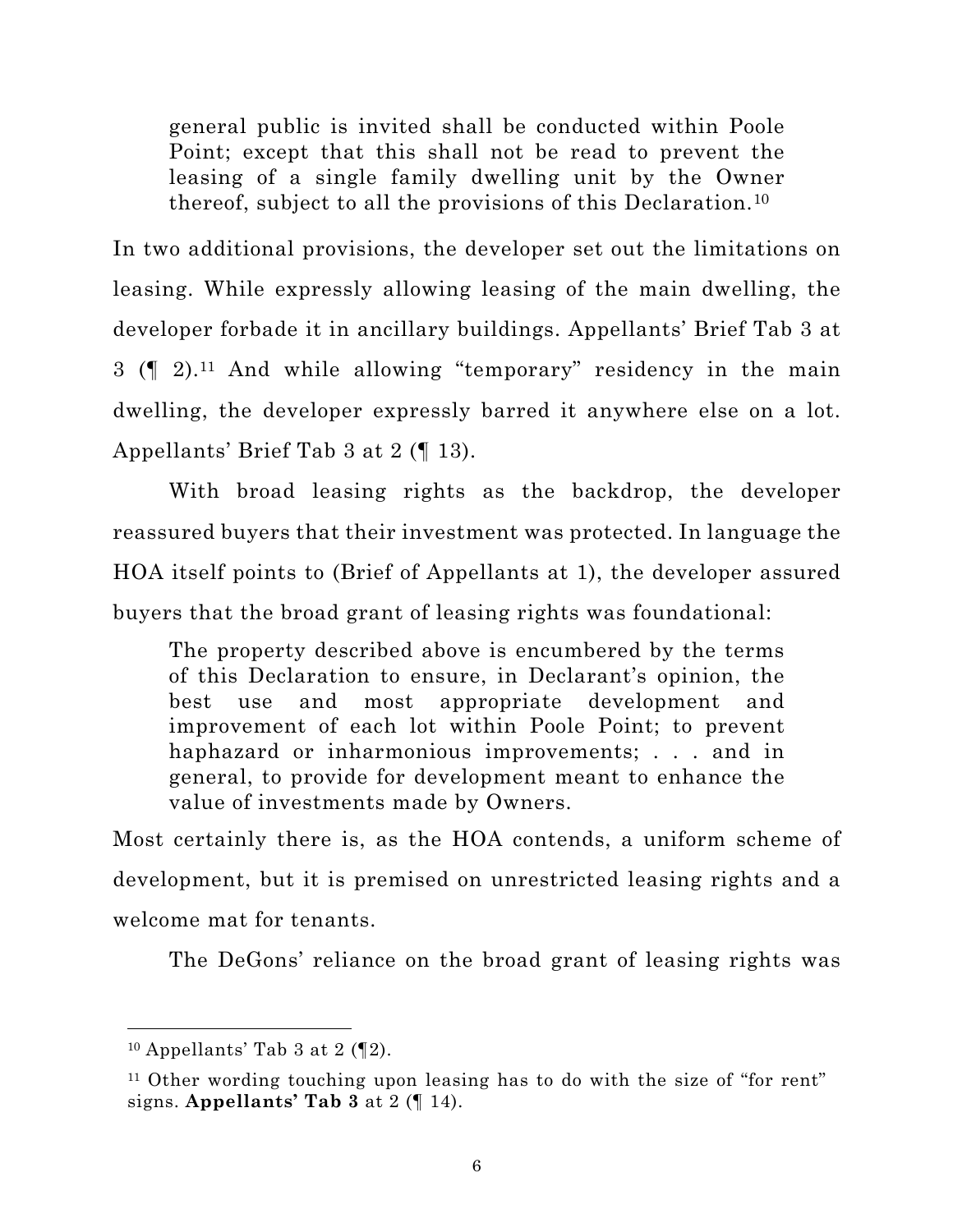> general public is invited shall be conducted within Poole Point; except that this shall not be read to prevent the leasing of a single family dwelling unit by the Owner thereof, subject to all the provisions of this Declaration.[10]

In two additional provisions, the developer set out the limitations on leasing. While expressly allowing leasing of the main dwelling, the developer forbade it in ancillary buildings. Appellants' Brief Tab 3 at 3 (¶ 2).[11] And while allowing "temporary" residency in the main dwelling, the developer expressly barred it anywhere else on a lot. Appellants' Brief Tab 3 at 2 (¶ 13).

With broad leasing rights as the backdrop, the developer reassured buyers that their investment was protected. In language the HOA itself points to (Brief of Appellants at 1), the developer assured buyers that the broad grant of leasing rights was foundational:

> The property described above is encumbered by the terms of this Declaration to ensure, in Declarant's opinion, the best use and most appropriate development and improvement of each lot within Poole Point; to prevent haphazard or inharmonious improvements; . . . and in general, to provide for development meant to enhance the value of investments made by Owners.

Most certainly there is, as the HOA contends, a uniform scheme of development, but it is premised on unrestricted leasing rights and a welcome mat for tenants.

The DeGons' reliance on the broad grant of leasing rights was

---

[10] Appellants' Tab 3 at 2 (¶2).

[11] Other wording touching upon leasing has to do with the size of "for rent" signs. **Appellants' Tab 3** at 2 (¶ 14).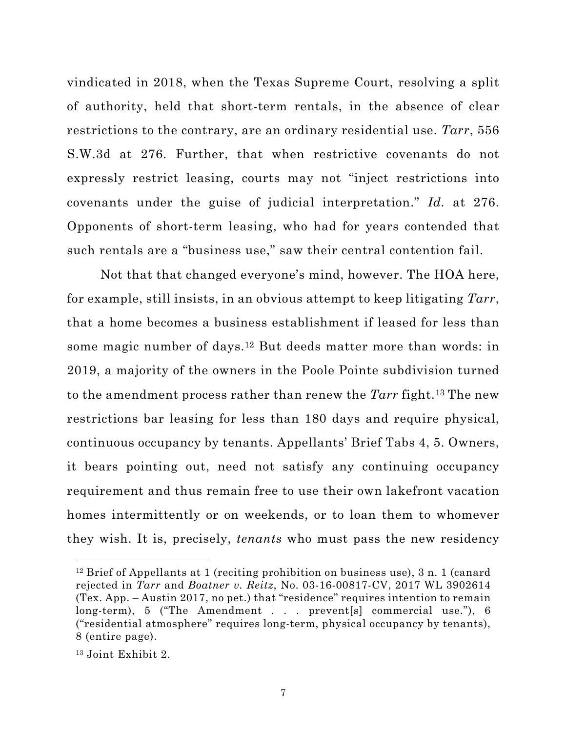vindicated in 2018, when the Texas Supreme Court, resolving a split of authority, held that short-term rentals, in the absence of clear restrictions to the contrary, are an ordinary residential use. *Tarr*, 556 S.W.3d at 276. Further, that when restrictive covenants do not expressly restrict leasing, courts may not "inject restrictions into covenants under the guise of judicial interpretation." *Id.* at 276. Opponents of short-term leasing, who had for years contended that such rentals are a "business use," saw their central contention fail.

Not that that changed everyone's mind, however. The HOA here, for example, still insists, in an obvious attempt to keep litigating *Tarr*, that a home becomes a business establishment if leased for less than some magic number of days.[12] But deeds matter more than words: in 2019, a majority of the owners in the Poole Pointe subdivision turned to the amendment process rather than renew the *Tarr* fight.[13] The new restrictions bar leasing for less than 180 days and require physical, continuous occupancy by tenants. Appellants' Brief Tabs 4, 5. Owners, it bears pointing out, need not satisfy any continuing occupancy requirement and thus remain free to use their own lakefront vacation homes intermittently or on weekends, or to loan them to whomever they wish. It is, precisely, *tenants* who must pass the new residency

---

[12] Brief of Appellants at 1 (reciting prohibition on business use), 3 n. 1 (canard rejected in *Tarr* and *Boatner v. Reitz*, No. 03-16-00817-CV, 2017 WL 3902614 (Tex. App. – Austin 2017, no pet.) that "residence" requires intention to remain long-term), 5 ("The Amendment . . . prevent[s] commercial use."), 6 ("residential atmosphere" requires long-term, physical occupancy by tenants), 8 (entire page).

[13] Joint Exhibit 2.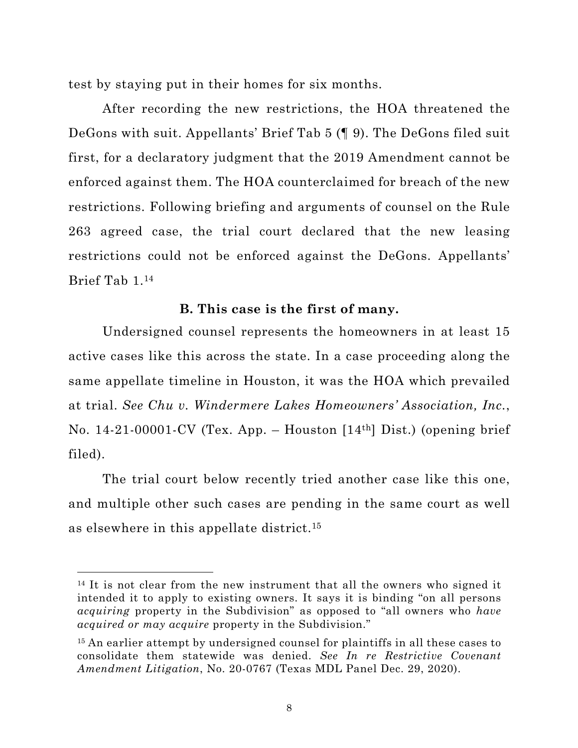test by staying put in their homes for six months.

After recording the new restrictions, the HOA threatened the DeGons with suit. Appellants' Brief Tab 5 (¶ 9). The DeGons filed suit first, for a declaratory judgment that the 2019 Amendment cannot be enforced against them. The HOA counterclaimed for breach of the new restrictions. Following briefing and arguments of counsel on the Rule 263 agreed case, the trial court declared that the new leasing restrictions could not be enforced against the DeGons. Appellants' Brief Tab 1.[14]

### B. This case is the first of many.

Undersigned counsel represents the homeowners in at least 15 active cases like this across the state. In a case proceeding along the same appellate timeline in Houston, it was the HOA which prevailed at trial. *See Chu v. Windermere Lakes Homeowners' Association, Inc.*, No. 14-21-00001-CV (Tex. App. – Houston [14th] Dist.) (opening brief filed).

The trial court below recently tried another case like this one, and multiple other such cases are pending in the same court as well as elsewhere in this appellate district.[15]

---

[14] It is not clear from the new instrument that all the owners who signed it intended it to apply to existing owners. It says it is binding "on all persons *acquiring* property in the Subdivision" as opposed to "all owners who *have acquired or may acquire* property in the Subdivision."

[15] An earlier attempt by undersigned counsel for plaintiffs in all these cases to consolidate them statewide was denied. *See In re Restrictive Covenant Amendment Litigation*, No. 20-0767 (Texas MDL Panel Dec. 29, 2020).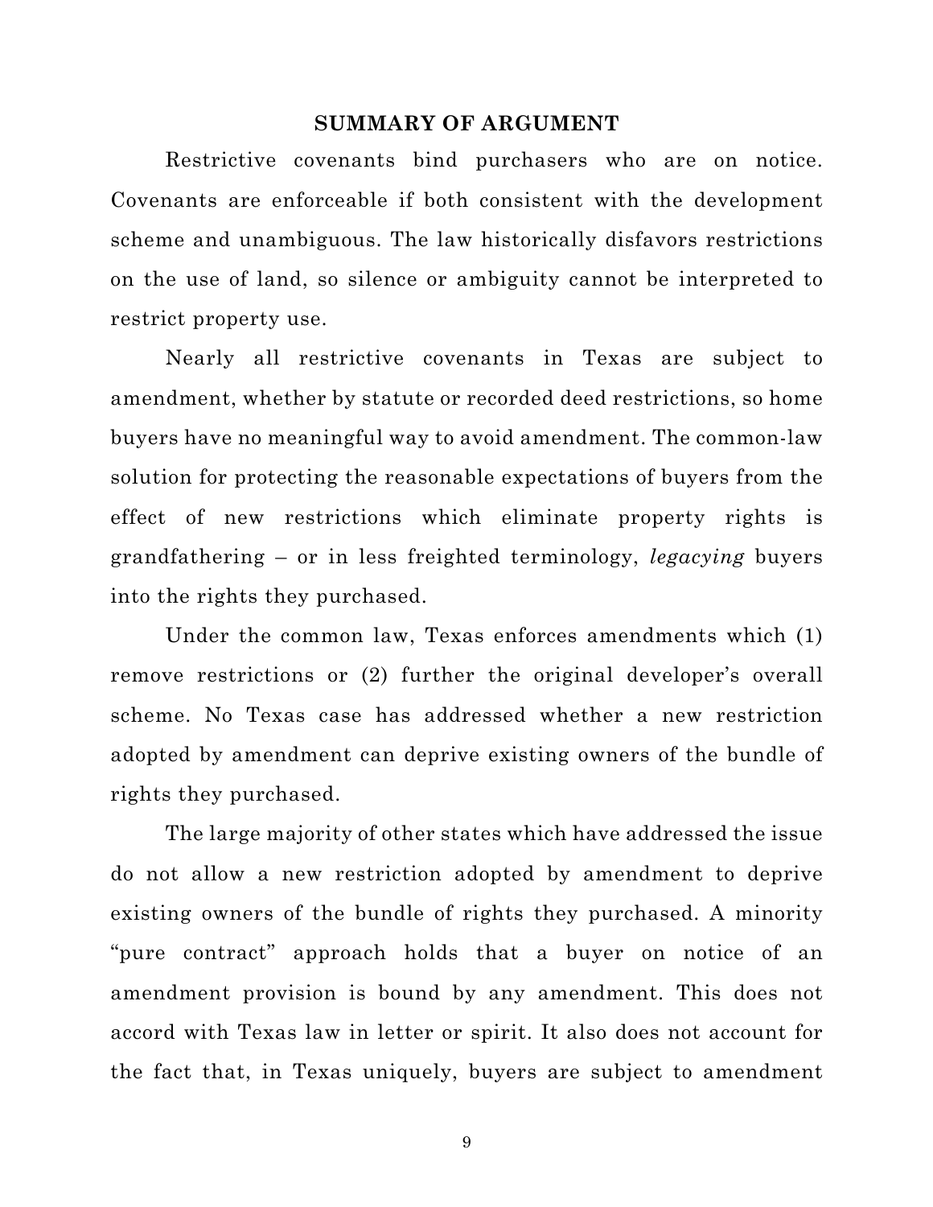## SUMMARY OF ARGUMENT

Restrictive covenants bind purchasers who are on notice. Covenants are enforceable if both consistent with the development scheme and unambiguous. The law historically disfavors restrictions on the use of land, so silence or ambiguity cannot be interpreted to restrict property use.

Nearly all restrictive covenants in Texas are subject to amendment, whether by statute or recorded deed restrictions, so home buyers have no meaningful way to avoid amendment. The common-law solution for protecting the reasonable expectations of buyers from the effect of new restrictions which eliminate property rights is grandfathering – or in less freighted terminology, *legacying* buyers into the rights they purchased.

Under the common law, Texas enforces amendments which (1) remove restrictions or (2) further the original developer's overall scheme. No Texas case has addressed whether a new restriction adopted by amendment can deprive existing owners of the bundle of rights they purchased.

The large majority of other states which have addressed the issue do not allow a new restriction adopted by amendment to deprive existing owners of the bundle of rights they purchased. A minority "pure contract" approach holds that a buyer on notice of an amendment provision is bound by any amendment. This does not accord with Texas law in letter or spirit. It also does not account for the fact that, in Texas uniquely, buyers are subject to amendment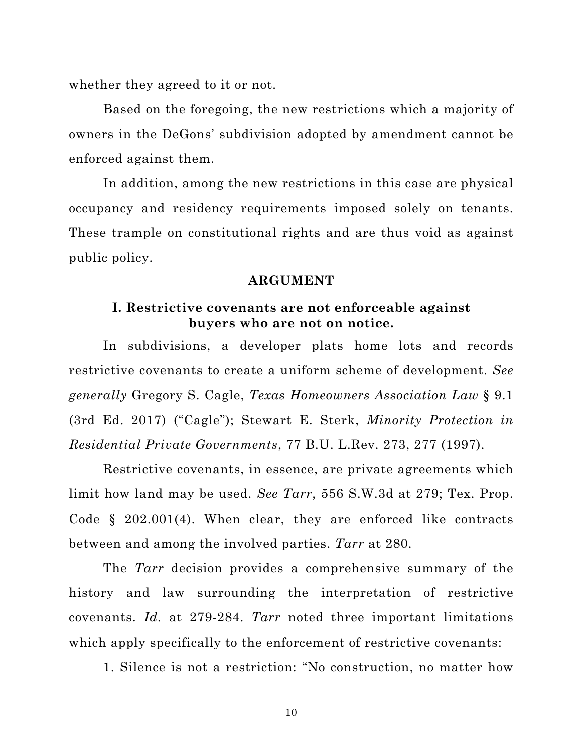whether they agreed to it or not.

Based on the foregoing, the new restrictions which a majority of owners in the DeGons' subdivision adopted by amendment cannot be enforced against them.

In addition, among the new restrictions in this case are physical occupancy and residency requirements imposed solely on tenants. These trample on constitutional rights and are thus void as against public policy.

## ARGUMENT

### I. Restrictive covenants are not enforceable against buyers who are not on notice.

In subdivisions, a developer plats home lots and records restrictive covenants to create a uniform scheme of development. *See generally* Gregory S. Cagle, *Texas Homeowners Association Law* § 9.1 (3rd Ed. 2017) ("Cagle"); Stewart E. Sterk, *Minority Protection in Residential Private Governments*, 77 B.U. L.Rev. 273, 277 (1997).

Restrictive covenants, in essence, are private agreements which limit how land may be used. *See Tarr*, 556 S.W.3d at 279; Tex. Prop. Code § 202.001(4). When clear, they are enforced like contracts between and among the involved parties. *Tarr* at 280.

The *Tarr* decision provides a comprehensive summary of the history and law surrounding the interpretation of restrictive covenants. *Id.* at 279-284. *Tarr* noted three important limitations which apply specifically to the enforcement of restrictive covenants:

1. Silence is not a restriction: "No construction, no matter how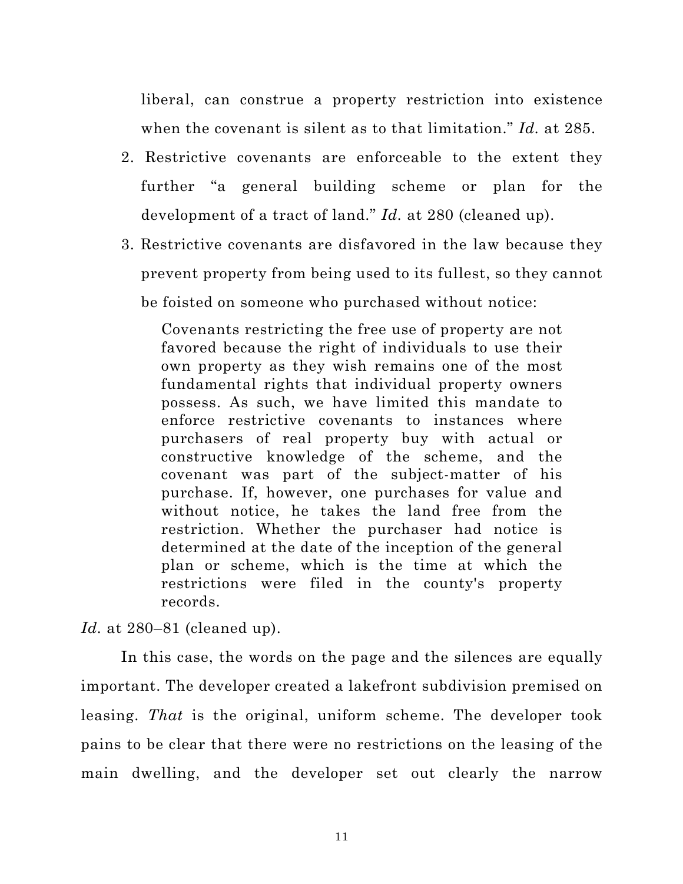liberal, can construe a property restriction into existence when the covenant is silent as to that limitation." *Id.* at 285.

2. Restrictive covenants are enforceable to the extent they further "a general building scheme or plan for the development of a tract of land." *Id.* at 280 (cleaned up).

3. Restrictive covenants are disfavored in the law because they prevent property from being used to its fullest, so they cannot be foisted on someone who purchased without notice:

> Covenants restricting the free use of property are not favored because the right of individuals to use their own property as they wish remains one of the most fundamental rights that individual property owners possess. As such, we have limited this mandate to enforce restrictive covenants to instances where purchasers of real property buy with actual or constructive knowledge of the scheme, and the covenant was part of the subject-matter of his purchase. If, however, one purchases for value and without notice, he takes the land free from the restriction. Whether the purchaser had notice is determined at the date of the inception of the general plan or scheme, which is the time at which the restrictions were filed in the county's property records.

*Id.* at 280–81 (cleaned up).

In this case, the words on the page and the silences are equally important. The developer created a lakefront subdivision premised on leasing. *That* is the original, uniform scheme. The developer took pains to be clear that there were no restrictions on the leasing of the main dwelling, and the developer set out clearly the narrow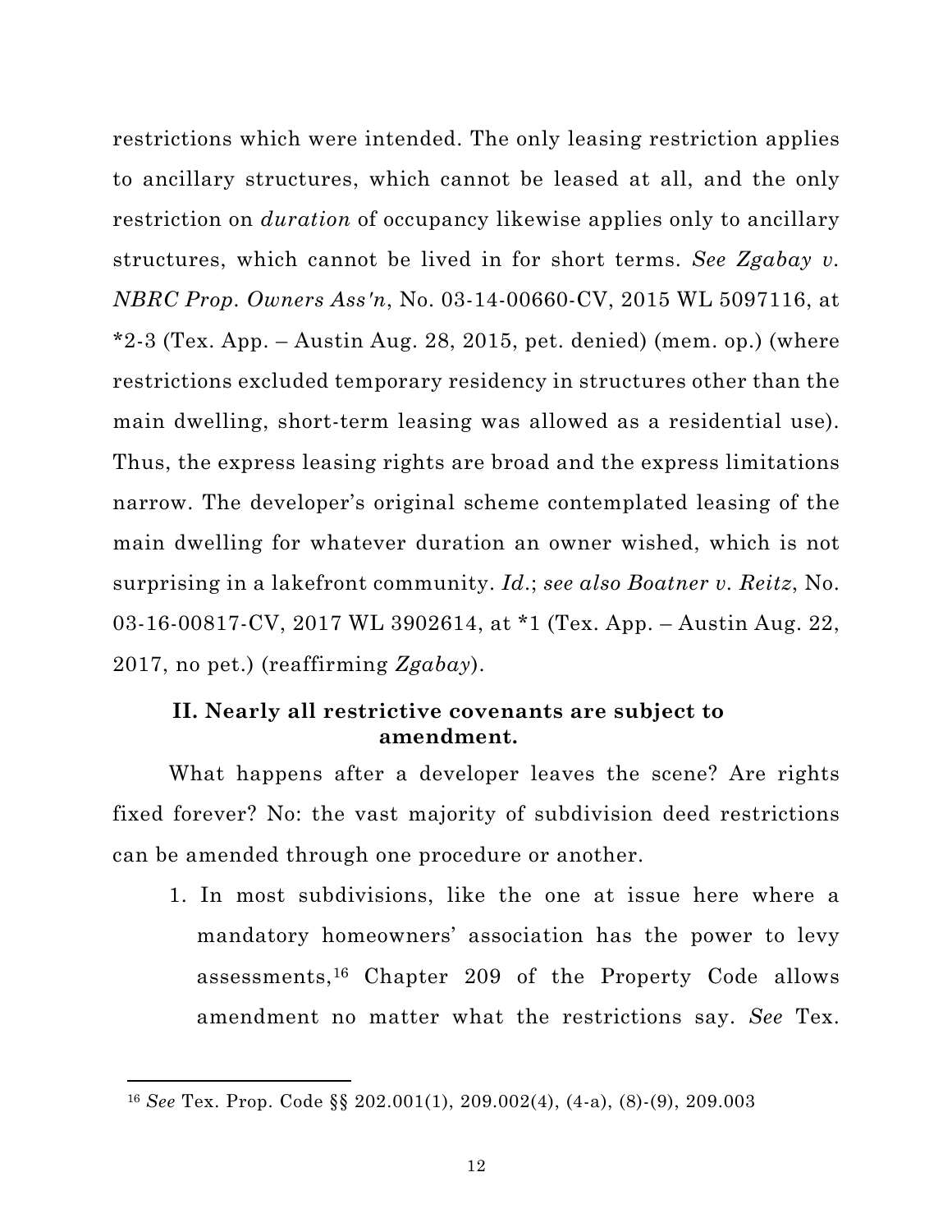restrictions which were intended. The only leasing restriction applies to ancillary structures, which cannot be leased at all, and the only restriction on *duration* of occupancy likewise applies only to ancillary structures, which cannot be lived in for short terms. *See Zgabay v. NBRC Prop. Owners Ass'n*, No. 03-14-00660-CV, 2015 WL 5097116, at *2-3 (Tex. App. – Austin Aug. 28, 2015, pet. denied) (mem. op.) (where restrictions excluded temporary residency in structures other than the main dwelling, short-term leasing was allowed as a residential use). Thus, the express leasing rights are broad and the express limitations narrow. The developer's original scheme contemplated leasing of the main dwelling for whatever duration an owner wished, which is not surprising in a lakefront community. *Id.*; *see also Boatner v. Reitz*, No. 03-16-00817-CV, 2017 WL 3902614, at *1 (Tex. App. – Austin Aug. 22, 2017, no pet.) (reaffirming *Zgabay*).

## II. Nearly all restrictive covenants are subject to amendment.

What happens after a developer leaves the scene? Are rights fixed forever? No: the vast majority of subdivision deed restrictions can be amended through one procedure or another.

1. In most subdivisions, like the one at issue here where a mandatory homeowners' association has the power to levy assessments,[16] Chapter 209 of the Property Code allows amendment no matter what the restrictions say. *See* Tex.

[16] *See* Tex. Prop. Code §§ 202.001(1), 209.002(4), (4-a), (8)-(9), 209.003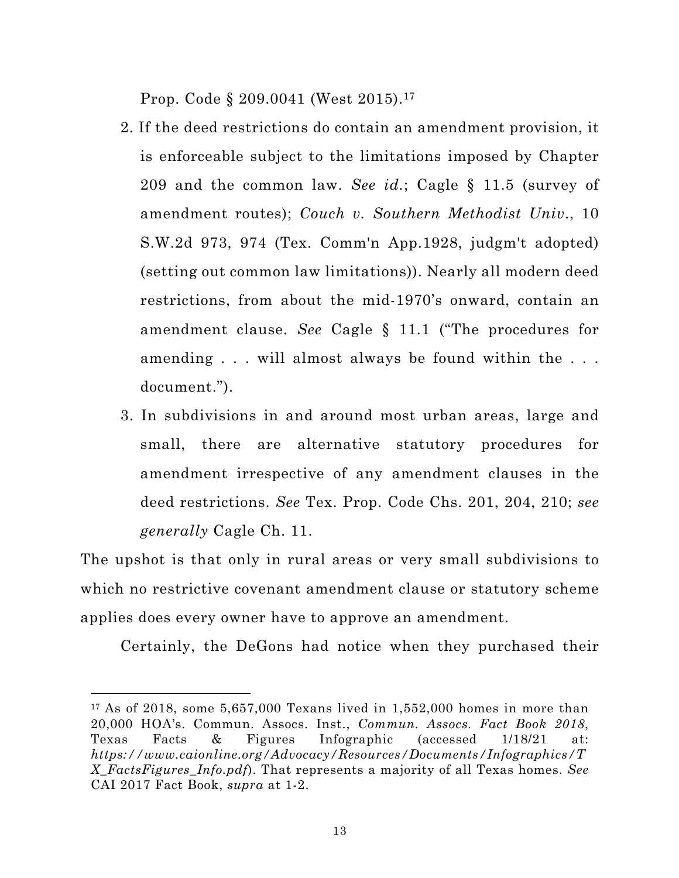Prop. Code § 209.0041 (West 2015).[17]

2. If the deed restrictions do contain an amendment provision, it is enforceable subject to the limitations imposed by Chapter 209 and the common law. *See id.*; Cagle § 11.5 (survey of amendment routes); *Couch v. Southern Methodist Univ.*, 10 S.W.2d 973, 974 (Tex. Comm'n App.1928, judgm't adopted) (setting out common law limitations)). Nearly all modern deed restrictions, from about the mid-1970's onward, contain an amendment clause. *See* Cagle § 11.1 ("The procedures for amending . . . will almost always be found within the . . . document.").

3. In subdivisions in and around most urban areas, large and small, there are alternative statutory procedures for amendment irrespective of any amendment clauses in the deed restrictions. *See* Tex. Prop. Code Chs. 201, 204, 210; *see generally* Cagle Ch. 11.

The upshot is that only in rural areas or very small subdivisions to which no restrictive covenant amendment clause or statutory scheme applies does every owner have to approve an amendment.

Certainly, the DeGons had notice when they purchased their

---

[17] As of 2018, some 5,657,000 Texans lived in 1,552,000 homes in more than 20,000 HOA's. Commun. Assocs. Inst., *Commun. Assocs. Fact Book 2018*, Texas Facts & Figures Infographic (accessed 1/18/21 at: *https://www.caionline.org/Advocacy/Resources/Documents/Infographics/TX_FactsFigures_Info.pdf*). That represents a majority of all Texas homes. *See* CAI 2017 Fact Book, *supra* at 1-2.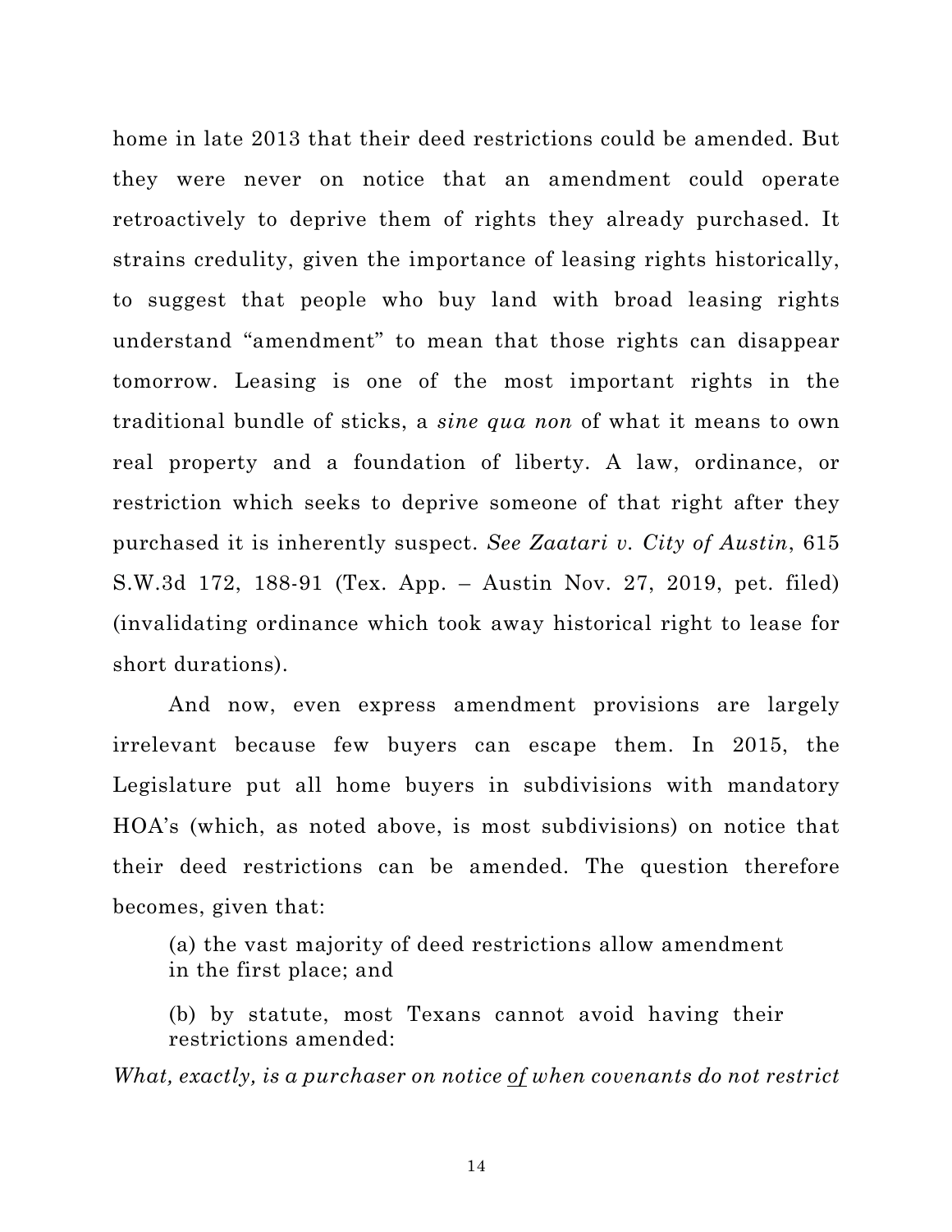home in late 2013 that their deed restrictions could be amended. But they were never on notice that an amendment could operate retroactively to deprive them of rights they already purchased. It strains credulity, given the importance of leasing rights historically, to suggest that people who buy land with broad leasing rights understand "amendment" to mean that those rights can disappear tomorrow. Leasing is one of the most important rights in the traditional bundle of sticks, a *sine qua non* of what it means to own real property and a foundation of liberty. A law, ordinance, or restriction which seeks to deprive someone of that right after they purchased it is inherently suspect. *See Zaatari v. City of Austin*, 615 S.W.3d 172, 188-91 (Tex. App. – Austin Nov. 27, 2019, pet. filed) (invalidating ordinance which took away historical right to lease for short durations).

And now, even express amendment provisions are largely irrelevant because few buyers can escape them. In 2015, the Legislature put all home buyers in subdivisions with mandatory HOA's (which, as noted above, is most subdivisions) on notice that their deed restrictions can be amended. The question therefore becomes, given that:

> (a) the vast majority of deed restrictions allow amendment in the first place; and
>
> (b) by statute, most Texans cannot avoid having their restrictions amended:

*What, exactly, is a purchaser on notice <u>of</u> when covenants do not restrict*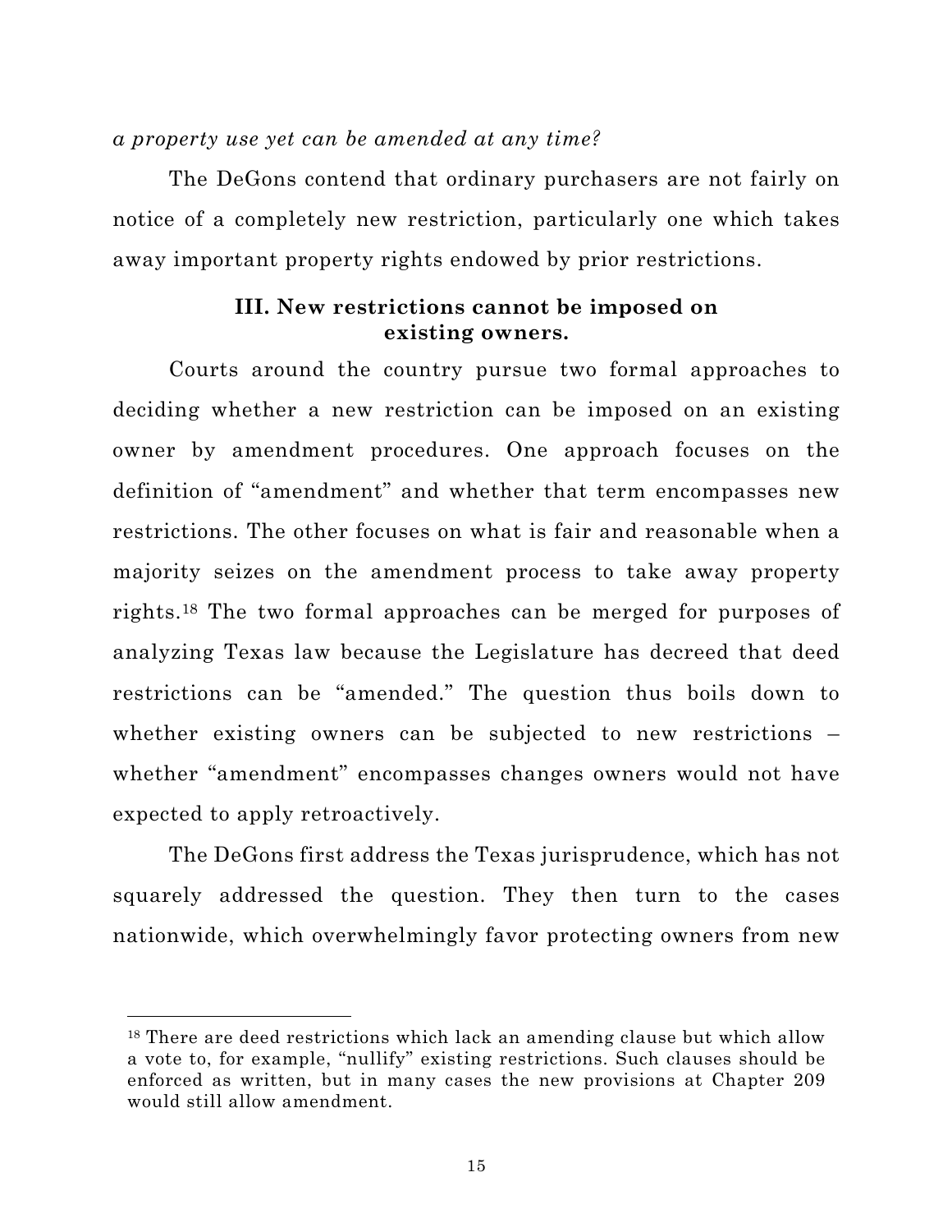*a property use yet can be amended at any time?*

The DeGons contend that ordinary purchasers are not fairly on notice of a completely new restriction, particularly one which takes away important property rights endowed by prior restrictions.

### III. New restrictions cannot be imposed on existing owners.

Courts around the country pursue two formal approaches to deciding whether a new restriction can be imposed on an existing owner by amendment procedures. One approach focuses on the definition of "amendment" and whether that term encompasses new restrictions. The other focuses on what is fair and reasonable when a majority seizes on the amendment process to take away property rights.[18] The two formal approaches can be merged for purposes of analyzing Texas law because the Legislature has decreed that deed restrictions can be "amended." The question thus boils down to whether existing owners can be subjected to new restrictions – whether "amendment" encompasses changes owners would not have expected to apply retroactively.

The DeGons first address the Texas jurisprudence, which has not squarely addressed the question. They then turn to the cases nationwide, which overwhelmingly favor protecting owners from new

---

[18] There are deed restrictions which lack an amending clause but which allow a vote to, for example, "nullify" existing restrictions. Such clauses should be enforced as written, but in many cases the new provisions at Chapter 209 would still allow amendment.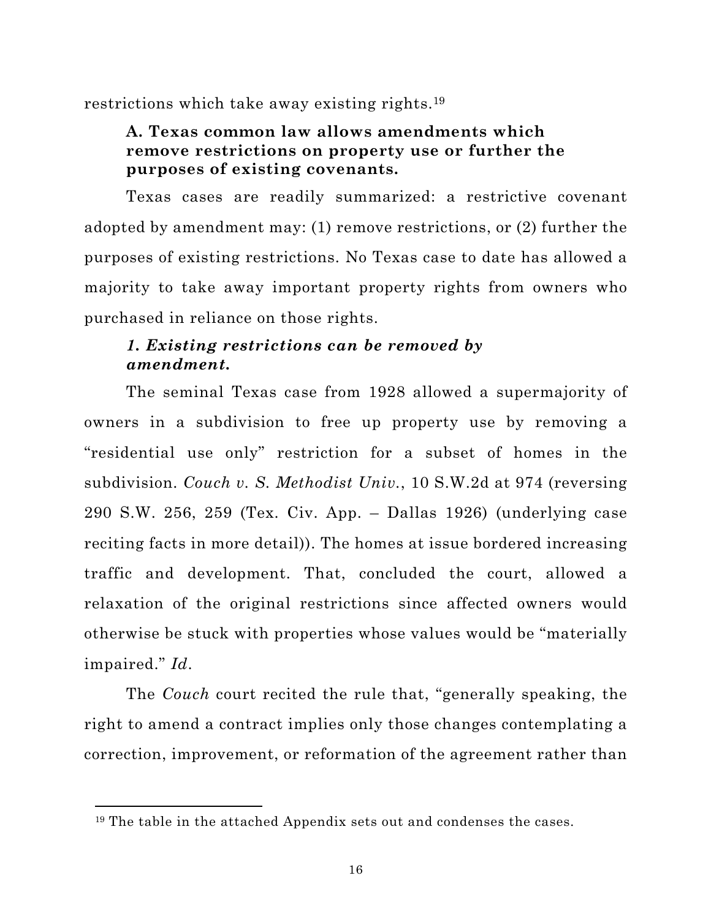restrictions which take away existing rights.[19]

### A. Texas common law allows amendments which remove restrictions on property use or further the purposes of existing covenants.

Texas cases are readily summarized: a restrictive covenant adopted by amendment may: (1) remove restrictions, or (2) further the purposes of existing restrictions. No Texas case to date has allowed a majority to take away important property rights from owners who purchased in reliance on those rights.

#### *1. Existing restrictions can be removed by amendment.*

The seminal Texas case from 1928 allowed a supermajority of owners in a subdivision to free up property use by removing a "residential use only" restriction for a subset of homes in the subdivision. *Couch v. S. Methodist Univ.*, 10 S.W.2d at 974 (reversing 290 S.W. 256, 259 (Tex. Civ. App. – Dallas 1926) (underlying case reciting facts in more detail)). The homes at issue bordered increasing traffic and development. That, concluded the court, allowed a relaxation of the original restrictions since affected owners would otherwise be stuck with properties whose values would be "materially impaired." *Id*.

The *Couch* court recited the rule that, "generally speaking, the right to amend a contract implies only those changes contemplating a correction, improvement, or reformation of the agreement rather than

---

[19] The table in the attached Appendix sets out and condenses the cases.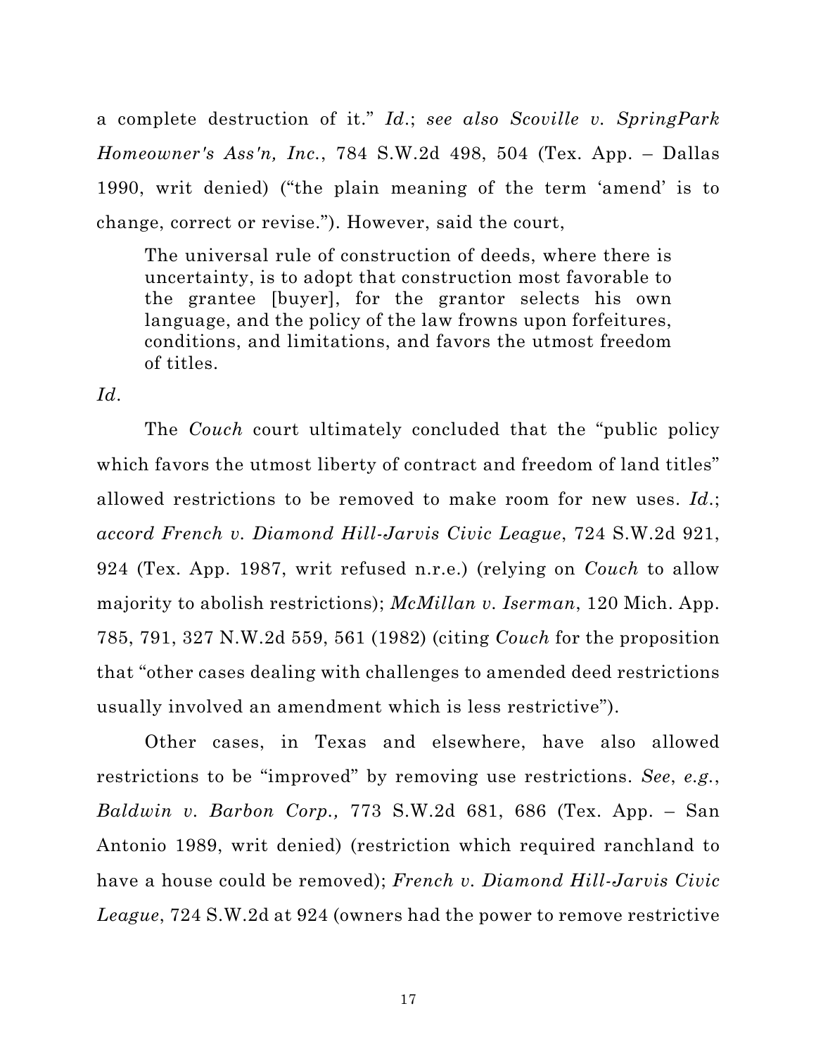a complete destruction of it." *Id.*; *see also Scoville v. SpringPark Homeowner's Ass'n, Inc.*, 784 S.W.2d 498, 504 (Tex. App. – Dallas 1990, writ denied) ("the plain meaning of the term 'amend' is to change, correct or revise."). However, said the court,

> The universal rule of construction of deeds, where there is uncertainty, is to adopt that construction most favorable to the grantee [buyer], for the grantor selects his own language, and the policy of the law frowns upon forfeitures, conditions, and limitations, and favors the utmost freedom of titles.

*Id.*

The *Couch* court ultimately concluded that the "public policy which favors the utmost liberty of contract and freedom of land titles" allowed restrictions to be removed to make room for new uses. *Id.*; *accord French v. Diamond Hill-Jarvis Civic League*, 724 S.W.2d 921, 924 (Tex. App. 1987, writ refused n.r.e.) (relying on *Couch* to allow majority to abolish restrictions); *McMillan v. Iserman*, 120 Mich. App. 785, 791, 327 N.W.2d 559, 561 (1982) (citing *Couch* for the proposition that "other cases dealing with challenges to amended deed restrictions usually involved an amendment which is less restrictive").

Other cases, in Texas and elsewhere, have also allowed restrictions to be "improved" by removing use restrictions. *See*, *e.g.*, *Baldwin v. Barbon Corp.,* 773 S.W.2d 681, 686 (Tex. App. – San Antonio 1989, writ denied) (restriction which required ranchland to have a house could be removed); *French v. Diamond Hill-Jarvis Civic League*, 724 S.W.2d at 924 (owners had the power to remove restrictive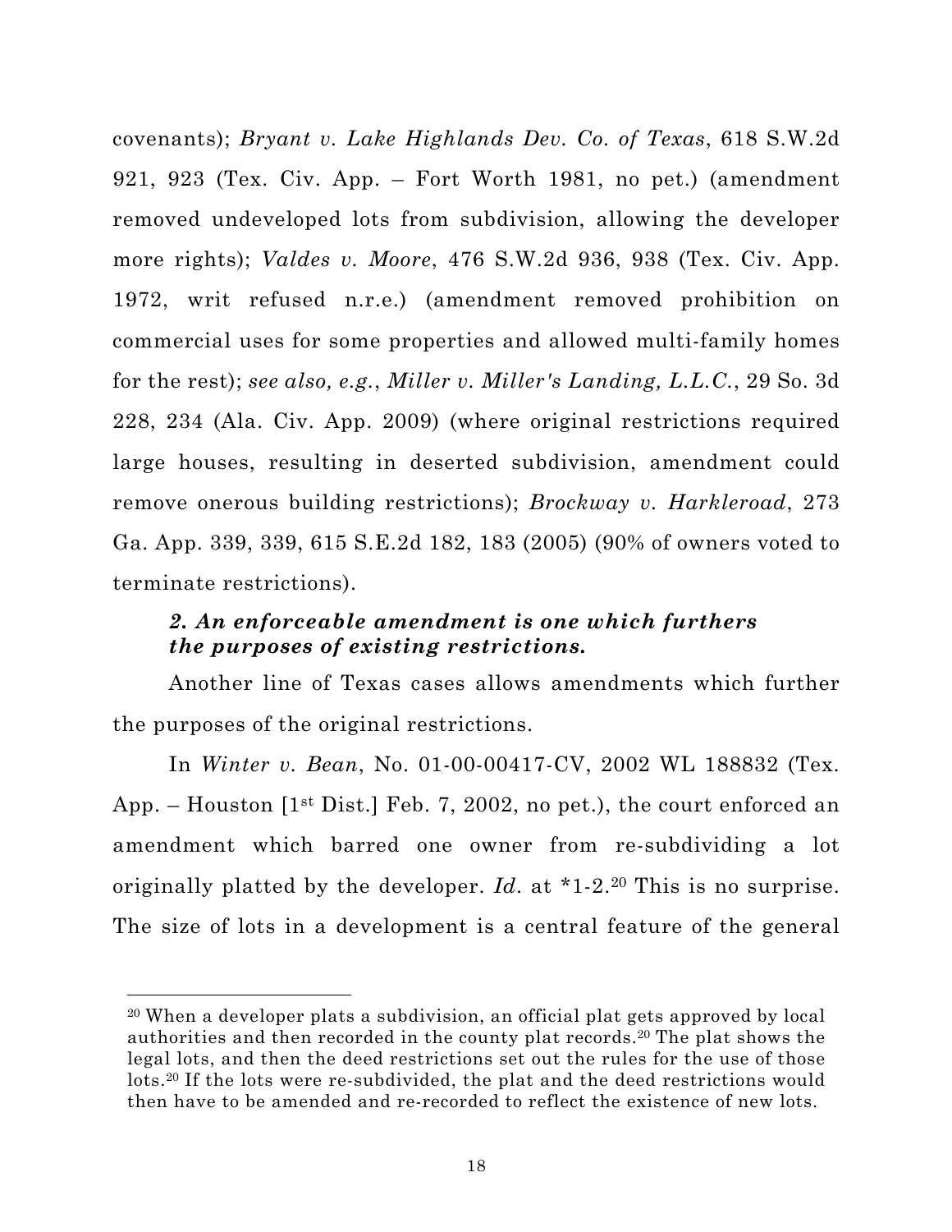covenants); *Bryant v. Lake Highlands Dev. Co. of Texas*, 618 S.W.2d 921, 923 (Tex. Civ. App. – Fort Worth 1981, no pet.) (amendment removed undeveloped lots from subdivision, allowing the developer more rights); *Valdes v. Moore*, 476 S.W.2d 936, 938 (Tex. Civ. App. 1972, writ refused n.r.e.) (amendment removed prohibition on commercial uses for some properties and allowed multi-family homes for the rest); *see also, e.g.*, *Miller v. Miller's Landing, L.L.C.*, 29 So. 3d 228, 234 (Ala. Civ. App. 2009) (where original restrictions required large houses, resulting in deserted subdivision, amendment could remove onerous building restrictions); *Brockway v. Harkleroad*, 273 Ga. App. 339, 339, 615 S.E.2d 182, 183 (2005) (90% of owners voted to terminate restrictions).

### *2. An enforceable amendment is one which furthers the purposes of existing restrictions.*

Another line of Texas cases allows amendments which further the purposes of the original restrictions.

In *Winter v. Bean*, No. 01-00-00417-CV, 2002 WL 188832 (Tex. App. – Houston [1st Dist.] Feb. 7, 2002, no pet.), the court enforced an amendment which barred one owner from re-subdividing a lot originally platted by the developer. *Id.* at *1-2.[20] This is no surprise. The size of lots in a development is a central feature of the general

---

[20] When a developer plats a subdivision, an official plat gets approved by local authorities and then recorded in the county plat records.[20] The plat shows the legal lots, and then the deed restrictions set out the rules for the use of those lots.[20] If the lots were re-subdivided, the plat and the deed restrictions would then have to be amended and re-recorded to reflect the existence of new lots.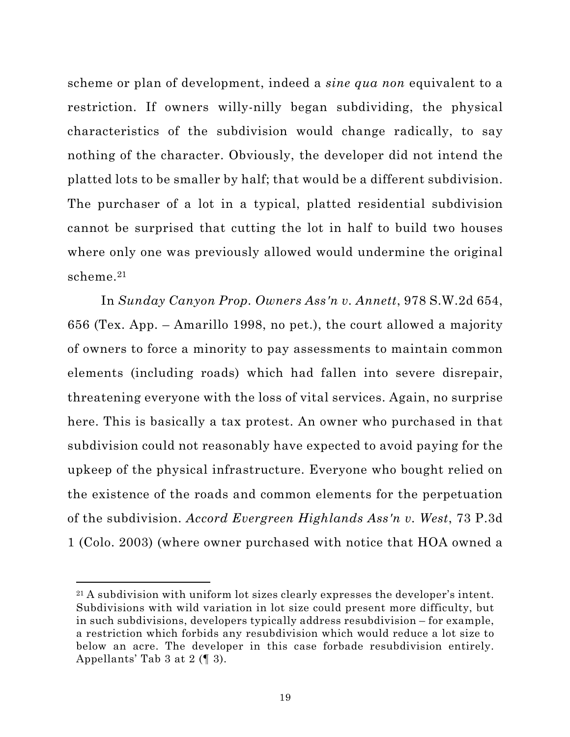scheme or plan of development, indeed a *sine qua non* equivalent to a restriction. If owners willy-nilly began subdividing, the physical characteristics of the subdivision would change radically, to say nothing of the character. Obviously, the developer did not intend the platted lots to be smaller by half; that would be a different subdivision. The purchaser of a lot in a typical, platted residential subdivision cannot be surprised that cutting the lot in half to build two houses where only one was previously allowed would undermine the original scheme.[21]

In *Sunday Canyon Prop. Owners Ass'n v. Annett*, 978 S.W.2d 654, 656 (Tex. App. – Amarillo 1998, no pet.), the court allowed a majority of owners to force a minority to pay assessments to maintain common elements (including roads) which had fallen into severe disrepair, threatening everyone with the loss of vital services. Again, no surprise here. This is basically a tax protest. An owner who purchased in that subdivision could not reasonably have expected to avoid paying for the upkeep of the physical infrastructure. Everyone who bought relied on the existence of the roads and common elements for the perpetuation of the subdivision. *Accord Evergreen Highlands Ass'n v. West*, 73 P.3d 1 (Colo. 2003) (where owner purchased with notice that HOA owned a

---

[21] A subdivision with uniform lot sizes clearly expresses the developer's intent. Subdivisions with wild variation in lot size could present more difficulty, but in such subdivisions, developers typically address resubdivision – for example, a restriction which forbids any resubdivision which would reduce a lot size to below an acre. The developer in this case forbade resubdivision entirely. Appellants' Tab 3 at 2 (¶ 3).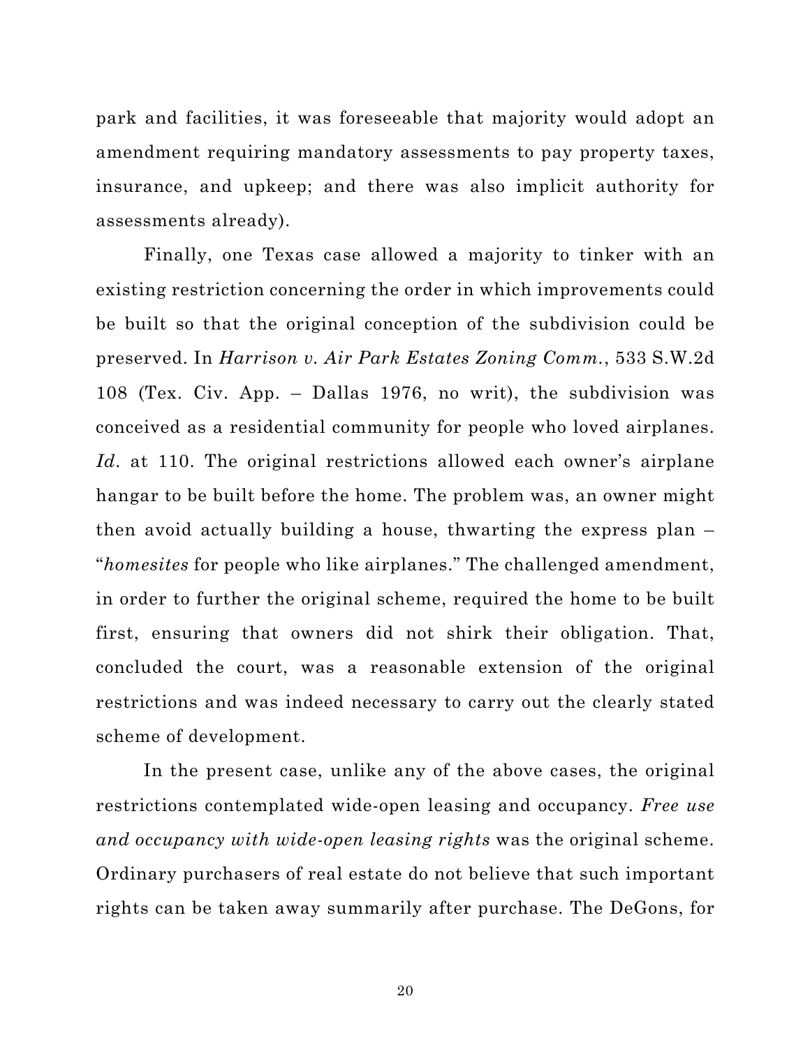park and facilities, it was foreseeable that majority would adopt an amendment requiring mandatory assessments to pay property taxes, insurance, and upkeep; and there was also implicit authority for assessments already).

Finally, one Texas case allowed a majority to tinker with an existing restriction concerning the order in which improvements could be built so that the original conception of the subdivision could be preserved. In *Harrison v. Air Park Estates Zoning Comm.*, 533 S.W.2d 108 (Tex. Civ. App. – Dallas 1976, no writ), the subdivision was conceived as a residential community for people who loved airplanes. *Id.* at 110. The original restrictions allowed each owner's airplane hangar to be built before the home. The problem was, an owner might then avoid actually building a house, thwarting the express plan – "*homesites* for people who like airplanes." The challenged amendment, in order to further the original scheme, required the home to be built first, ensuring that owners did not shirk their obligation. That, concluded the court, was a reasonable extension of the original restrictions and was indeed necessary to carry out the clearly stated scheme of development.

In the present case, unlike any of the above cases, the original restrictions contemplated wide-open leasing and occupancy. *Free use and occupancy with wide-open leasing rights* was the original scheme. Ordinary purchasers of real estate do not believe that such important rights can be taken away summarily after purchase. The DeGons, for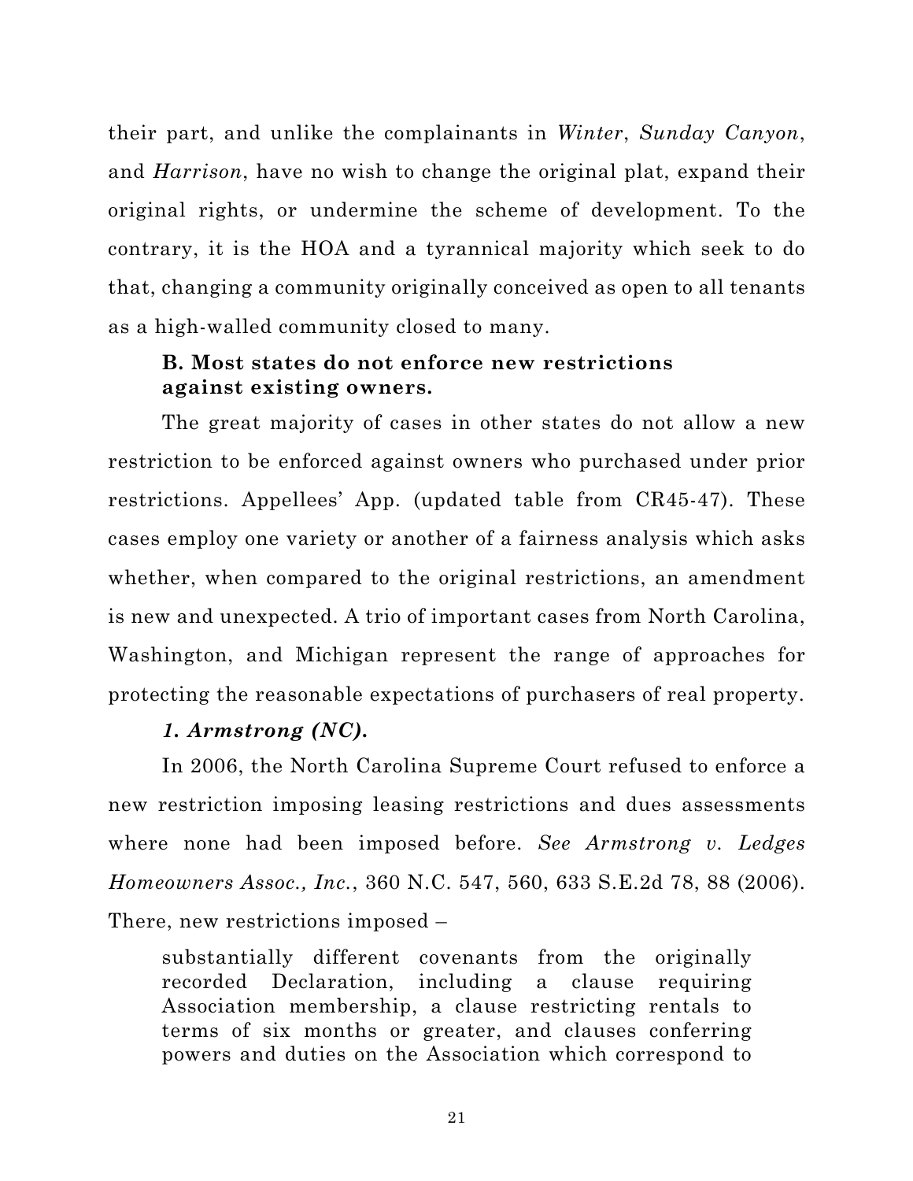their part, and unlike the complainants in *Winter*, *Sunday Canyon*, and *Harrison*, have no wish to change the original plat, expand their original rights, or undermine the scheme of development. To the contrary, it is the HOA and a tyrannical majority which seek to do that, changing a community originally conceived as open to all tenants as a high-walled community closed to many.

**B. Most states do not enforce new restrictions against existing owners.**

The great majority of cases in other states do not allow a new restriction to be enforced against owners who purchased under prior restrictions. Appellees' App. (updated table from CR45-47). These cases employ one variety or another of a fairness analysis which asks whether, when compared to the original restrictions, an amendment is new and unexpected. A trio of important cases from North Carolina, Washington, and Michigan represent the range of approaches for protecting the reasonable expectations of purchasers of real property.

***1. Armstrong (NC).***

In 2006, the North Carolina Supreme Court refused to enforce a new restriction imposing leasing restrictions and dues assessments where none had been imposed before. *See Armstrong v. Ledges Homeowners Assoc., Inc.*, 360 N.C. 547, 560, 633 S.E.2d 78, 88 (2006). There, new restrictions imposed –

> substantially different covenants from the originally recorded Declaration, including a clause requiring Association membership, a clause restricting rentals to terms of six months or greater, and clauses conferring powers and duties on the Association which correspond to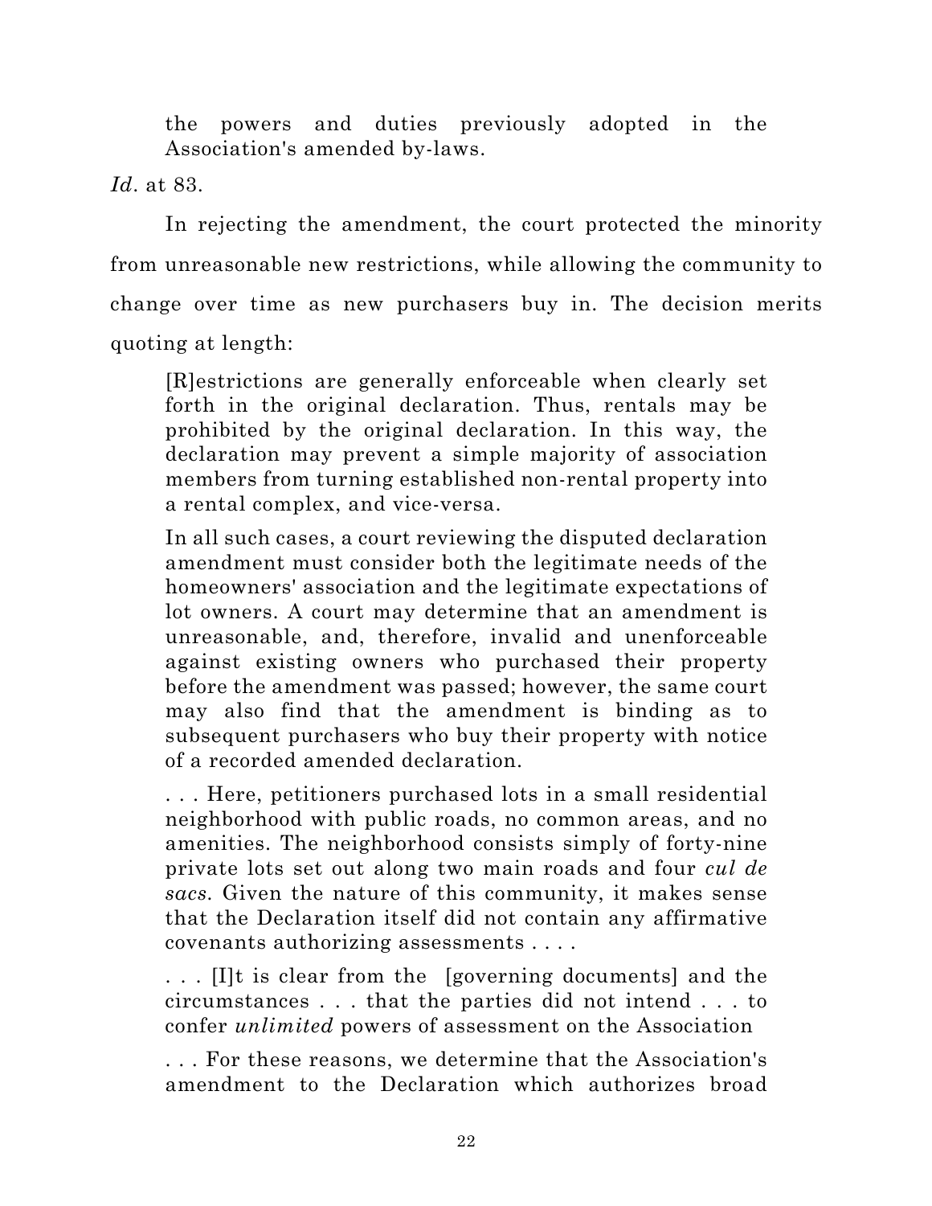> the powers and duties previously adopted in the Association's amended by-laws.

*Id*. at 83.

In rejecting the amendment, the court protected the minority from unreasonable new restrictions, while allowing the community to change over time as new purchasers buy in. The decision merits quoting at length:

> [R]estrictions are generally enforceable when clearly set forth in the original declaration. Thus, rentals may be prohibited by the original declaration. In this way, the declaration may prevent a simple majority of association members from turning established non-rental property into a rental complex, and vice-versa.
>
> In all such cases, a court reviewing the disputed declaration amendment must consider both the legitimate needs of the homeowners' association and the legitimate expectations of lot owners. A court may determine that an amendment is unreasonable, and, therefore, invalid and unenforceable against existing owners who purchased their property before the amendment was passed; however, the same court may also find that the amendment is binding as to subsequent purchasers who buy their property with notice of a recorded amended declaration.
>
> . . . Here, petitioners purchased lots in a small residential neighborhood with public roads, no common areas, and no amenities. The neighborhood consists simply of forty-nine private lots set out along two main roads and four *cul de sacs*. Given the nature of this community, it makes sense that the Declaration itself did not contain any affirmative covenants authorizing assessments . . . .
>
> . . . [I]t is clear from the [governing documents] and the circumstances . . . that the parties did not intend . . . to confer *unlimited* powers of assessment on the Association
>
> . . . For these reasons, we determine that the Association's amendment to the Declaration which authorizes broad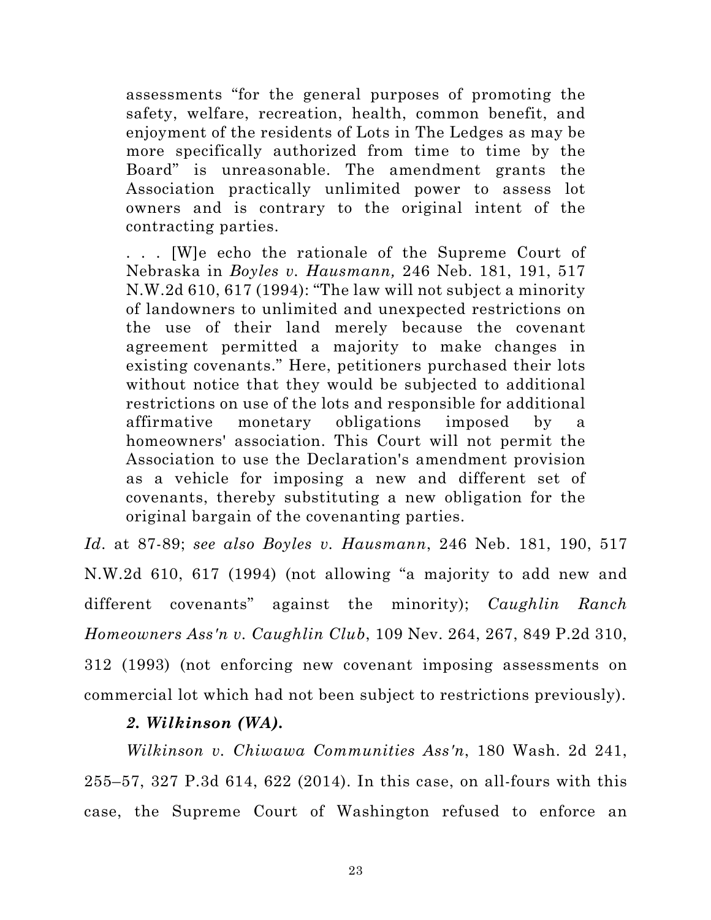> assessments "for the general purposes of promoting the safety, welfare, recreation, health, common benefit, and enjoyment of the residents of Lots in The Ledges as may be more specifically authorized from time to time by the Board" is unreasonable. The amendment grants the Association practically unlimited power to assess lot owners and is contrary to the original intent of the contracting parties.
>
> . . . [W]e echo the rationale of the Supreme Court of Nebraska in *Boyles v. Hausmann,* 246 Neb. 181, 191, 517 N.W.2d 610, 617 (1994): "The law will not subject a minority of landowners to unlimited and unexpected restrictions on the use of their land merely because the covenant agreement permitted a majority to make changes in existing covenants." Here, petitioners purchased their lots without notice that they would be subjected to additional restrictions on use of the lots and responsible for additional affirmative monetary obligations imposed by a homeowners' association. This Court will not permit the Association to use the Declaration's amendment provision as a vehicle for imposing a new and different set of covenants, thereby substituting a new obligation for the original bargain of the covenanting parties.

*Id*. at 87-89; *see also Boyles v. Hausmann*, 246 Neb. 181, 190, 517 N.W.2d 610, 617 (1994) (not allowing "a majority to add new and different covenants" against the minority); *Caughlin Ranch Homeowners Ass'n v. Caughlin Club*, 109 Nev. 264, 267, 849 P.2d 310, 312 (1993) (not enforcing new covenant imposing assessments on commercial lot which had not been subject to restrictions previously).

### *2. Wilkinson (WA).*

*Wilkinson v. Chiwawa Communities Ass'n*, 180 Wash. 2d 241, 255–57, 327 P.3d 614, 622 (2014). In this case, on all-fours with this case, the Supreme Court of Washington refused to enforce an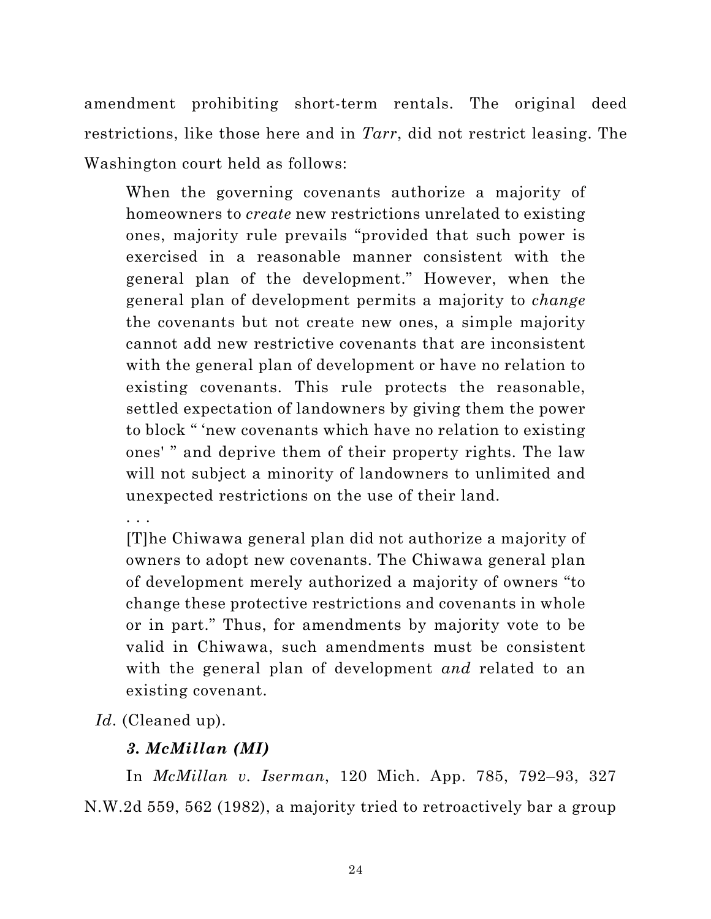amendment prohibiting short-term rentals. The original deed restrictions, like those here and in *Tarr*, did not restrict leasing. The Washington court held as follows:

> When the governing covenants authorize a majority of homeowners to *create* new restrictions unrelated to existing ones, majority rule prevails "provided that such power is exercised in a reasonable manner consistent with the general plan of the development." However, when the general plan of development permits a majority to *change* the covenants but not create new ones, a simple majority cannot add new restrictive covenants that are inconsistent with the general plan of development or have no relation to existing covenants. This rule protects the reasonable, settled expectation of landowners by giving them the power to block " 'new covenants which have no relation to existing ones' " and deprive them of their property rights. The law will not subject a minority of landowners to unlimited and unexpected restrictions on the use of their land.
>
> . . .
>
> [T]he Chiwawa general plan did not authorize a majority of owners to adopt new covenants. The Chiwawa general plan of development merely authorized a majority of owners "to change these protective restrictions and covenants in whole or in part." Thus, for amendments by majority vote to be valid in Chiwawa, such amendments must be consistent with the general plan of development *and* related to an existing covenant.

*Id*. (Cleaned up).

### *3. McMillan (MI)*

In *McMillan v. Iserman*, 120 Mich. App. 785, 792–93, 327 N.W.2d 559, 562 (1982), a majority tried to retroactively bar a group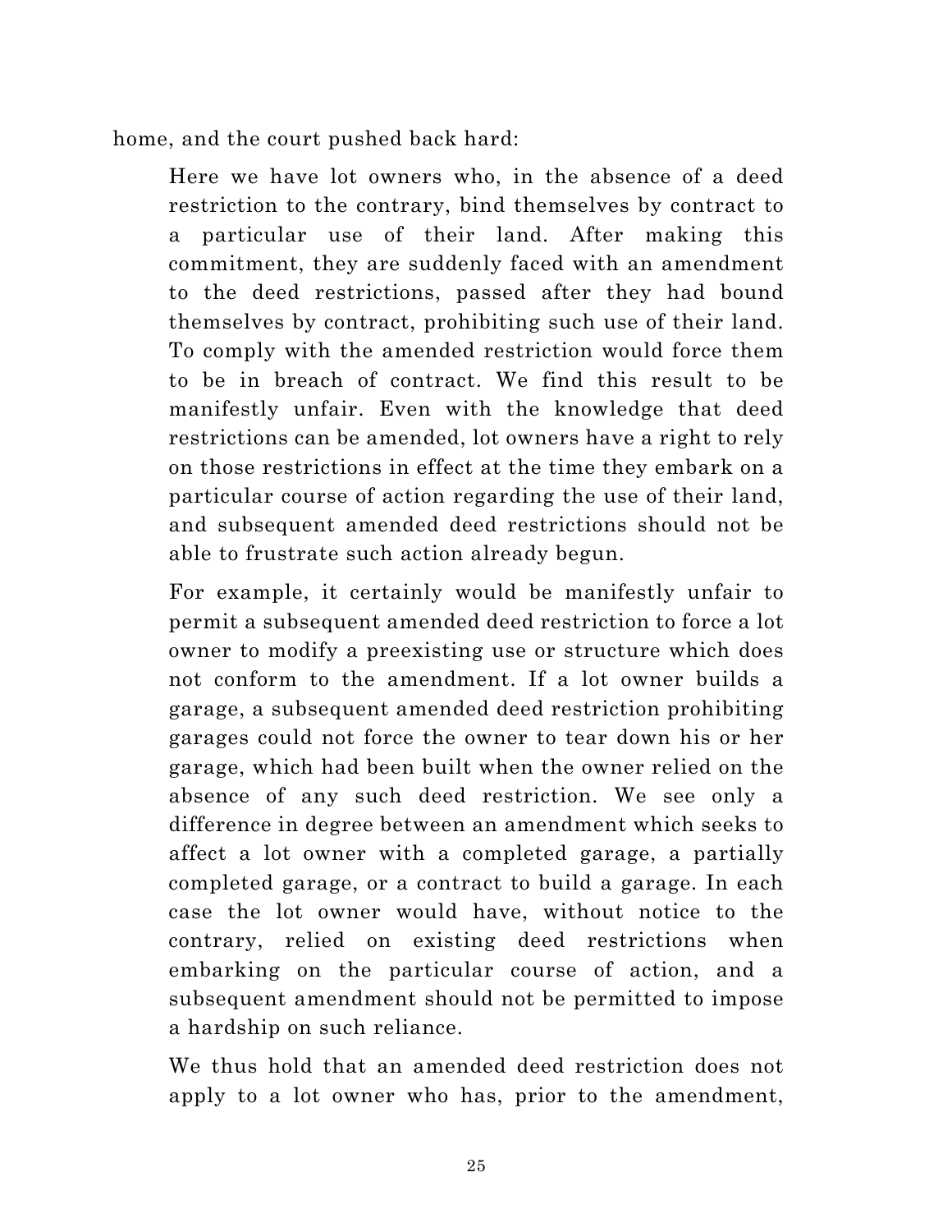home, and the court pushed back hard:

> Here we have lot owners who, in the absence of a deed restriction to the contrary, bind themselves by contract to a particular use of their land. After making this commitment, they are suddenly faced with an amendment to the deed restrictions, passed after they had bound themselves by contract, prohibiting such use of their land. To comply with the amended restriction would force them to be in breach of contract. We find this result to be manifestly unfair. Even with the knowledge that deed restrictions can be amended, lot owners have a right to rely on those restrictions in effect at the time they embark on a particular course of action regarding the use of their land, and subsequent amended deed restrictions should not be able to frustrate such action already begun.
>
> For example, it certainly would be manifestly unfair to permit a subsequent amended deed restriction to force a lot owner to modify a preexisting use or structure which does not conform to the amendment. If a lot owner builds a garage, a subsequent amended deed restriction prohibiting garages could not force the owner to tear down his or her garage, which had been built when the owner relied on the absence of any such deed restriction. We see only a difference in degree between an amendment which seeks to affect a lot owner with a completed garage, a partially completed garage, or a contract to build a garage. In each case the lot owner would have, without notice to the contrary, relied on existing deed restrictions when embarking on the particular course of action, and a subsequent amendment should not be permitted to impose a hardship on such reliance.
>
> We thus hold that an amended deed restriction does not apply to a lot owner who has, prior to the amendment,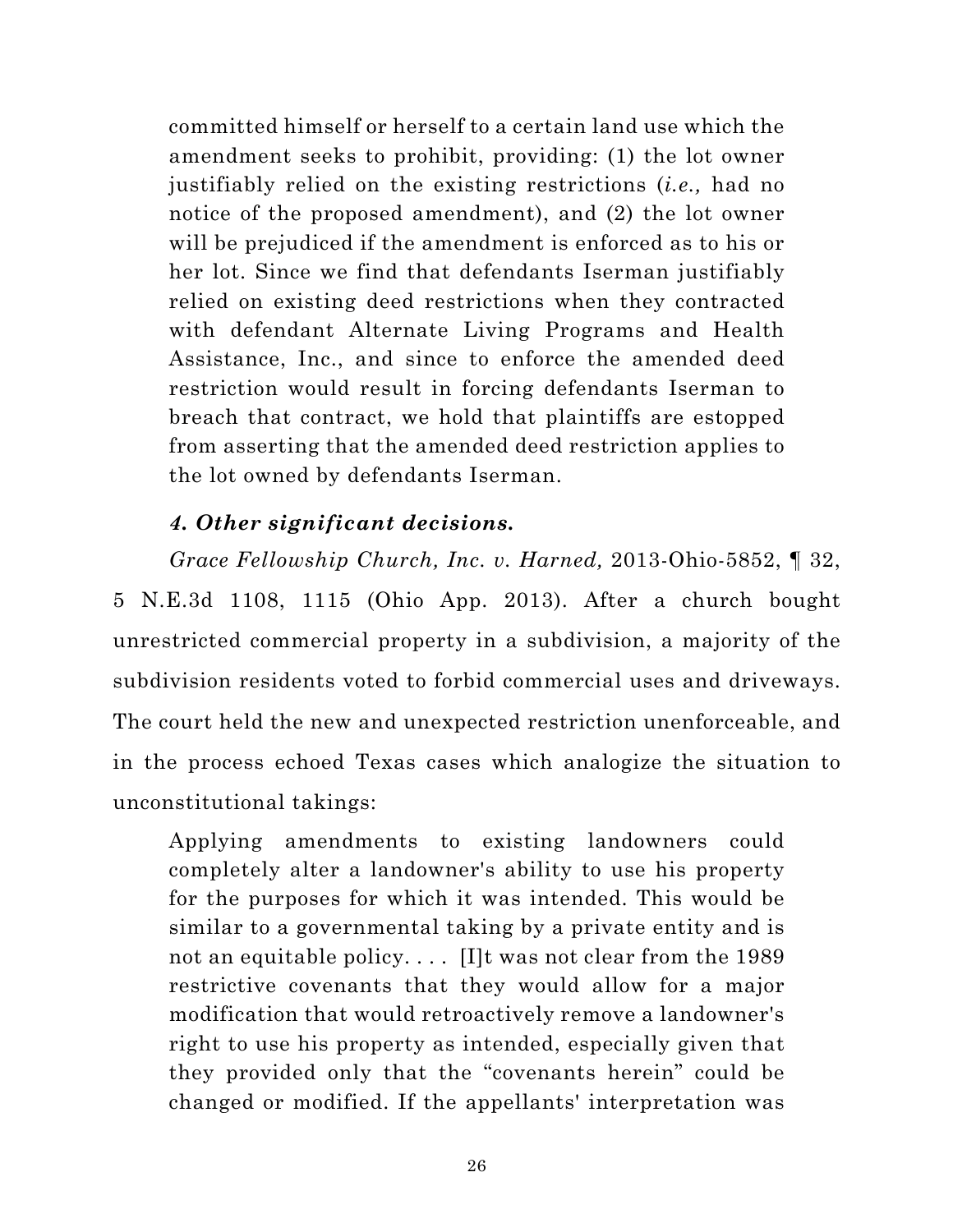> committed himself or herself to a certain land use which the amendment seeks to prohibit, providing: (1) the lot owner justifiably relied on the existing restrictions (*i.e.,* had no notice of the proposed amendment), and (2) the lot owner will be prejudiced if the amendment is enforced as to his or her lot. Since we find that defendants Iserman justifiably relied on existing deed restrictions when they contracted with defendant Alternate Living Programs and Health Assistance, Inc., and since to enforce the amended deed restriction would result in forcing defendants Iserman to breach that contract, we hold that plaintiffs are estopped from asserting that the amended deed restriction applies to the lot owned by defendants Iserman.

### *4. Other significant decisions.*

*Grace Fellowship Church, Inc. v. Harned,* 2013-Ohio-5852, ¶ 32, 5 N.E.3d 1108, 1115 (Ohio App. 2013). After a church bought unrestricted commercial property in a subdivision, a majority of the subdivision residents voted to forbid commercial uses and driveways. The court held the new and unexpected restriction unenforceable, and in the process echoed Texas cases which analogize the situation to unconstitutional takings:

> Applying amendments to existing landowners could completely alter a landowner's ability to use his property for the purposes for which it was intended. This would be similar to a governmental taking by a private entity and is not an equitable policy. . . . [I]t was not clear from the 1989 restrictive covenants that they would allow for a major modification that would retroactively remove a landowner's right to use his property as intended, especially given that they provided only that the "covenants herein" could be changed or modified. If the appellants' interpretation was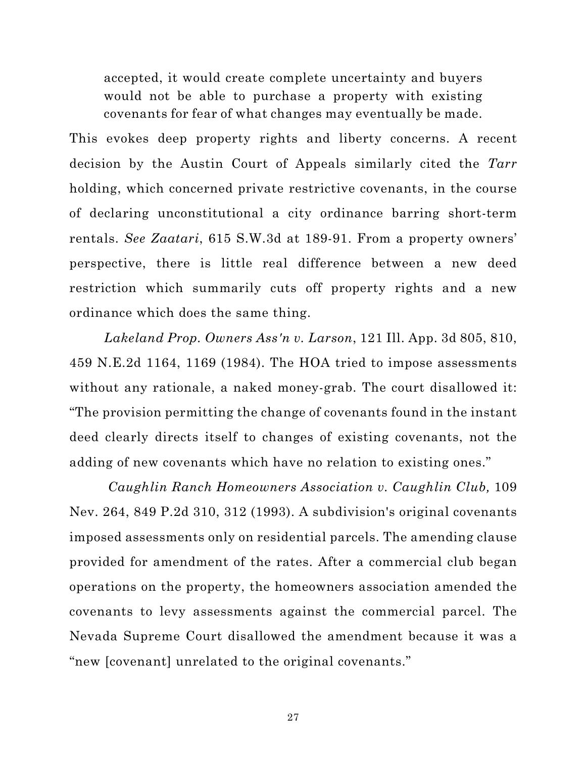> accepted, it would create complete uncertainty and buyers would not be able to purchase a property with existing covenants for fear of what changes may eventually be made.

This evokes deep property rights and liberty concerns. A recent decision by the Austin Court of Appeals similarly cited the *Tarr* holding, which concerned private restrictive covenants, in the course of declaring unconstitutional a city ordinance barring short-term rentals. *See Zaatari*, 615 S.W.3d at 189-91. From a property owners' perspective, there is little real difference between a new deed restriction which summarily cuts off property rights and a new ordinance which does the same thing.

*Lakeland Prop. Owners Ass'n v. Larson*, 121 Ill. App. 3d 805, 810, 459 N.E.2d 1164, 1169 (1984). The HOA tried to impose assessments without any rationale, a naked money-grab. The court disallowed it: "The provision permitting the change of covenants found in the instant deed clearly directs itself to changes of existing covenants, not the adding of new covenants which have no relation to existing ones."

*Caughlin Ranch Homeowners Association v. Caughlin Club,* 109 Nev. 264, 849 P.2d 310, 312 (1993). A subdivision's original covenants imposed assessments only on residential parcels. The amending clause provided for amendment of the rates. After a commercial club began operations on the property, the homeowners association amended the covenants to levy assessments against the commercial parcel. The Nevada Supreme Court disallowed the amendment because it was a "new [covenant] unrelated to the original covenants."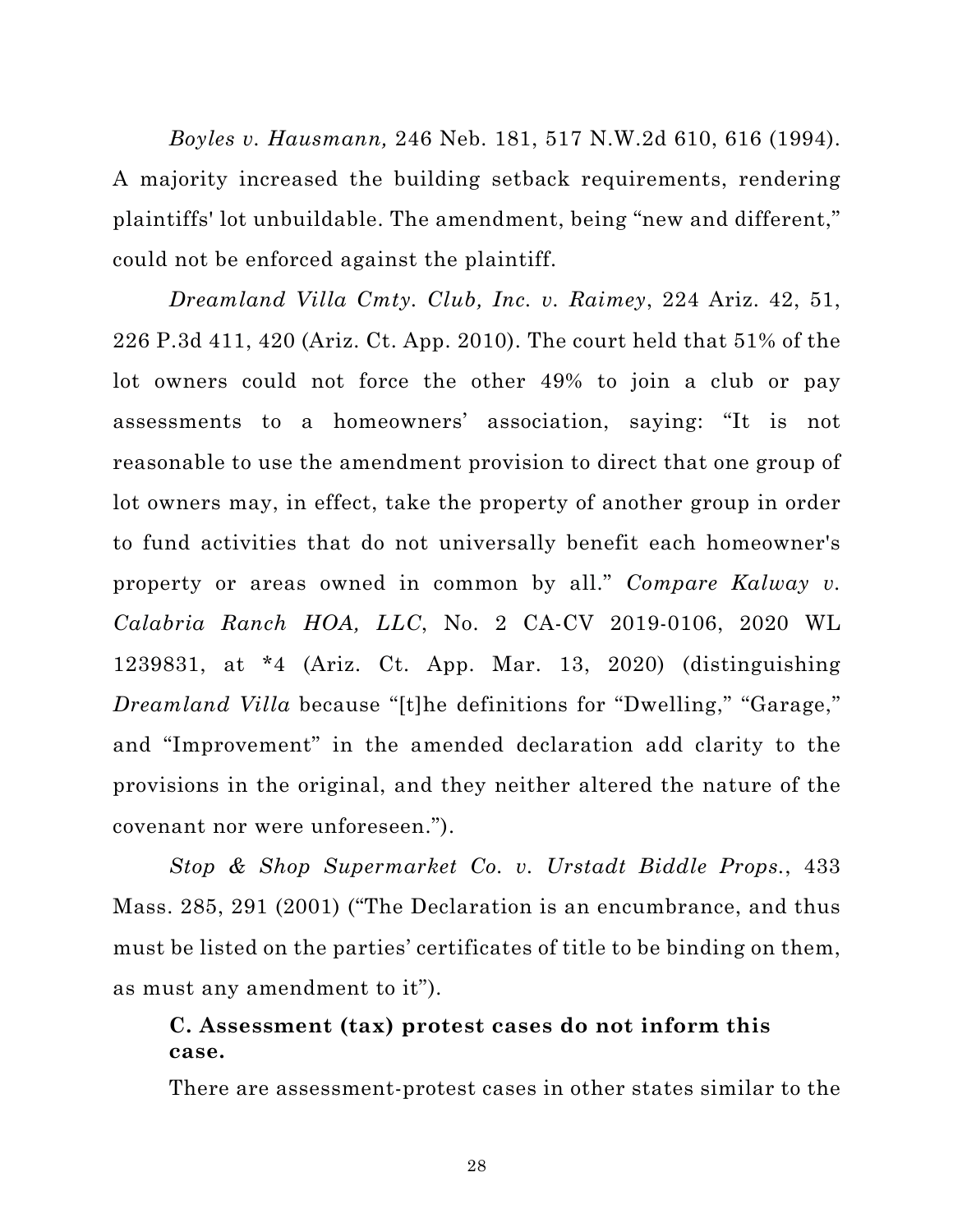*Boyles v. Hausmann,* 246 Neb. 181, 517 N.W.2d 610, 616 (1994). A majority increased the building setback requirements, rendering plaintiffs' lot unbuildable. The amendment, being "new and different," could not be enforced against the plaintiff.

*Dreamland Villa Cmty. Club, Inc. v. Raimey*, 224 Ariz. 42, 51, 226 P.3d 411, 420 (Ariz. Ct. App. 2010). The court held that 51% of the lot owners could not force the other 49% to join a club or pay assessments to a homeowners' association, saying: "It is not reasonable to use the amendment provision to direct that one group of lot owners may, in effect, take the property of another group in order to fund activities that do not universally benefit each homeowner's property or areas owned in common by all." *Compare Kalway v. Calabria Ranch HOA, LLC*, No. 2 CA-CV 2019-0106, 2020 WL 1239831, at *4 (Ariz. Ct. App. Mar. 13, 2020) (distinguishing *Dreamland Villa* because "[t]he definitions for "Dwelling," "Garage," and "Improvement" in the amended declaration add clarity to the provisions in the original, and they neither altered the nature of the covenant nor were unforeseen.").

*Stop & Shop Supermarket Co. v. Urstadt Biddle Props.*, 433 Mass. 285, 291 (2001) ("The Declaration is an encumbrance, and thus must be listed on the parties' certificates of title to be binding on them, as must any amendment to it").

### C. Assessment (tax) protest cases do not inform this case.

There are assessment-protest cases in other states similar to the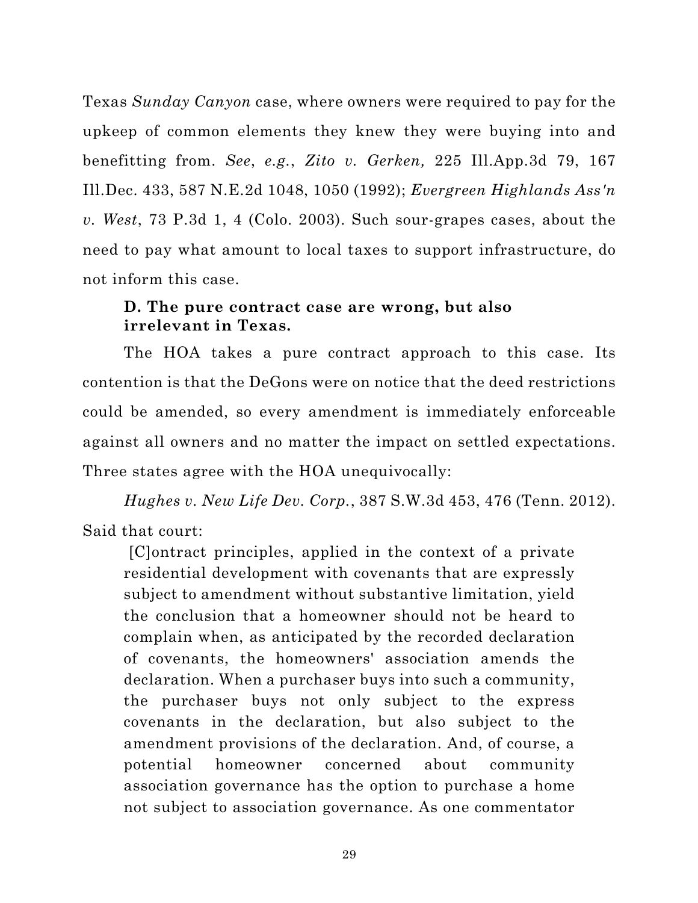Texas *Sunday Canyon* case, where owners were required to pay for the upkeep of common elements they knew they were buying into and benefitting from. *See*, *e.g.*, *Zito v. Gerken,* 225 Ill.App.3d 79, 167 Ill.Dec. 433, 587 N.E.2d 1048, 1050 (1992); *Evergreen Highlands Ass'n v. West*, 73 P.3d 1, 4 (Colo. 2003). Such sour-grapes cases, about the need to pay what amount to local taxes to support infrastructure, do not inform this case.

### D. The pure contract case are wrong, but also irrelevant in Texas.

The HOA takes a pure contract approach to this case. Its contention is that the DeGons were on notice that the deed restrictions could be amended, so every amendment is immediately enforceable against all owners and no matter the impact on settled expectations. Three states agree with the HOA unequivocally:

*Hughes v. New Life Dev. Corp.*, 387 S.W.3d 453, 476 (Tenn. 2012). Said that court:

> [C]ontract principles, applied in the context of a private residential development with covenants that are expressly subject to amendment without substantive limitation, yield the conclusion that a homeowner should not be heard to complain when, as anticipated by the recorded declaration of covenants, the homeowners' association amends the declaration. When a purchaser buys into such a community, the purchaser buys not only subject to the express covenants in the declaration, but also subject to the amendment provisions of the declaration. And, of course, a potential homeowner concerned about community association governance has the option to purchase a home not subject to association governance. As one commentator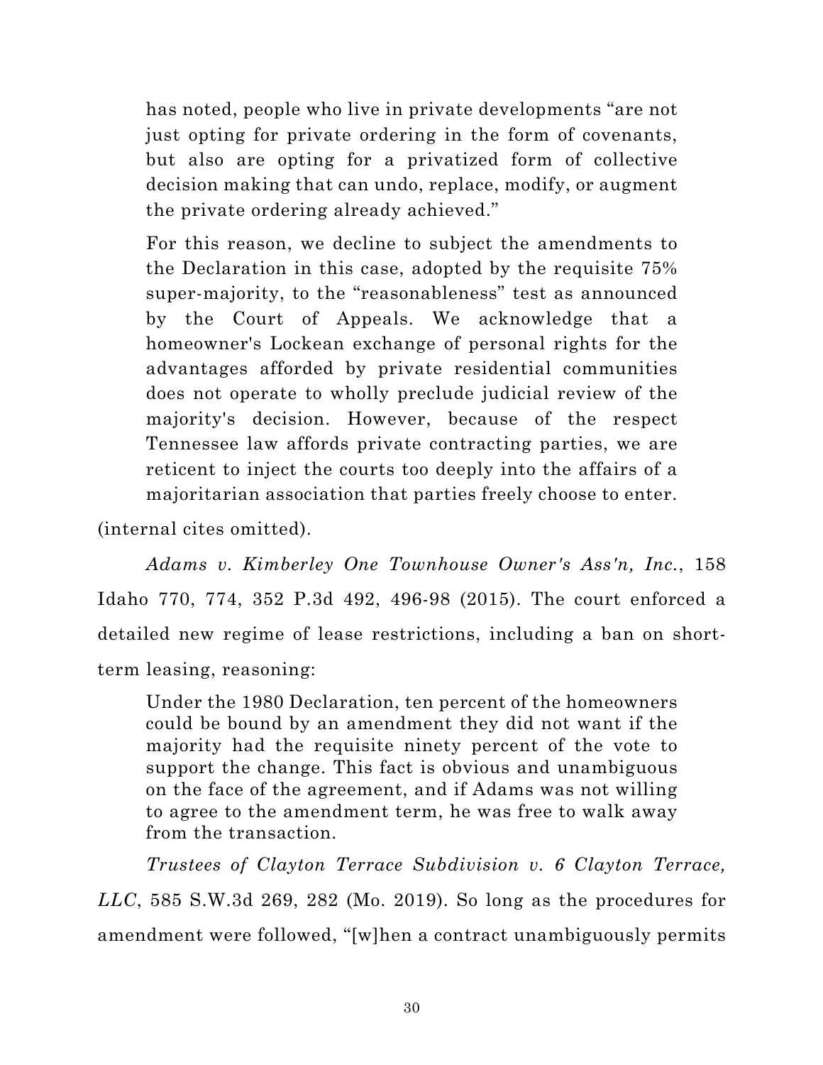> has noted, people who live in private developments "are not just opting for private ordering in the form of covenants, but also are opting for a privatized form of collective decision making that can undo, replace, modify, or augment the private ordering already achieved."
>
> For this reason, we decline to subject the amendments to the Declaration in this case, adopted by the requisite 75% super-majority, to the "reasonableness" test as announced by the Court of Appeals. We acknowledge that a homeowner's Lockean exchange of personal rights for the advantages afforded by private residential communities does not operate to wholly preclude judicial review of the majority's decision. However, because of the respect Tennessee law affords private contracting parties, we are reticent to inject the courts too deeply into the affairs of a majoritarian association that parties freely choose to enter.

(internal cites omitted).

*Adams v. Kimberley One Townhouse Owner's Ass'n, Inc.*, 158 Idaho 770, 774, 352 P.3d 492, 496-98 (2015). The court enforced a detailed new regime of lease restrictions, including a ban on short-term leasing, reasoning:

> Under the 1980 Declaration, ten percent of the homeowners could be bound by an amendment they did not want if the majority had the requisite ninety percent of the vote to support the change. This fact is obvious and unambiguous on the face of the agreement, and if Adams was not willing to agree to the amendment term, he was free to walk away from the transaction.

*Trustees of Clayton Terrace Subdivision v. 6 Clayton Terrace, LLC*, 585 S.W.3d 269, 282 (Mo. 2019). So long as the procedures for amendment were followed, "[w]hen a contract unambiguously permits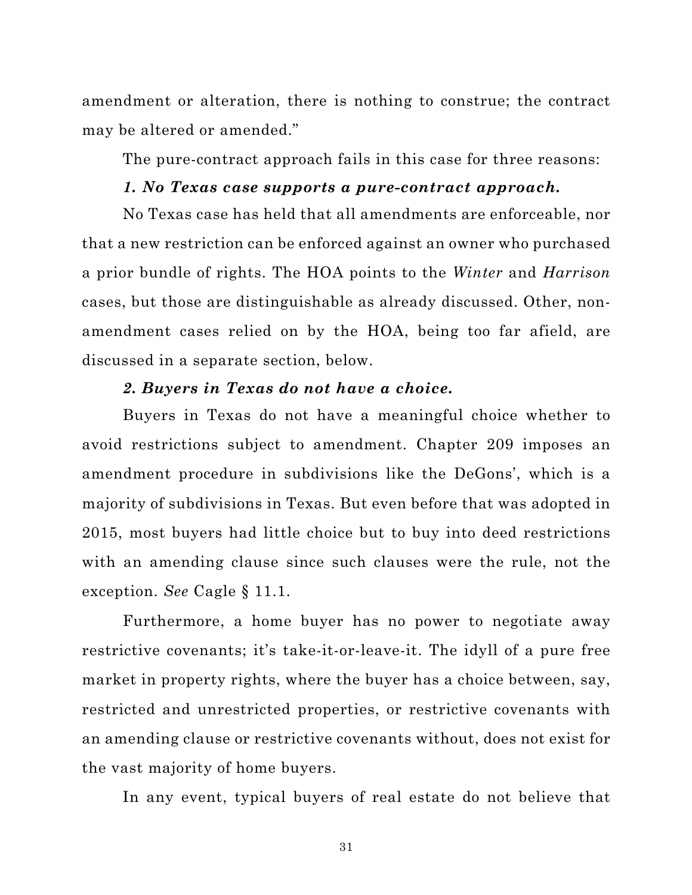amendment or alteration, there is nothing to construe; the contract may be altered or amended."

The pure-contract approach fails in this case for three reasons:

***1. No Texas case supports a pure-contract approach.***

No Texas case has held that all amendments are enforceable, nor that a new restriction can be enforced against an owner who purchased a prior bundle of rights. The HOA points to the *Winter* and *Harrison* cases, but those are distinguishable as already discussed. Other, non-amendment cases relied on by the HOA, being too far afield, are discussed in a separate section, below.

***2. Buyers in Texas do not have a choice.***

Buyers in Texas do not have a meaningful choice whether to avoid restrictions subject to amendment. Chapter 209 imposes an amendment procedure in subdivisions like the DeGons', which is a majority of subdivisions in Texas. But even before that was adopted in 2015, most buyers had little choice but to buy into deed restrictions with an amending clause since such clauses were the rule, not the exception. *See* Cagle § 11.1.

Furthermore, a home buyer has no power to negotiate away restrictive covenants; it's take-it-or-leave-it. The idyll of a pure free market in property rights, where the buyer has a choice between, say, restricted and unrestricted properties, or restrictive covenants with an amending clause or restrictive covenants without, does not exist for the vast majority of home buyers.

In any event, typical buyers of real estate do not believe that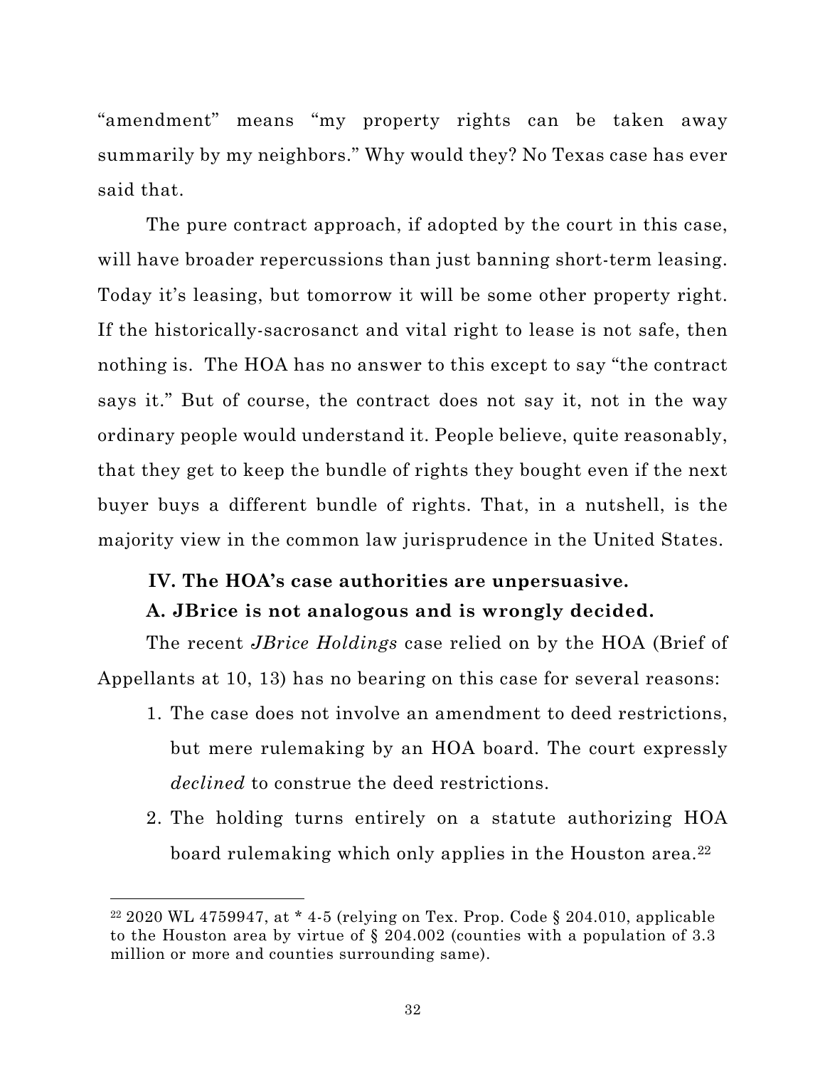"amendment" means "my property rights can be taken away summarily by my neighbors." Why would they? No Texas case has ever said that.

The pure contract approach, if adopted by the court in this case, will have broader repercussions than just banning short-term leasing. Today it's leasing, but tomorrow it will be some other property right. If the historically-sacrosanct and vital right to lease is not safe, then nothing is. The HOA has no answer to this except to say "the contract says it." But of course, the contract does not say it, not in the way ordinary people would understand it. People believe, quite reasonably, that they get to keep the bundle of rights they bought even if the next buyer buys a different bundle of rights. That, in a nutshell, is the majority view in the common law jurisprudence in the United States.

## IV. The HOA's case authorities are unpersuasive.

### A. JBrice is not analogous and is wrongly decided.

The recent *JBrice Holdings* case relied on by the HOA (Brief of Appellants at 10, 13) has no bearing on this case for several reasons:

1. The case does not involve an amendment to deed restrictions, but mere rulemaking by an HOA board. The court expressly *declined* to construe the deed restrictions.
2. The holding turns entirely on a statute authorizing HOA board rulemaking which only applies in the Houston area.[22]

---

[22] 2020 WL 4759947, at * 4-5 (relying on Tex. Prop. Code § 204.010, applicable to the Houston area by virtue of § 204.002 (counties with a population of 3.3 million or more and counties surrounding same).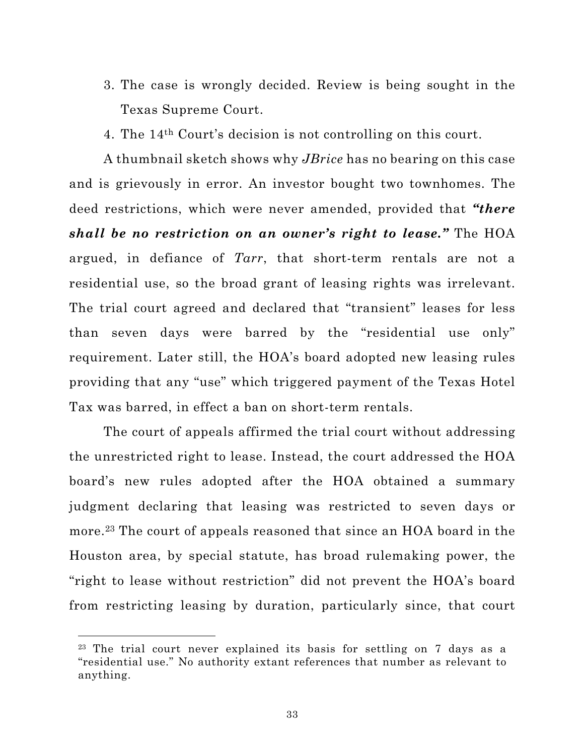3. The case is wrongly decided. Review is being sought in the Texas Supreme Court.
4. The 14th Court's decision is not controlling on this court.

A thumbnail sketch shows why *JBrice* has no bearing on this case and is grievously in error. An investor bought two townhomes. The deed restrictions, which were never amended, provided that ***"there shall be no restriction on an owner's right to lease."*** The HOA argued, in defiance of *Tarr*, that short-term rentals are not a residential use, so the broad grant of leasing rights was irrelevant. The trial court agreed and declared that "transient" leases for less than seven days were barred by the "residential use only" requirement. Later still, the HOA's board adopted new leasing rules providing that any "use" which triggered payment of the Texas Hotel Tax was barred, in effect a ban on short-term rentals.

The court of appeals affirmed the trial court without addressing the unrestricted right to lease. Instead, the court addressed the HOA board's new rules adopted after the HOA obtained a summary judgment declaring that leasing was restricted to seven days or more.[23] The court of appeals reasoned that since an HOA board in the Houston area, by special statute, has broad rulemaking power, the "right to lease without restriction" did not prevent the HOA's board from restricting leasing by duration, particularly since, that court

---

[23] The trial court never explained its basis for settling on 7 days as a "residential use." No authority extant references that number as relevant to anything.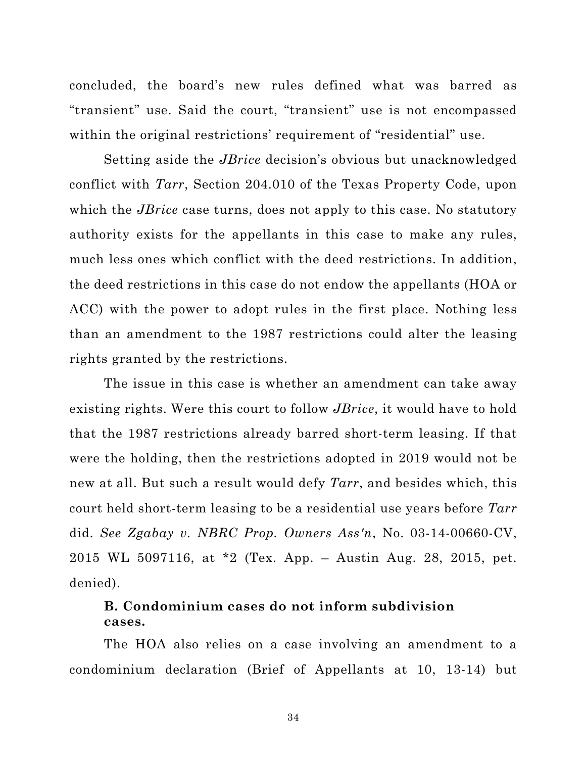concluded, the board's new rules defined what was barred as "transient" use. Said the court, "transient" use is not encompassed within the original restrictions' requirement of "residential" use.

Setting aside the *JBrice* decision's obvious but unacknowledged conflict with *Tarr*, Section 204.010 of the Texas Property Code, upon which the *JBrice* case turns, does not apply to this case. No statutory authority exists for the appellants in this case to make any rules, much less ones which conflict with the deed restrictions. In addition, the deed restrictions in this case do not endow the appellants (HOA or ACC) with the power to adopt rules in the first place. Nothing less than an amendment to the 1987 restrictions could alter the leasing rights granted by the restrictions.

The issue in this case is whether an amendment can take away existing rights. Were this court to follow *JBrice*, it would have to hold that the 1987 restrictions already barred short-term leasing. If that were the holding, then the restrictions adopted in 2019 would not be new at all. But such a result would defy *Tarr*, and besides which, this court held short-term leasing to be a residential use years before *Tarr* did. *See Zgabay v. NBRC Prop. Owners Ass'n*, No. 03-14-00660-CV, 2015 WL 5097116, at *2 (Tex. App. – Austin Aug. 28, 2015, pet. denied).

### B. Condominium cases do not inform subdivision cases.

The HOA also relies on a case involving an amendment to a condominium declaration (Brief of Appellants at 10, 13-14) but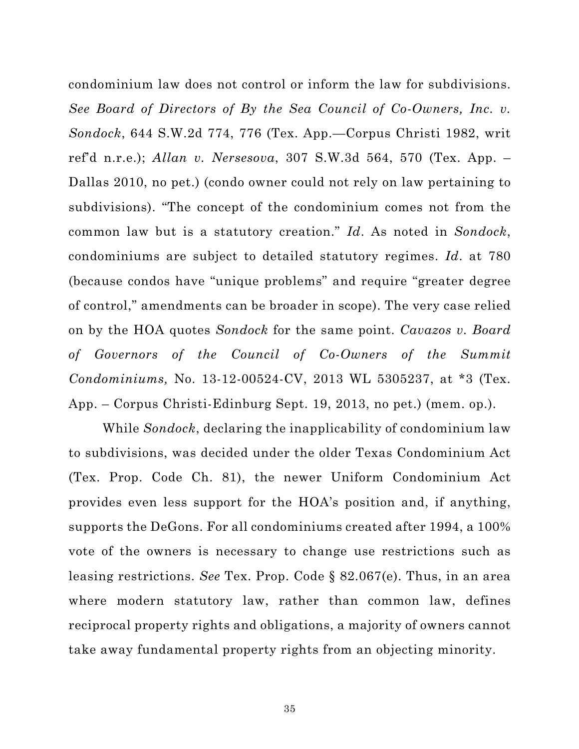condominium law does not control or inform the law for subdivisions. *See Board of Directors of By the Sea Council of Co-Owners, Inc. v. Sondock*, 644 S.W.2d 774, 776 (Tex. App.—Corpus Christi 1982, writ ref'd n.r.e.); *Allan v. Nersesova*, 307 S.W.3d 564, 570 (Tex. App. – Dallas 2010, no pet.) (condo owner could not rely on law pertaining to subdivisions). "The concept of the condominium comes not from the common law but is a statutory creation." *Id*. As noted in *Sondock*, condominiums are subject to detailed statutory regimes. *Id*. at 780 (because condos have "unique problems" and require "greater degree of control," amendments can be broader in scope). The very case relied on by the HOA quotes *Sondock* for the same point. *Cavazos v. Board of Governors of the Council of Co-Owners of the Summit Condominiums,* No. 13-12-00524-CV, 2013 WL 5305237, at *3 (Tex. App. – Corpus Christi-Edinburg Sept. 19, 2013, no pet.) (mem. op.).

While *Sondock*, declaring the inapplicability of condominium law to subdivisions, was decided under the older Texas Condominium Act (Tex. Prop. Code Ch. 81), the newer Uniform Condominium Act provides even less support for the HOA's position and, if anything, supports the DeGons. For all condominiums created after 1994, a 100% vote of the owners is necessary to change use restrictions such as leasing restrictions. *See* Tex. Prop. Code § 82.067(e). Thus, in an area where modern statutory law, rather than common law, defines reciprocal property rights and obligations, a majority of owners cannot take away fundamental property rights from an objecting minority.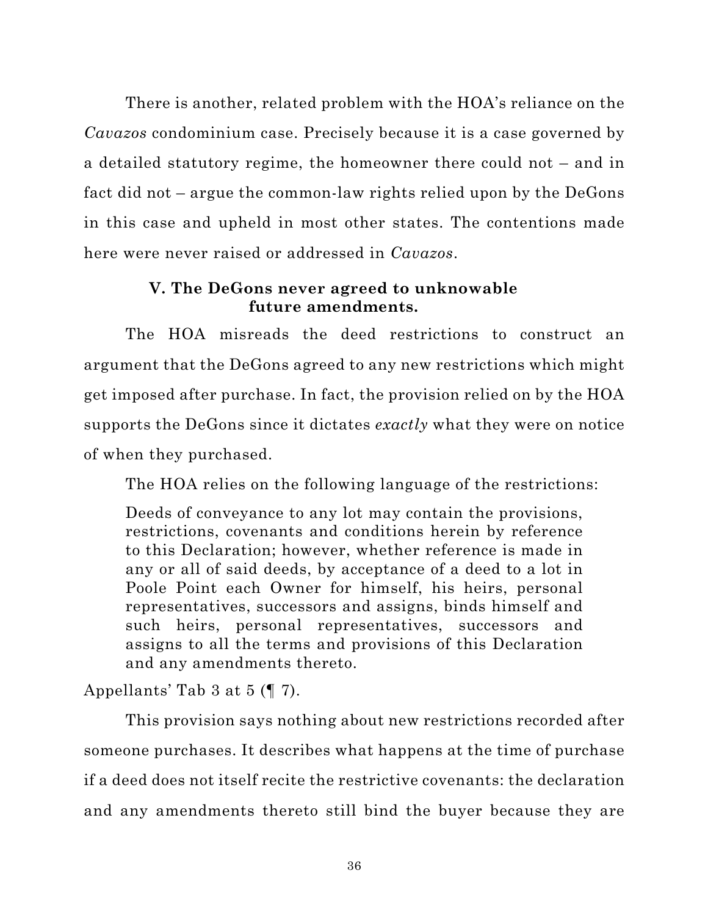There is another, related problem with the HOA's reliance on the *Cavazos* condominium case. Precisely because it is a case governed by a detailed statutory regime, the homeowner there could not – and in fact did not – argue the common-law rights relied upon by the DeGons in this case and upheld in most other states. The contentions made here were never raised or addressed in *Cavazos*.

### V. The DeGons never agreed to unknowable future amendments.

The HOA misreads the deed restrictions to construct an argument that the DeGons agreed to any new restrictions which might get imposed after purchase. In fact, the provision relied on by the HOA supports the DeGons since it dictates *exactly* what they were on notice of when they purchased.

The HOA relies on the following language of the restrictions:

> Deeds of conveyance to any lot may contain the provisions, restrictions, covenants and conditions herein by reference to this Declaration; however, whether reference is made in any or all of said deeds, by acceptance of a deed to a lot in Poole Point each Owner for himself, his heirs, personal representatives, successors and assigns, binds himself and such heirs, personal representatives, successors and assigns to all the terms and provisions of this Declaration and any amendments thereto.

Appellants' Tab 3 at 5 (¶ 7).

This provision says nothing about new restrictions recorded after someone purchases. It describes what happens at the time of purchase if a deed does not itself recite the restrictive covenants: the declaration and any amendments thereto still bind the buyer because they are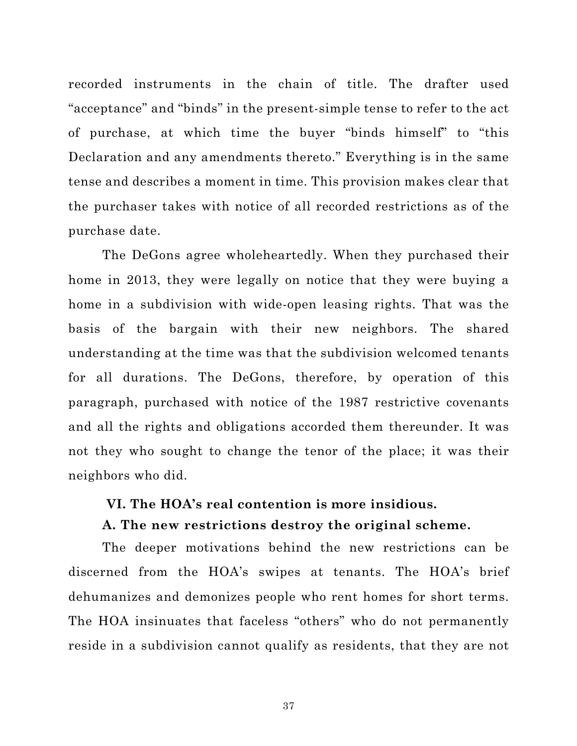recorded instruments in the chain of title. The drafter used "acceptance" and "binds" in the present-simple tense to refer to the act of purchase, at which time the buyer "binds himself" to "this Declaration and any amendments thereto." Everything is in the same tense and describes a moment in time. This provision makes clear that the purchaser takes with notice of all recorded restrictions as of the purchase date.

The DeGons agree wholeheartedly. When they purchased their home in 2013, they were legally on notice that they were buying a home in a subdivision with wide-open leasing rights. That was the basis of the bargain with their new neighbors. The shared understanding at the time was that the subdivision welcomed tenants for all durations. The DeGons, therefore, by operation of this paragraph, purchased with notice of the 1987 restrictive covenants and all the rights and obligations accorded them thereunder. It was not they who sought to change the tenor of the place; it was their neighbors who did.

## VI. The HOA's real contention is more insidious.

### A. The new restrictions destroy the original scheme.

The deeper motivations behind the new restrictions can be discerned from the HOA's swipes at tenants. The HOA's brief dehumanizes and demonizes people who rent homes for short terms. The HOA insinuates that faceless "others" who do not permanently reside in a subdivision cannot qualify as residents, that they are not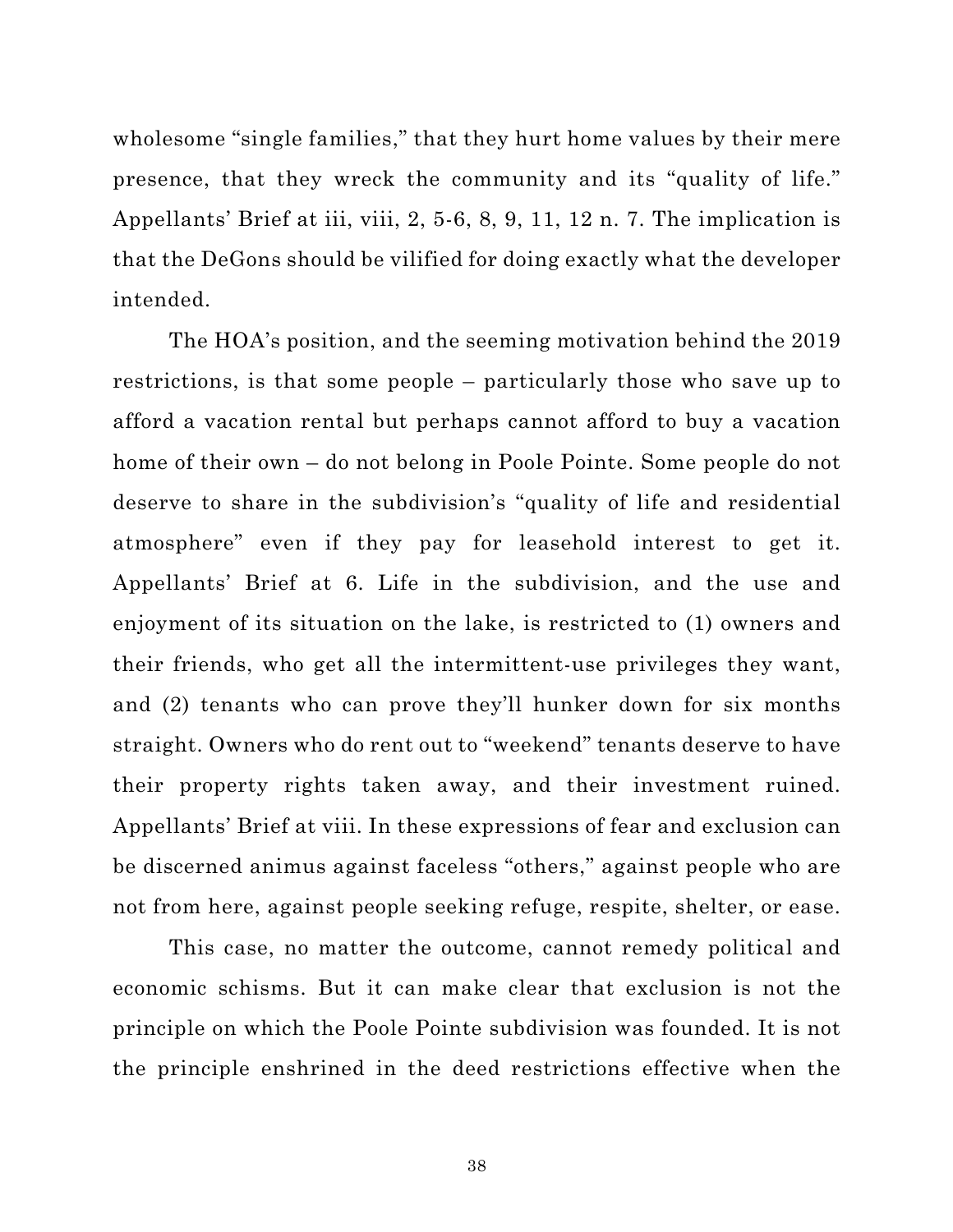wholesome "single families," that they hurt home values by their mere presence, that they wreck the community and its "quality of life." Appellants' Brief at iii, viii, 2, 5-6, 8, 9, 11, 12 n. 7. The implication is that the DeGons should be vilified for doing exactly what the developer intended.

The HOA's position, and the seeming motivation behind the 2019 restrictions, is that some people – particularly those who save up to afford a vacation rental but perhaps cannot afford to buy a vacation home of their own – do not belong in Poole Pointe. Some people do not deserve to share in the subdivision's "quality of life and residential atmosphere" even if they pay for leasehold interest to get it. Appellants' Brief at 6. Life in the subdivision, and the use and enjoyment of its situation on the lake, is restricted to (1) owners and their friends, who get all the intermittent-use privileges they want, and (2) tenants who can prove they'll hunker down for six months straight. Owners who do rent out to "weekend" tenants deserve to have their property rights taken away, and their investment ruined. Appellants' Brief at viii. In these expressions of fear and exclusion can be discerned animus against faceless "others," against people who are not from here, against people seeking refuge, respite, shelter, or ease.

This case, no matter the outcome, cannot remedy political and economic schisms. But it can make clear that exclusion is not the principle on which the Poole Pointe subdivision was founded. It is not the principle enshrined in the deed restrictions effective when the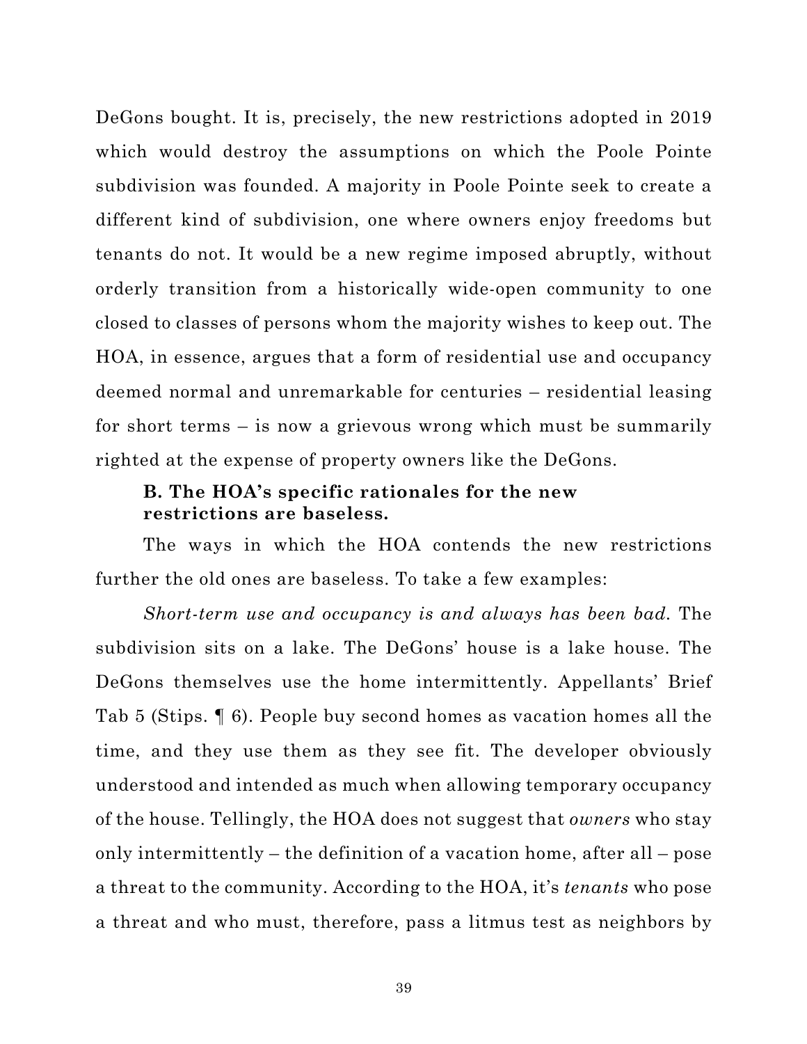DeGons bought. It is, precisely, the new restrictions adopted in 2019 which would destroy the assumptions on which the Poole Pointe subdivision was founded. A majority in Poole Pointe seek to create a different kind of subdivision, one where owners enjoy freedoms but tenants do not. It would be a new regime imposed abruptly, without orderly transition from a historically wide-open community to one closed to classes of persons whom the majority wishes to keep out. The HOA, in essence, argues that a form of residential use and occupancy deemed normal and unremarkable for centuries – residential leasing for short terms – is now a grievous wrong which must be summarily righted at the expense of property owners like the DeGons.

### B. The HOA's specific rationales for the new restrictions are baseless.

The ways in which the HOA contends the new restrictions further the old ones are baseless. To take a few examples:

*Short-term use and occupancy is and always has been bad.* The subdivision sits on a lake. The DeGons' house is a lake house. The DeGons themselves use the home intermittently. Appellants' Brief Tab 5 (Stips. ¶ 6). People buy second homes as vacation homes all the time, and they use them as they see fit. The developer obviously understood and intended as much when allowing temporary occupancy of the house. Tellingly, the HOA does not suggest that *owners* who stay only intermittently – the definition of a vacation home, after all – pose a threat to the community. According to the HOA, it's *tenants* who pose a threat and who must, therefore, pass a litmus test as neighbors by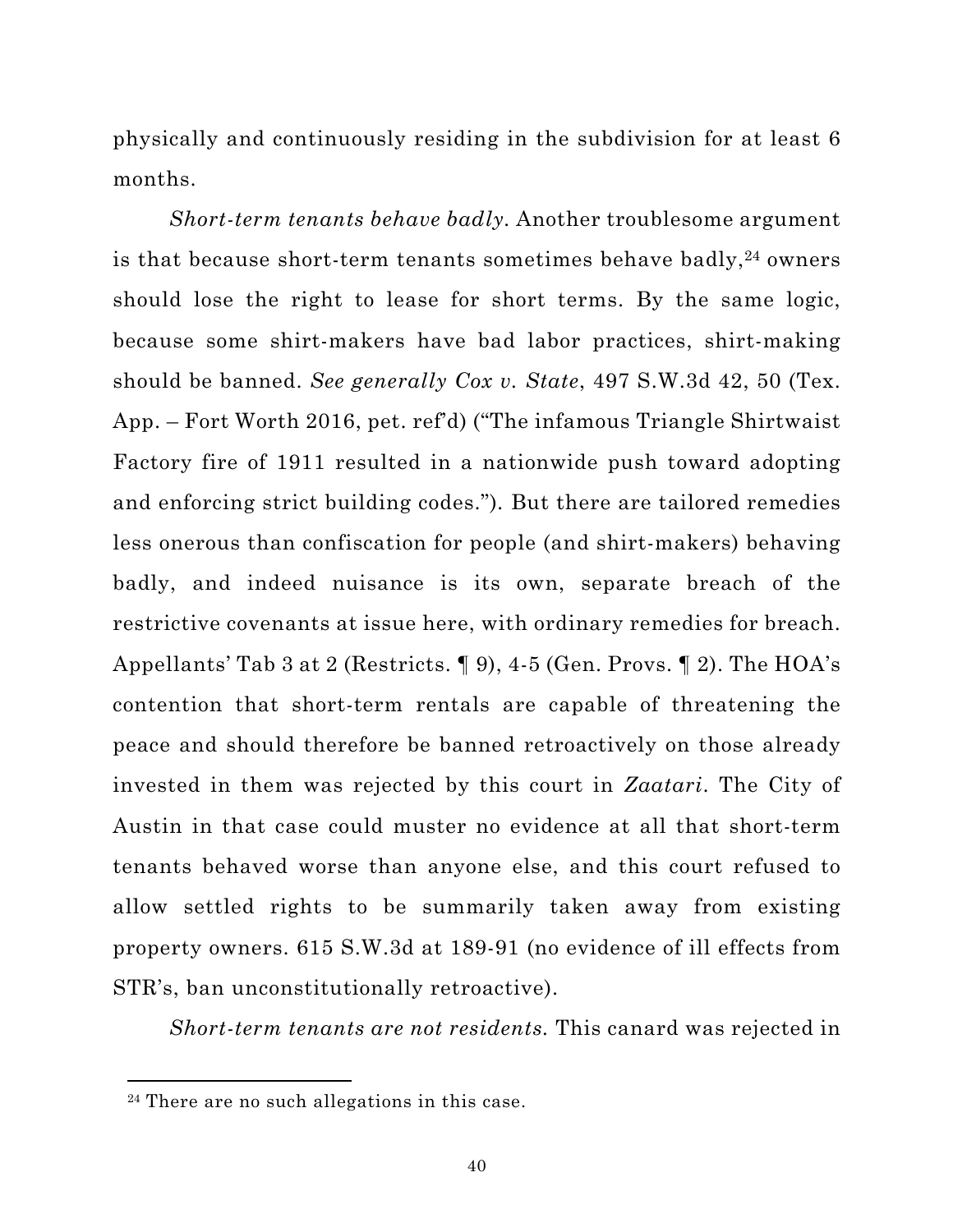physically and continuously residing in the subdivision for at least 6 months.

*Short-term tenants behave badly*. Another troublesome argument is that because short-term tenants sometimes behave badly,[24] owners should lose the right to lease for short terms. By the same logic, because some shirt-makers have bad labor practices, shirt-making should be banned. *See generally Cox v. State*, 497 S.W.3d 42, 50 (Tex. App. – Fort Worth 2016, pet. ref'd) ("The infamous Triangle Shirtwaist Factory fire of 1911 resulted in a nationwide push toward adopting and enforcing strict building codes."). But there are tailored remedies less onerous than confiscation for people (and shirt-makers) behaving badly, and indeed nuisance is its own, separate breach of the restrictive covenants at issue here, with ordinary remedies for breach. Appellants' Tab 3 at 2 (Restricts. ¶ 9), 4-5 (Gen. Provs. ¶ 2). The HOA's contention that short-term rentals are capable of threatening the peace and should therefore be banned retroactively on those already invested in them was rejected by this court in *Zaatari*. The City of Austin in that case could muster no evidence at all that short-term tenants behaved worse than anyone else, and this court refused to allow settled rights to be summarily taken away from existing property owners. 615 S.W.3d at 189-91 (no evidence of ill effects from STR's, ban unconstitutionally retroactive).

*Short-term tenants are not residents*. This canard was rejected in

---

[24] There are no such allegations in this case.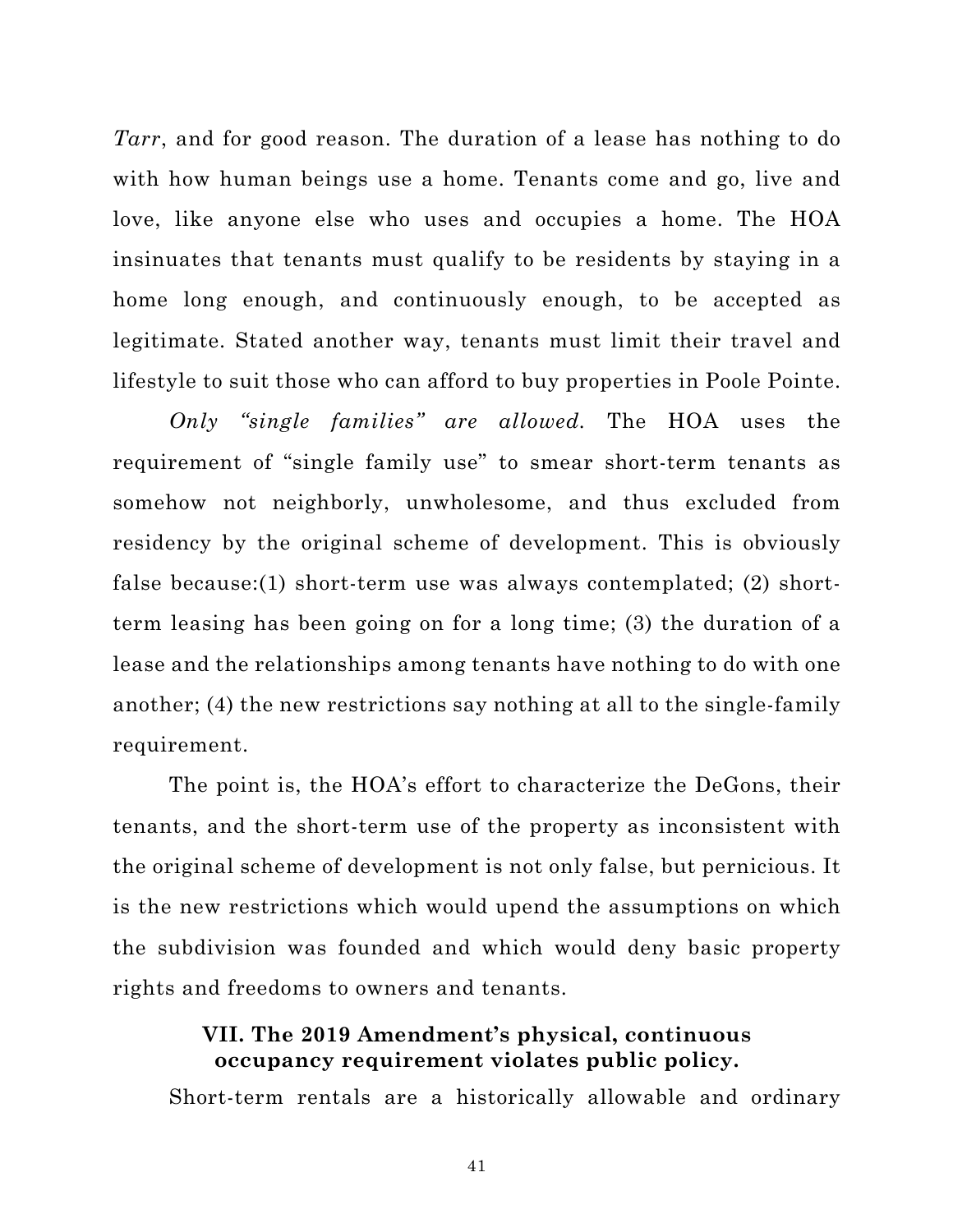*Tarr*, and for good reason. The duration of a lease has nothing to do with how human beings use a home. Tenants come and go, live and love, like anyone else who uses and occupies a home. The HOA insinuates that tenants must qualify to be residents by staying in a home long enough, and continuously enough, to be accepted as legitimate. Stated another way, tenants must limit their travel and lifestyle to suit those who can afford to buy properties in Poole Pointe.

*Only "single families" are allowed.* The HOA uses the requirement of "single family use" to smear short-term tenants as somehow not neighborly, unwholesome, and thus excluded from residency by the original scheme of development. This is obviously false because:(1) short-term use was always contemplated; (2) short-term leasing has been going on for a long time; (3) the duration of a lease and the relationships among tenants have nothing to do with one another; (4) the new restrictions say nothing at all to the single-family requirement.

The point is, the HOA's effort to characterize the DeGons, their tenants, and the short-term use of the property as inconsistent with the original scheme of development is not only false, but pernicious. It is the new restrictions which would upend the assumptions on which the subdivision was founded and which would deny basic property rights and freedoms to owners and tenants.

## VII. The 2019 Amendment's physical, continuous occupancy requirement violates public policy.

Short-term rentals are a historically allowable and ordinary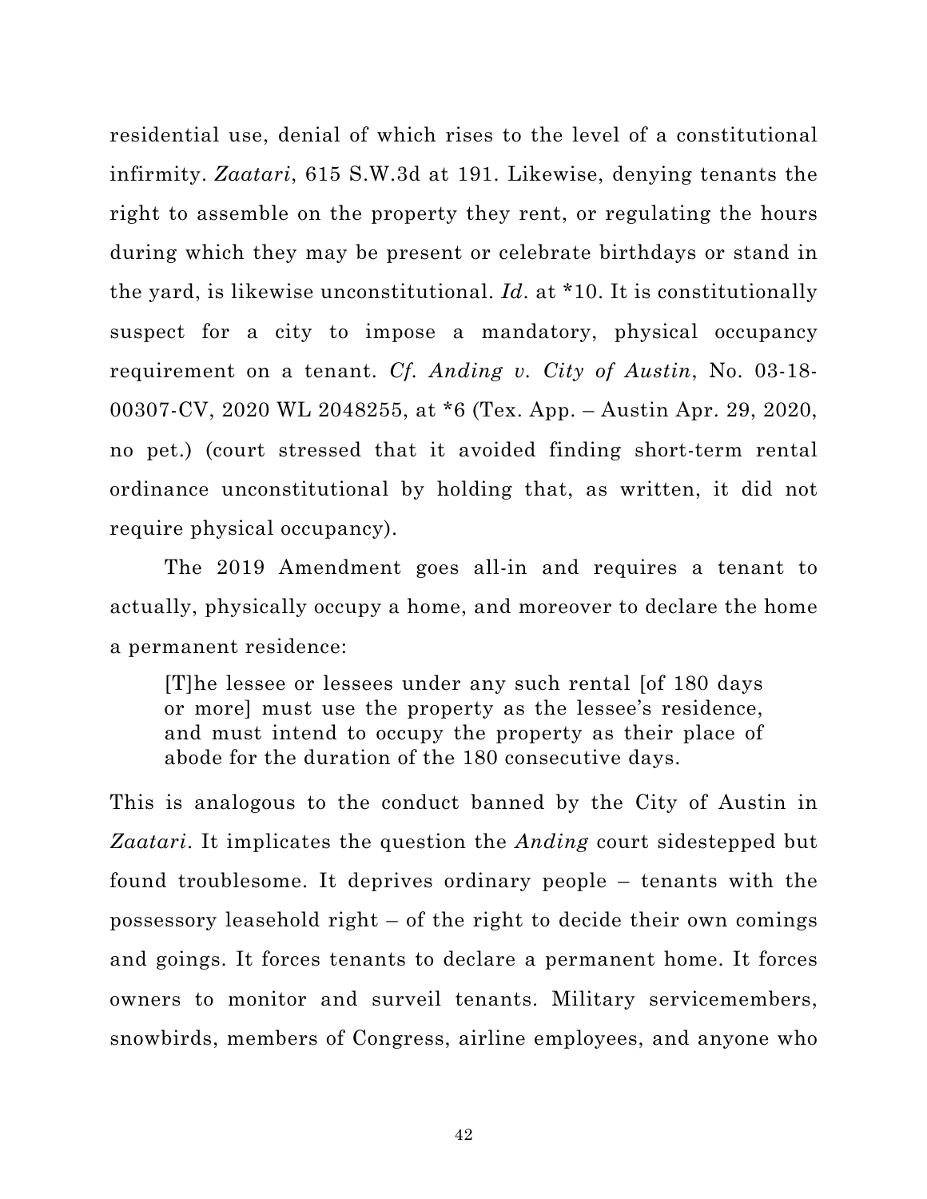residential use, denial of which rises to the level of a constitutional infirmity. *Zaatari*, 615 S.W.3d at 191. Likewise, denying tenants the right to assemble on the property they rent, or regulating the hours during which they may be present or celebrate birthdays or stand in the yard, is likewise unconstitutional. *Id*. at *10. It is constitutionally suspect for a city to impose a mandatory, physical occupancy requirement on a tenant. *Cf. Anding v. City of Austin*, No. 03-18-00307-CV, 2020 WL 2048255, at *6 (Tex. App. – Austin Apr. 29, 2020, no pet.) (court stressed that it avoided finding short-term rental ordinance unconstitutional by holding that, as written, it did not require physical occupancy).

The 2019 Amendment goes all-in and requires a tenant to actually, physically occupy a home, and moreover to declare the home a permanent residence:

> [T]he lessee or lessees under any such rental [of 180 days or more] must use the property as the lessee's residence, and must intend to occupy the property as their place of abode for the duration of the 180 consecutive days.

This is analogous to the conduct banned by the City of Austin in *Zaatari*. It implicates the question the *Anding* court sidestepped but found troublesome. It deprives ordinary people – tenants with the possessory leasehold right – of the right to decide their own comings and goings. It forces tenants to declare a permanent home. It forces owners to monitor and surveil tenants. Military servicemembers, snowbirds, members of Congress, airline employees, and anyone who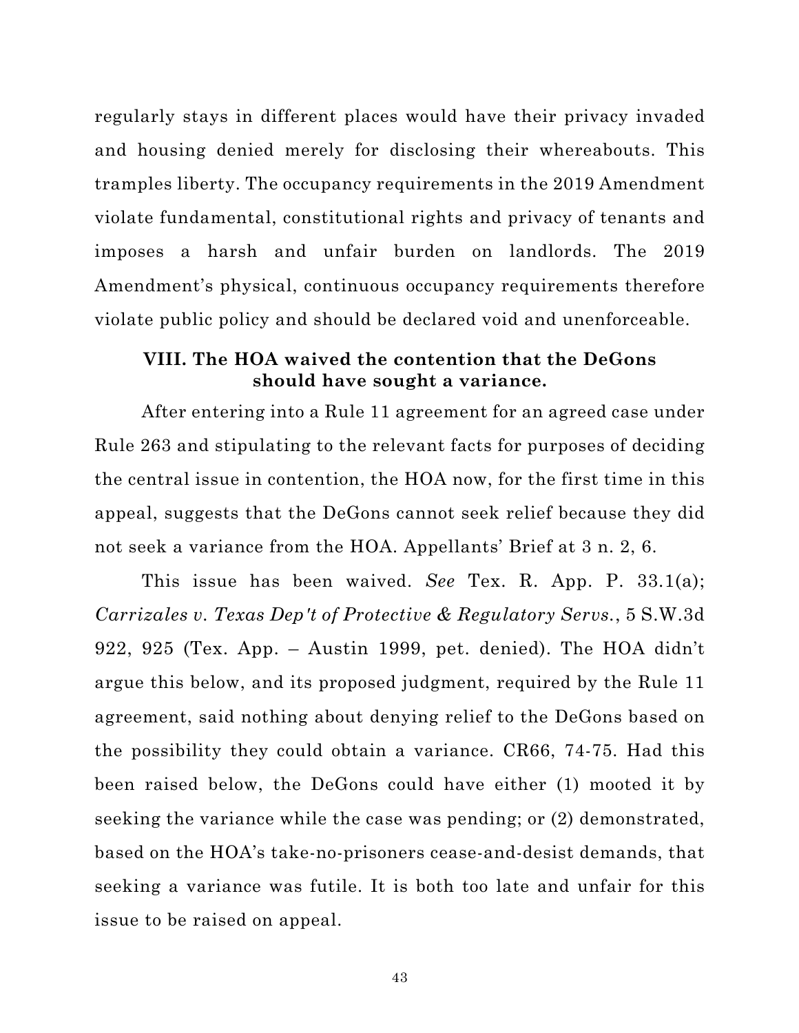regularly stays in different places would have their privacy invaded and housing denied merely for disclosing their whereabouts. This tramples liberty. The occupancy requirements in the 2019 Amendment violate fundamental, constitutional rights and privacy of tenants and imposes a harsh and unfair burden on landlords. The 2019 Amendment's physical, continuous occupancy requirements therefore violate public policy and should be declared void and unenforceable.

### VIII. The HOA waived the contention that the DeGons should have sought a variance.

After entering into a Rule 11 agreement for an agreed case under Rule 263 and stipulating to the relevant facts for purposes of deciding the central issue in contention, the HOA now, for the first time in this appeal, suggests that the DeGons cannot seek relief because they did not seek a variance from the HOA. Appellants' Brief at 3 n. 2, 6.

This issue has been waived. *See* Tex. R. App. P. 33.1(a); *Carrizales v. Texas Dep't of Protective & Regulatory Servs.*, 5 S.W.3d 922, 925 (Tex. App. – Austin 1999, pet. denied). The HOA didn't argue this below, and its proposed judgment, required by the Rule 11 agreement, said nothing about denying relief to the DeGons based on the possibility they could obtain a variance. CR66, 74-75. Had this been raised below, the DeGons could have either (1) mooted it by seeking the variance while the case was pending; or (2) demonstrated, based on the HOA's take-no-prisoners cease-and-desist demands, that seeking a variance was futile. It is both too late and unfair for this issue to be raised on appeal.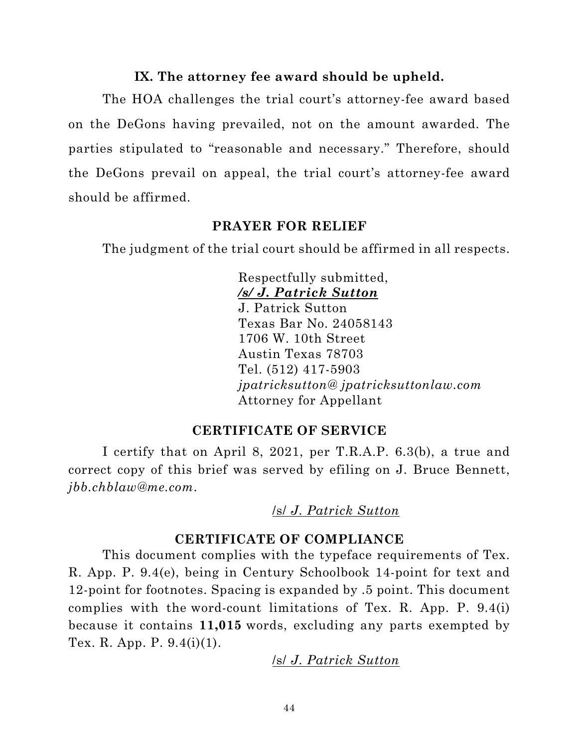## IX. The attorney fee award should be upheld.

The HOA challenges the trial court's attorney-fee award based on the DeGons having prevailed, not on the amount awarded. The parties stipulated to "reasonable and necessary." Therefore, should the DeGons prevail on appeal, the trial court's attorney-fee award should be affirmed.

## PRAYER FOR RELIEF

The judgment of the trial court should be affirmed in all respects.

Respectfully submitted,
***/s/ J. Patrick Sutton***
J. Patrick Sutton
Texas Bar No. 24058143
1706 W. 10th Street
Austin Texas 78703
Tel. (512) 417-5903
*jpatricksutton@ jpatricksuttonlaw.com*
Attorney for Appellant

## CERTIFICATE OF SERVICE

I certify that on April 8, 2021, per T.R.A.P. 6.3(b), a true and correct copy of this brief was served by efiling on J. Bruce Bennett, *jbb.chblaw@me.com*.

/s/ *J. Patrick Sutton*

## CERTIFICATE OF COMPLIANCE

This document complies with the typeface requirements of Tex. R. App. P. 9.4(e), being in Century Schoolbook 14-point for text and 12-point for footnotes. Spacing is expanded by .5 point. This document complies with the word-count limitations of Tex. R. App. P. 9.4(i) because it contains **11,015** words, excluding any parts exempted by Tex. R. App. P. 9.4(i)(1).

/s/ *J. Patrick Sutton*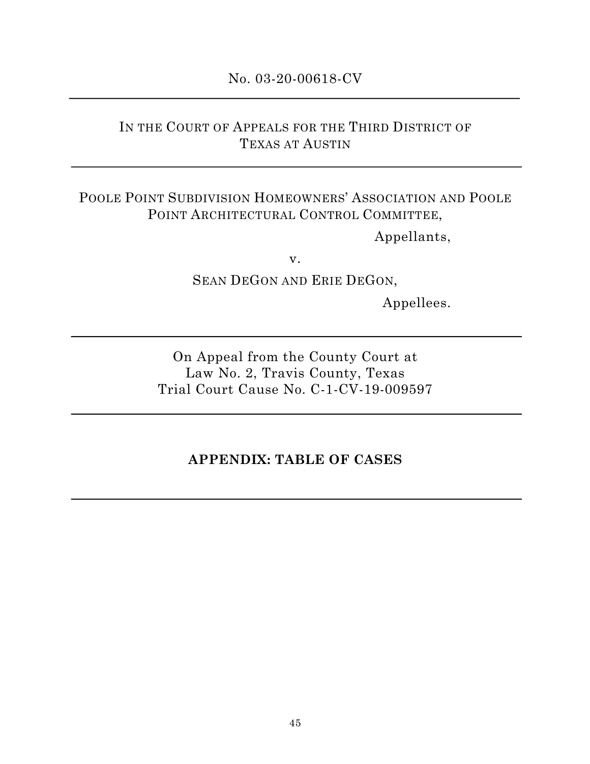No. 03-20-00618-CV

---

IN THE COURT OF APPEALS FOR THE THIRD DISTRICT OF TEXAS AT AUSTIN

---

POOLE POINT SUBDIVISION HOMEOWNERS' ASSOCIATION AND POOLE POINT ARCHITECTURAL CONTROL COMMITTEE,

Appellants,

v.

SEAN DEGON AND ERIE DEGON,

Appellees.

---

On Appeal from the County Court at Law No. 2, Travis County, Texas
Trial Court Cause No. C-1-CV-19-009597

---

**APPENDIX: TABLE OF CASES**

---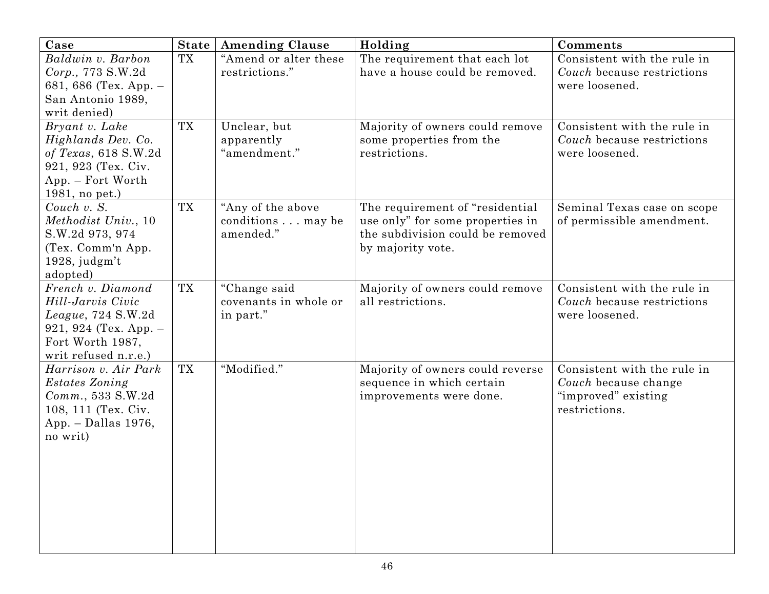| Case | State | Amending Clause | Holding | Comments |
|---|---|---|---|---|
| *Baldwin v. Barbon Corp.,* 773 S.W.2d 681, 686 (Tex. App. – San Antonio 1989, writ denied) | TX | "Amend or alter these restrictions." | The requirement that each lot have a house could be removed. | Consistent with the rule in *Couch* because restrictions were loosened. |
| *Bryant v. Lake Highlands Dev. Co. of Texas*, 618 S.W.2d 921, 923 (Tex. Civ. App. – Fort Worth 1981, no pet.) | TX | Unclear, but apparently "amendment." | Majority of owners could remove some properties from the restrictions. | Consistent with the rule in *Couch* because restrictions were loosened. |
| *Couch v. S. Methodist Univ.*, 10 S.W.2d 973, 974 (Tex. Comm'n App. 1928, judgm't adopted) | TX | "Any of the above conditions . . . may be amended." | The requirement of "residential use only" for some properties in the subdivision could be removed by majority vote. | Seminal Texas case on scope of permissible amendment. |
| *French v. Diamond Hill-Jarvis Civic League*, 724 S.W.2d 921, 924 (Tex. App. – Fort Worth 1987, writ refused n.r.e.) | TX | "Change said covenants in whole or in part." | Majority of owners could remove all restrictions. | Consistent with the rule in *Couch* because restrictions were loosened. |
| *Harrison v. Air Park Estates Zoning Comm.*, 533 S.W.2d 108, 111 (Tex. Civ. App. – Dallas 1976, no writ) | TX | "Modified." | Majority of owners could reverse sequence in which certain improvements were done. | Consistent with the rule in *Couch* because change "improved" existing restrictions. |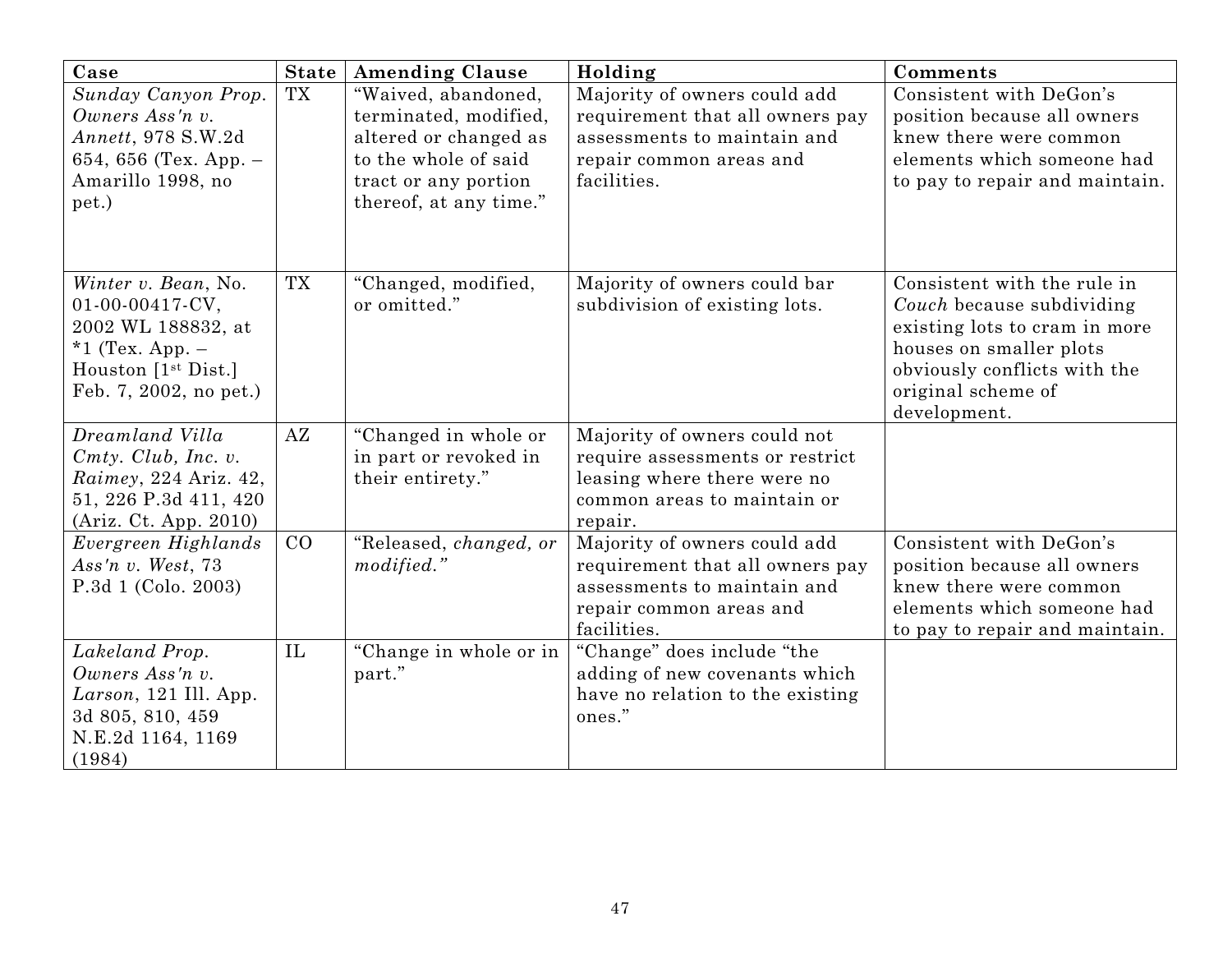| Case | State | Amending Clause | Holding | Comments |
| --- | --- | --- | --- | --- |
| *Sunday Canyon Prop. Owners Ass'n v. Annett*, 978 S.W.2d 654, 656 (Tex. App. – Amarillo 1998, no pet.) | TX | "Waived, abandoned, terminated, modified, altered or changed as to the whole of said tract or any portion thereof, at any time." | Majority of owners could add requirement that all owners pay assessments to maintain and repair common areas and facilities. | Consistent with DeGon's position because all owners knew there were common elements which someone had to pay to repair and maintain. |
| *Winter v. Bean*, No. 01-00-00417-CV, 2002 WL 188832, at *1 (Tex. App. – Houston [1st Dist.] Feb. 7, 2002, no pet.) | TX | "Changed, modified, or omitted." | Majority of owners could bar subdivision of existing lots. | Consistent with the rule in *Couch* because subdividing existing lots to cram in more houses on smaller plots obviously conflicts with the original scheme of development. |
| *Dreamland Villa Cmty. Club, Inc. v. Raimey*, 224 Ariz. 42, 51, 226 P.3d 411, 420 (Ariz. Ct. App. 2010) | AZ | "Changed in whole or in part or revoked in their entirety." | Majority of owners could not require assessments or restrict leasing where there were no common areas to maintain or repair. | |
| *Evergreen Highlands Ass'n v. West*, 73 P.3d 1 (Colo. 2003) | CO | "Released, *changed, or modified.*" | Majority of owners could add requirement that all owners pay assessments to maintain and repair common areas and facilities. | Consistent with DeGon's position because all owners knew there were common elements which someone had to pay to repair and maintain. |
| *Lakeland Prop. Owners Ass'n v. Larson*, 121 Ill. App. 3d 805, 810, 459 N.E.2d 1164, 1169 (1984) | IL | "Change in whole or in part." | "Change" does include "the adding of new covenants which have no relation to the existing ones." | |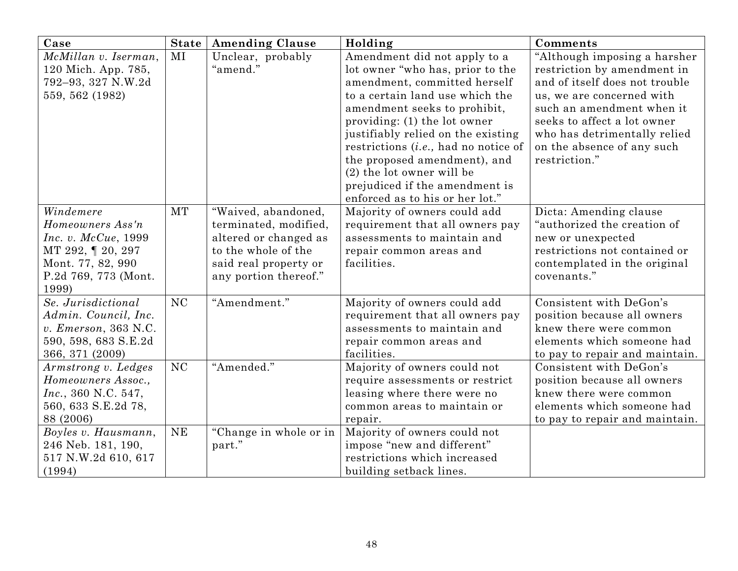| **Case** | **State** | **Amending Clause** | **Holding** | **Comments** |
|---|---|---|---|---|
| *McMillan v. Iserman*, 120 Mich. App. 785, 792–93, 327 N.W.2d 559, 562 (1982) | MI | Unclear, probably "amend." | Amendment did not apply to a lot owner "who has, prior to the amendment, committed herself to a certain land use which the amendment seeks to prohibit, providing: (1) the lot owner justifiably relied on the existing restrictions (*i.e.,* had no notice of the proposed amendment), and (2) the lot owner will be prejudiced if the amendment is enforced as to his or her lot." | "Although imposing a harsher restriction by amendment in and of itself does not trouble us, we are concerned with such an amendment when it seeks to affect a lot owner who has detrimentally relied on the absence of any such restriction." |
| *Windemere Homeowners Ass'n Inc. v. McCue*, 1999 MT 292, ¶ 20, 297 Mont. 77, 82, 990 P.2d 769, 773 (Mont. 1999) | MT | "Waived, abandoned, terminated, modified, altered or changed as to the whole of the said real property or any portion thereof." | Majority of owners could add requirement that all owners pay assessments to maintain and repair common areas and facilities. | Dicta: Amending clause "authorized the creation of new or unexpected restrictions not contained or contemplated in the original covenants." |
| *Se. Jurisdictional Admin. Council, Inc. v. Emerson*, 363 N.C. 590, 598, 683 S.E.2d 366, 371 (2009) | NC | "Amendment." | Majority of owners could add requirement that all owners pay assessments to maintain and repair common areas and facilities. | Consistent with DeGon's position because all owners knew there were common elements which someone had to pay to repair and maintain. |
| *Armstrong v. Ledges Homeowners Assoc., Inc.*, 360 N.C. 547, 560, 633 S.E.2d 78, 88 (2006) | NC | "Amended." | Majority of owners could not require assessments or restrict leasing where there were no common areas to maintain or repair. | Consistent with DeGon's position because all owners knew there were common elements which someone had to pay to repair and maintain. |
| *Boyles v. Hausmann*, 246 Neb. 181, 190, 517 N.W.2d 610, 617 (1994) | NE | "Change in whole or in part." | Majority of owners could not impose "new and different" restrictions which increased building setback lines. | |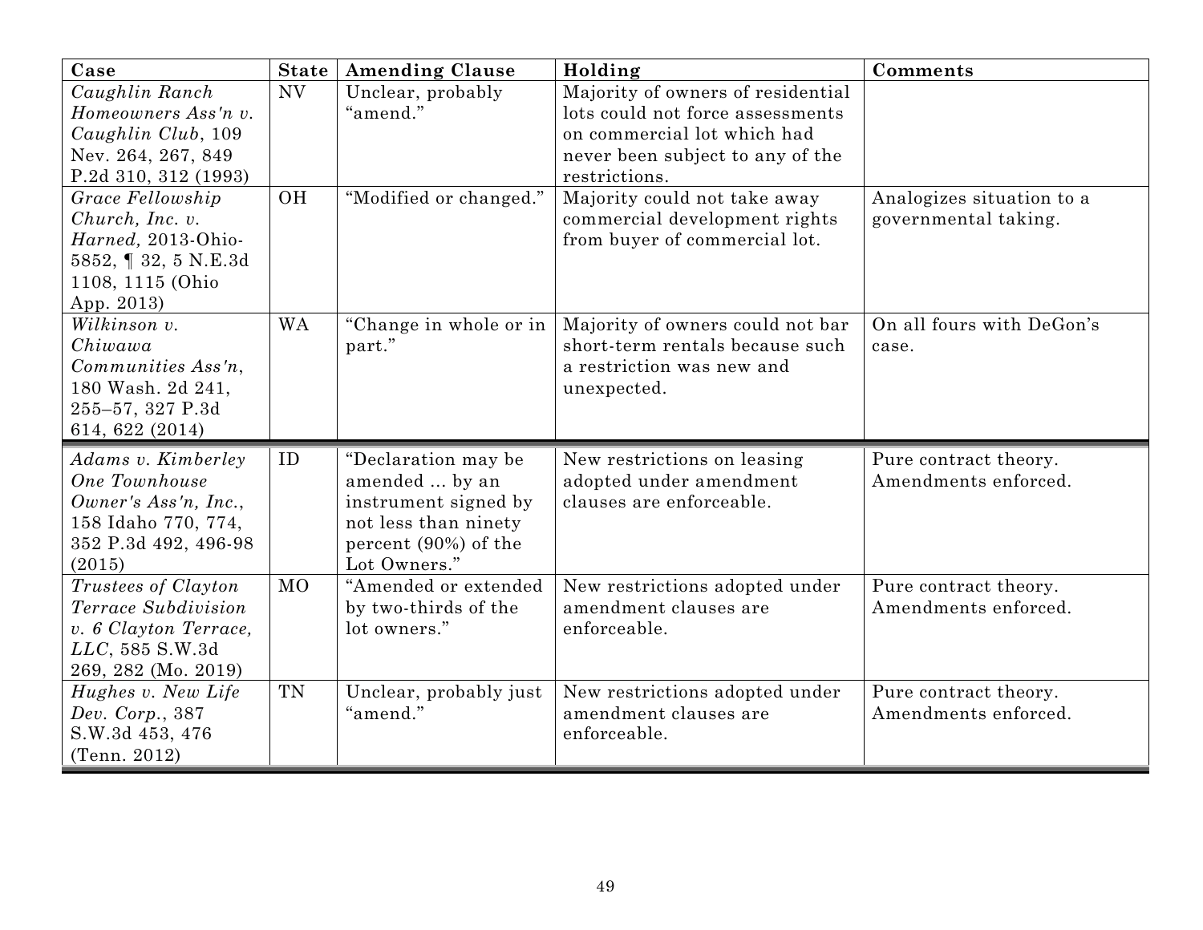| **Case** | **State** | **Amending Clause** | **Holding** | **Comments** |
|---|---|---|---|---|
| *Caughlin Ranch Homeowners Ass'n v. Caughlin Club*, 109 Nev. 264, 267, 849 P.2d 310, 312 (1993) | NV | Unclear, probably "amend." | Majority of owners of residential lots could not force assessments on commercial lot which had never been subject to any of the restrictions. | |
| *Grace Fellowship Church, Inc. v. Harned,* 2013-Ohio-5852, ¶ 32, 5 N.E.3d 1108, 1115 (Ohio App. 2013) | OH | "Modified or changed." | Majority could not take away commercial development rights from buyer of commercial lot. | Analogizes situation to a governmental taking. |
| *Wilkinson v. Chiwawa Communities Ass'n*, 180 Wash. 2d 241, 255–57, 327 P.3d 614, 622 (2014) | WA | "Change in whole or in part." | Majority of owners could not bar short-term rentals because such a restriction was new and unexpected. | On all fours with DeGon's case. |
| *Adams v. Kimberley One Townhouse Owner's Ass'n, Inc.*, 158 Idaho 770, 774, 352 P.3d 492, 496-98 (2015) | ID | "Declaration may be amended ... by an instrument signed by not less than ninety percent (90%) of the Lot Owners." | New restrictions on leasing adopted under amendment clauses are enforceable. | Pure contract theory. Amendments enforced. |
| *Trustees of Clayton Terrace Subdivision v. 6 Clayton Terrace, LLC*, 585 S.W.3d 269, 282 (Mo. 2019) | MO | "Amended or extended by two-thirds of the lot owners." | New restrictions adopted under amendment clauses are enforceable. | Pure contract theory. Amendments enforced. |
| *Hughes v. New Life Dev. Corp.*, 387 S.W.3d 453, 476 (Tenn. 2012) | TN | Unclear, probably just "amend." | New restrictions adopted under amendment clauses are enforceable. | Pure contract theory. Amendments enforced. |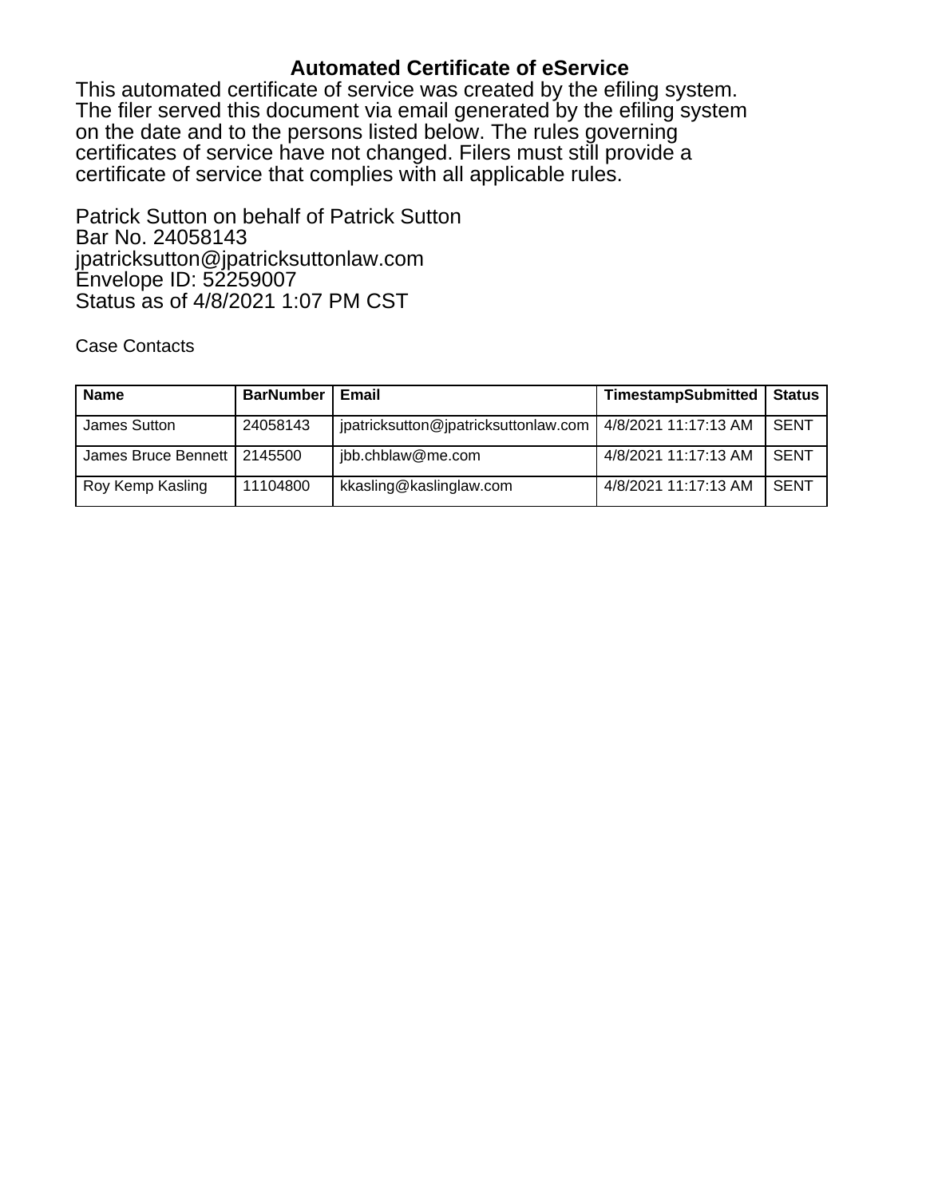# Automated Certificate of eService

This automated certificate of service was created by the efiling system. The filer served this document via email generated by the efiling system on the date and to the persons listed below. The rules governing certificates of service have not changed. Filers must still provide a certificate of service that complies with all applicable rules.

Patrick Sutton on behalf of Patrick Sutton
Bar No. 24058143
jpatricksutton@jpatricksuttonlaw.com
Envelope ID: 52259007
Status as of 4/8/2021 1:07 PM CST

Case Contacts

| Name | BarNumber | Email | TimestampSubmitted | Status |
|---|---|---|---|---|
| James Sutton | 24058143 | jpatricksutton@jpatricksuttonlaw.com | 4/8/2021 11:17:13 AM | SENT |
| James Bruce Bennett | 2145500 | jbb.chblaw@me.com | 4/8/2021 11:17:13 AM | SENT |
| Roy Kemp Kasling | 11104800 | kkasling@kaslinglaw.com | 4/8/2021 11:17:13 AM | SENT |